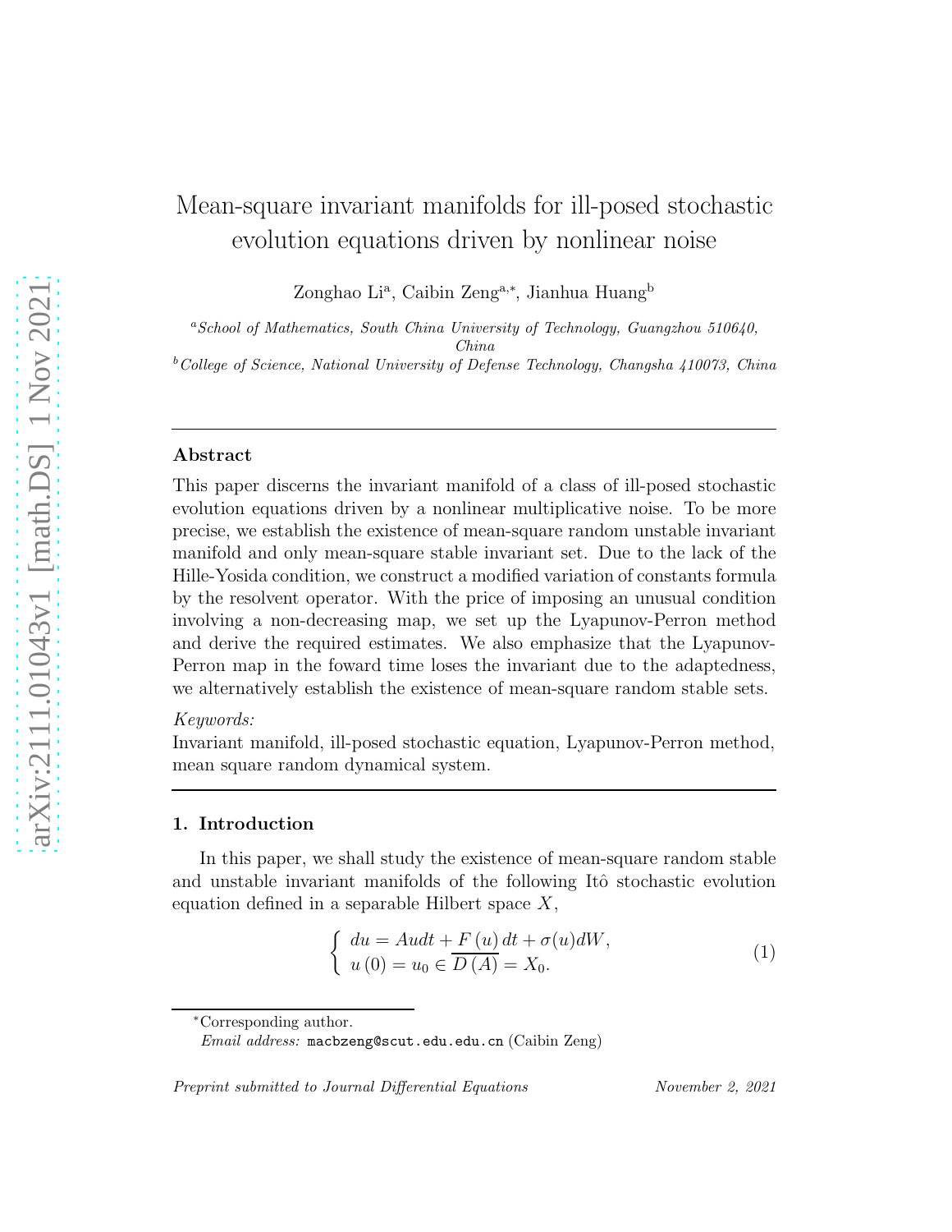# Mean-square invariant manifolds for ill-posed stochastic evolution equations driven by nonlinear noise

Zonghao Li[a], Caibin Zeng[a,*], Jianhua Huang[b]

[a]*School of Mathematics, South China University of Technology, Guangzhou 510640, China*

[b]*College of Science, National University of Defense Technology, Changsha 410073, China*

---

## Abstract

This paper discerns the invariant manifold of a class of ill-posed stochastic evolution equations driven by a nonlinear multiplicative noise. To be more precise, we establish the existence of mean-square random unstable invariant manifold and only mean-square stable invariant set. Due to the lack of the Hille-Yosida condition, we construct a modified variation of constants formula by the resolvent operator. With the price of imposing an unusual condition involving a non-decreasing map, we set up the Lyapunov-Perron method and derive the required estimates. We also emphasize that the Lyapunov-Perron map in the foward time loses the invariant due to the adaptedness, we alternatively establish the existence of mean-square random stable sets.

*Keywords:*
Invariant manifold, ill-posed stochastic equation, Lyapunov-Perron method, mean square random dynamical system.

---

## 1. Introduction

In this paper, we shall study the existence of mean-square random stable and unstable invariant manifolds of the following Itô stochastic evolution equation defined in a separable Hilbert space $X$,

$$\begin{cases} du = Audt + F(u)\,dt + \sigma(u)dW, \\ u(0) = u_0 \in \overline{D(A)} = X_0. \end{cases} \tag{1}$$

---

*Corresponding author.
*Email address:* macbzeng@scut.edu.edu.cn (Caibin Zeng)

*Preprint submitted to Journal Differential Equations* November 2, 2021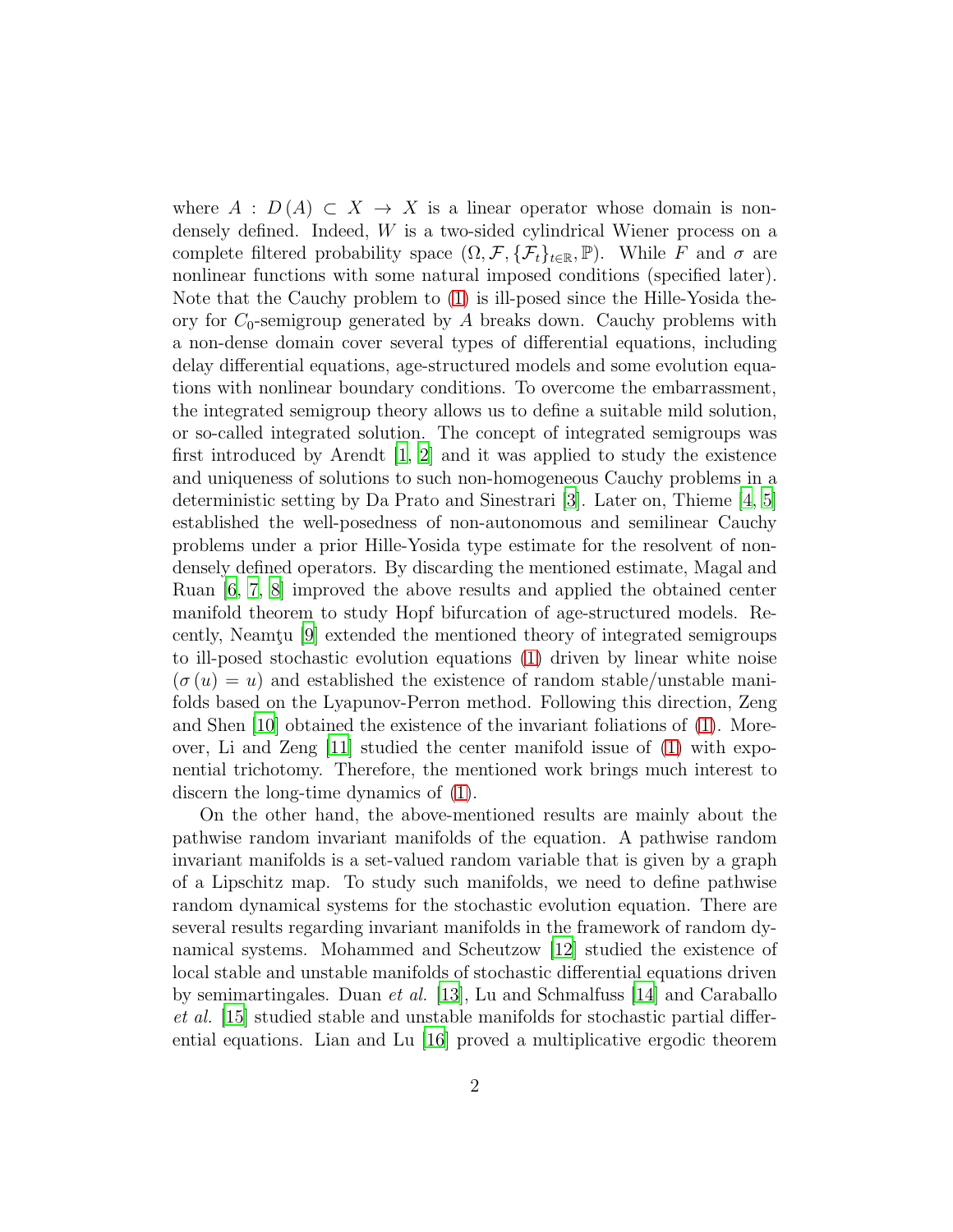where $A : D(A) \subset X \to X$ is a linear operator whose domain is non-densely defined. Indeed, $W$ is a two-sided cylindrical Wiener process on a complete filtered probability space $(\Omega, \mathcal{F}, \{\mathcal{F}_t\}_{t\in\mathbb{R}}, \mathbb{P})$. While $F$ and $\sigma$ are nonlinear functions with some natural imposed conditions (specified later). Note that the Cauchy problem to (1) is ill-posed since the Hille-Yosida theory for $C_0$-semigroup generated by $A$ breaks down. Cauchy problems with a non-dense domain cover several types of differential equations, including delay differential equations, age-structured models and some evolution equations with nonlinear boundary conditions. To overcome the embarrassment, the integrated semigroup theory allows us to define a suitable mild solution, or so-called integrated solution. The concept of integrated semigroups was first introduced by Arendt [1, 2] and it was applied to study the existence and uniqueness of solutions to such non-homogeneous Cauchy problems in a deterministic setting by Da Prato and Sinestrari [3]. Later on, Thieme [4, 5] established the well-posedness of non-autonomous and semilinear Cauchy problems under a prior Hille-Yosida type estimate for the resolvent of non-densely defined operators. By discarding the mentioned estimate, Magal and Ruan [6, 7, 8] improved the above results and applied the obtained center manifold theorem to study Hopf bifurcation of age-structured models. Recently, Neamţu [9] extended the mentioned theory of integrated semigroups to ill-posed stochastic evolution equations (1) driven by linear white noise ($\sigma(u) = u$) and established the existence of random stable/unstable manifolds based on the Lyapunov-Perron method. Following this direction, Zeng and Shen [10] obtained the existence of the invariant foliations of (1). Moreover, Li and Zeng [11] studied the center manifold issue of (1) with exponential trichotomy. Therefore, the mentioned work brings much interest to discern the long-time dynamics of (1).

On the other hand, the above-mentioned results are mainly about the pathwise random invariant manifolds of the equation. A pathwise random invariant manifolds is a set-valued random variable that is given by a graph of a Lipschitz map. To study such manifolds, we need to define pathwise random dynamical systems for the stochastic evolution equation. There are several results regarding invariant manifolds in the framework of random dynamical systems. Mohammed and Scheutzow [12] studied the existence of local stable and unstable manifolds of stochastic differential equations driven by semimartingales. Duan *et al.* [13], Lu and Schmalfuss [14] and Caraballo *et al.* [15] studied stable and unstable manifolds for stochastic partial differential equations. Lian and Lu [16] proved a multiplicative ergodic theorem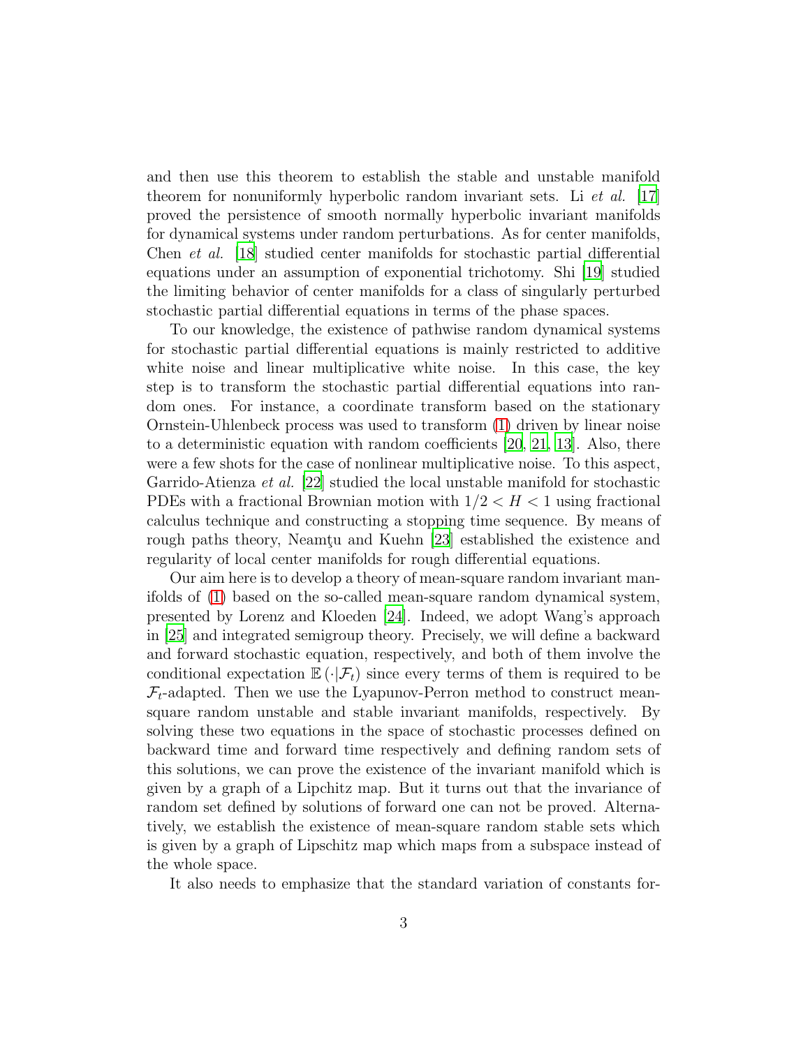and then use this theorem to establish the stable and unstable manifold theorem for nonuniformly hyperbolic random invariant sets. Li *et al.* [17] proved the persistence of smooth normally hyperbolic invariant manifolds for dynamical systems under random perturbations. As for center manifolds, Chen *et al.* [18] studied center manifolds for stochastic partial differential equations under an assumption of exponential trichotomy. Shi [19] studied the limiting behavior of center manifolds for a class of singularly perturbed stochastic partial differential equations in terms of the phase spaces.

To our knowledge, the existence of pathwise random dynamical systems for stochastic partial differential equations is mainly restricted to additive white noise and linear multiplicative white noise. In this case, the key step is to transform the stochastic partial differential equations into random ones. For instance, a coordinate transform based on the stationary Ornstein-Uhlenbeck process was used to transform (1) driven by linear noise to a deterministic equation with random coefficients [20, 21, 13]. Also, there were a few shots for the case of nonlinear multiplicative noise. To this aspect, Garrido-Atienza *et al.* [22] studied the local unstable manifold for stochastic PDEs with a fractional Brownian motion with $1/2 < H < 1$ using fractional calculus technique and constructing a stopping time sequence. By means of rough paths theory, Neamţu and Kuehn [23] established the existence and regularity of local center manifolds for rough differential equations.

Our aim here is to develop a theory of mean-square random invariant manifolds of (1) based on the so-called mean-square random dynamical system, presented by Lorenz and Kloeden [24]. Indeed, we adopt Wang's approach in [25] and integrated semigroup theory. Precisely, we will define a backward and forward stochastic equation, respectively, and both of them involve the conditional expectation $\mathbb{E}(\cdot|\mathcal{F}_t)$ since every terms of them is required to be $\mathcal{F}_t$-adapted. Then we use the Lyapunov-Perron method to construct mean-square random unstable and stable invariant manifolds, respectively. By solving these two equations in the space of stochastic processes defined on backward time and forward time respectively and defining random sets of this solutions, we can prove the existence of the invariant manifold which is given by a graph of a Lipchitz map. But it turns out that the invariance of random set defined by solutions of forward one can not be proved. Alternatively, we establish the existence of mean-square random stable sets which is given by a graph of Lipschitz map which maps from a subspace instead of the whole space.

It also needs to emphasize that the standard variation of constants for-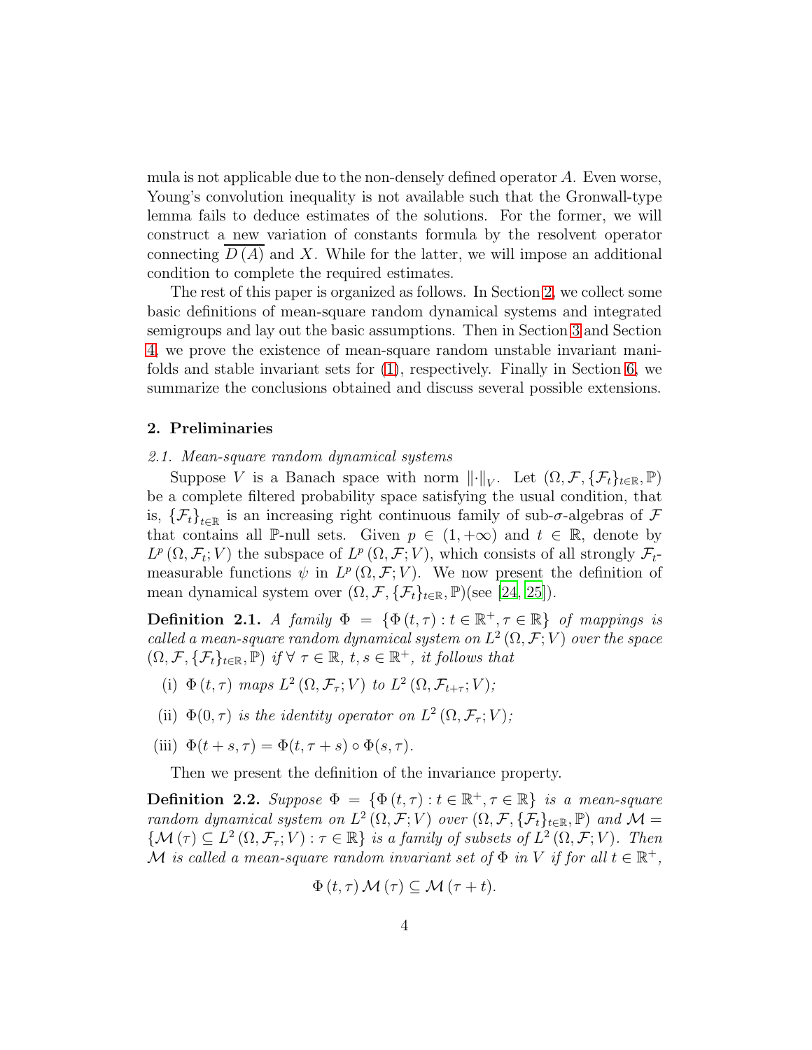mula is not applicable due to the non-densely defined operator $A$. Even worse, Young's convolution inequality is not available such that the Gronwall-type lemma fails to deduce estimates of the solutions. For the former, we will construct a new variation of constants formula by the resolvent operator connecting $\overline{D(A)}$ and $X$. While for the latter, we will impose an additional condition to complete the required estimates.

The rest of this paper is organized as follows. In Section 2, we collect some basic definitions of mean-square random dynamical systems and integrated semigroups and lay out the basic assumptions. Then in Section 3 and Section 4, we prove the existence of mean-square random unstable invariant manifolds and stable invariant sets for (1), respectively. Finally in Section 6, we summarize the conclusions obtained and discuss several possible extensions.

## 2. Preliminaries

### 2.1. Mean-square random dynamical systems

Suppose $V$ is a Banach space with norm $\|\cdot\|_V$. Let $(\Omega, \mathcal{F}, \{\mathcal{F}_t\}_{t\in\mathbb{R}}, \mathbb{P})$ be a complete filtered probability space satisfying the usual condition, that is, $\{\mathcal{F}_t\}_{t\in\mathbb{R}}$ is an increasing right continuous family of sub-$\sigma$-algebras of $\mathcal{F}$ that contains all $\mathbb{P}$-null sets. Given $p \in (1, +\infty)$ and $t \in \mathbb{R}$, denote by $L^p(\Omega, \mathcal{F}_t; V)$ the subspace of $L^p(\Omega, \mathcal{F}; V)$, which consists of all strongly $\mathcal{F}_t$-measurable functions $\psi$ in $L^p(\Omega, \mathcal{F}; V)$. We now present the definition of mean dynamical system over $(\Omega, \mathcal{F}, \{\mathcal{F}_t\}_{t\in\mathbb{R}}, \mathbb{P})$(see [24, 25]).

**Definition 2.1.** *A family $\Phi = \{\Phi(t, \tau) : t \in \mathbb{R}^+, \tau \in \mathbb{R}\}$ of mappings is called a mean-square random dynamical system on $L^2(\Omega, \mathcal{F}; V)$ over the space $(\Omega, \mathcal{F}, \{\mathcal{F}_t\}_{t\in\mathbb{R}}, \mathbb{P})$ if $\forall\ \tau \in \mathbb{R}$, $t, s \in \mathbb{R}^+$, it follows that*

- (i) *$\Phi(t, \tau)$ maps $L^2(\Omega, \mathcal{F}_\tau; V)$ to $L^2(\Omega, \mathcal{F}_{t+\tau}; V)$;*
- (ii) *$\Phi(0, \tau)$ is the identity operator on $L^2(\Omega, \mathcal{F}_\tau; V)$;*
- (iii) *$\Phi(t + s, \tau) = \Phi(t, \tau + s) \circ \Phi(s, \tau)$.*

Then we present the definition of the invariance property.

**Definition 2.2.** *Suppose $\Phi = \{\Phi(t, \tau) : t \in \mathbb{R}^+, \tau \in \mathbb{R}\}$ is a mean-square random dynamical system on $L^2(\Omega, \mathcal{F}; V)$ over $(\Omega, \mathcal{F}, \{\mathcal{F}_t\}_{t\in\mathbb{R}}, \mathbb{P})$ and $\mathcal{M} = \{\mathcal{M}(\tau) \subseteq L^2(\Omega, \mathcal{F}_\tau; V) : \tau \in \mathbb{R}\}$ is a family of subsets of $L^2(\Omega, \mathcal{F}; V)$. Then $\mathcal{M}$ is called a mean-square random invariant set of $\Phi$ in $V$ if for all $t \in \mathbb{R}^+$,*

$$\Phi(t, \tau)\mathcal{M}(\tau) \subseteq \mathcal{M}(\tau + t).$$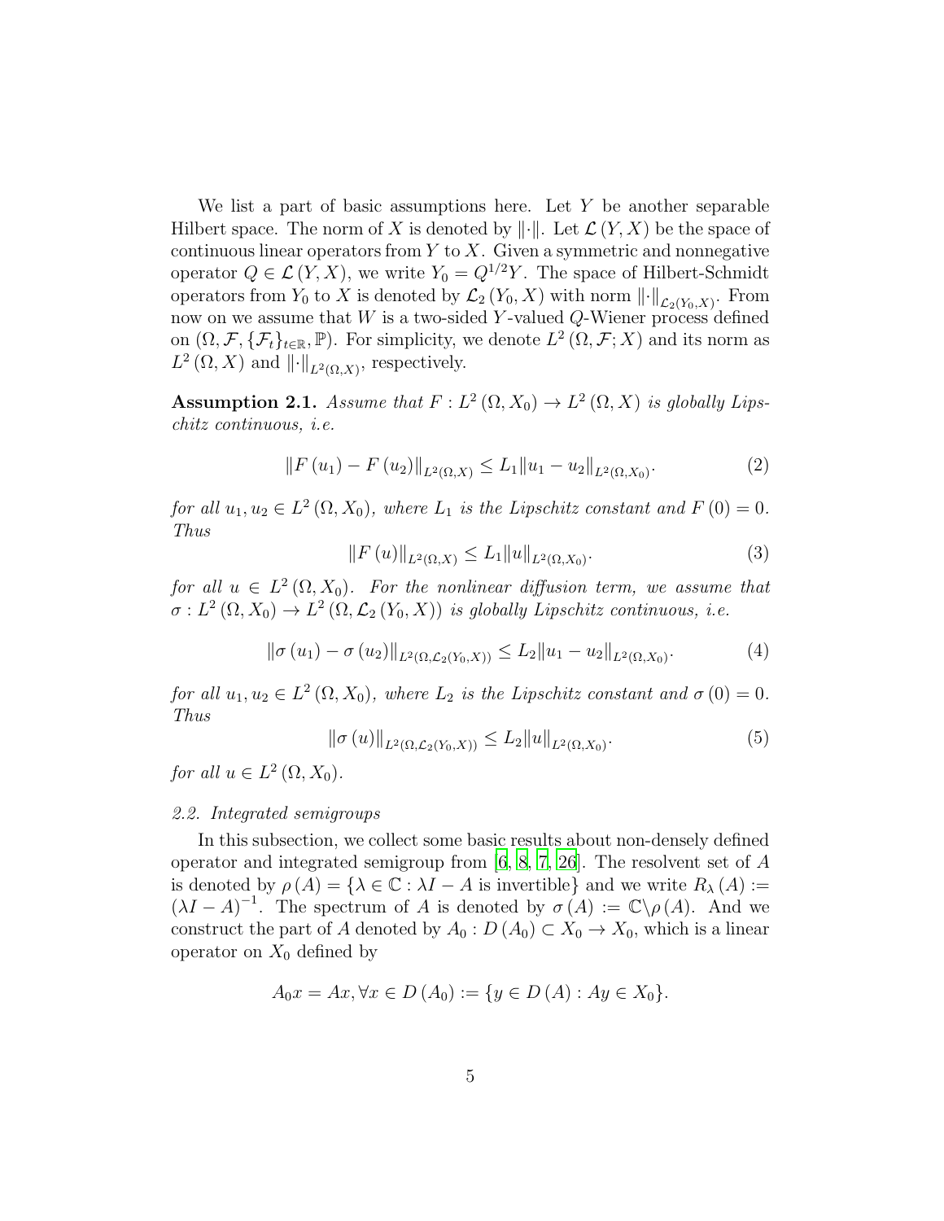We list a part of basic assumptions here. Let $Y$ be another separable Hilbert space. The norm of $X$ is denoted by $\|\cdot\|$. Let $\mathcal{L}(Y, X)$ be the space of continuous linear operators from $Y$ to $X$. Given a symmetric and nonnegative operator $Q \in \mathcal{L}(Y, X)$, we write $Y_0 = Q^{1/2}Y$. The space of Hilbert-Schmidt operators from $Y_0$ to $X$ is denoted by $\mathcal{L}_2(Y_0, X)$ with norm $\|\cdot\|_{\mathcal{L}_2(Y_0,X)}$. From now on we assume that $W$ is a two-sided $Y$-valued $Q$-Wiener process defined on $(\Omega, \mathcal{F}, \{\mathcal{F}_t\}_{t\in\mathbb{R}}, \mathbb{P})$. For simplicity, we denote $L^2(\Omega, \mathcal{F}; X)$ and its norm as $L^2(\Omega, X)$ and $\|\cdot\|_{L^2(\Omega,X)}$, respectively.

**Assumption 2.1.** *Assume that $F : L^2(\Omega, X_0) \to L^2(\Omega, X)$ is globally Lipschitz continuous, i.e.*

$$\|F(u_1) - F(u_2)\|_{L^2(\Omega,X)} \leq L_1 \|u_1 - u_2\|_{L^2(\Omega,X_0)}. \tag{2}$$

*for all $u_1, u_2 \in L^2(\Omega, X_0)$, where $L_1$ is the Lipschitz constant and $F(0) = 0$. Thus*

$$\|F(u)\|_{L^2(\Omega,X)} \leq L_1 \|u\|_{L^2(\Omega,X_0)}. \tag{3}$$

*for all $u \in L^2(\Omega, X_0)$. For the nonlinear diffusion term, we assume that $\sigma : L^2(\Omega, X_0) \to L^2(\Omega, \mathcal{L}_2(Y_0, X))$ is globally Lipschitz continuous, i.e.*

$$\|\sigma(u_1) - \sigma(u_2)\|_{L^2(\Omega,\mathcal{L}_2(Y_0,X))} \leq L_2 \|u_1 - u_2\|_{L^2(\Omega,X_0)}. \tag{4}$$

*for all $u_1, u_2 \in L^2(\Omega, X_0)$, where $L_2$ is the Lipschitz constant and $\sigma(0) = 0$. Thus*

$$\|\sigma(u)\|_{L^2(\Omega,\mathcal{L}_2(Y_0,X))} \leq L_2 \|u\|_{L^2(\Omega,X_0)}. \tag{5}$$

*for all $u \in L^2(\Omega, X_0)$.*

### *2.2. Integrated semigroups*

In this subsection, we collect some basic results about non-densely defined operator and integrated semigroup from [6, 8, 7, 26]. The resolvent set of $A$ is denoted by $\rho(A) = \{\lambda \in \mathbb{C} : \lambda I - A \text{ is invertible}\}$ and we write $R_\lambda(A) := (\lambda I - A)^{-1}$. The spectrum of $A$ is denoted by $\sigma(A) := \mathbb{C} \backslash \rho(A)$. And we construct the part of $A$ denoted by $A_0 : D(A_0) \subset X_0 \to X_0$, which is a linear operator on $X_0$ defined by

$$A_0 x = Ax, \forall x \in D(A_0) := \{y \in D(A) : Ay \in X_0\}.$$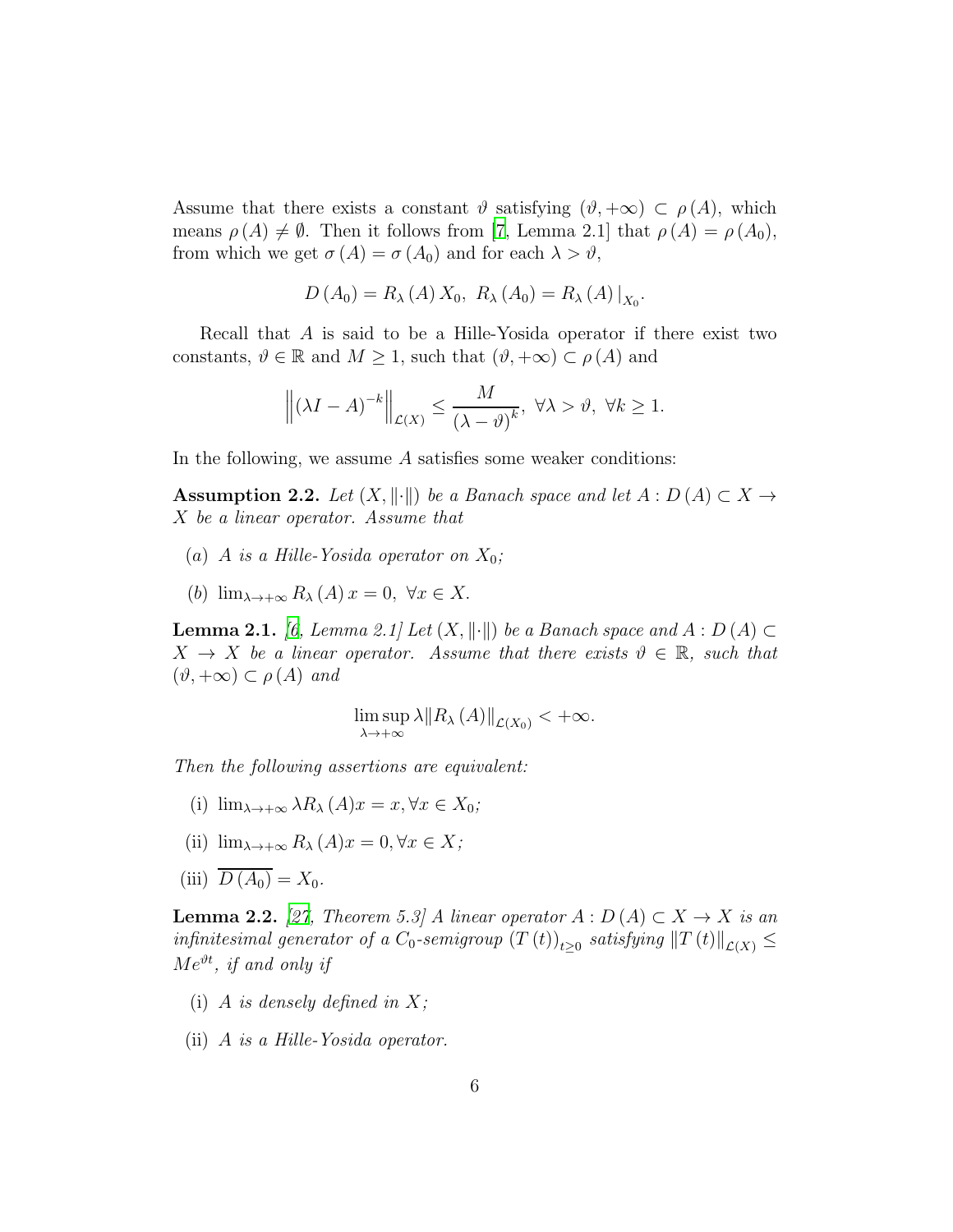Assume that there exists a constant $\vartheta$ satisfying $(\vartheta, +\infty) \subset \rho(A)$, which means $\rho(A) \neq \emptyset$. Then it follows from [7, Lemma 2.1] that $\rho(A) = \rho(A_0)$, from which we get $\sigma(A) = \sigma(A_0)$ and for each $\lambda > \vartheta$,

$$D(A_0) = R_\lambda(A) X_0, \; R_\lambda(A_0) = R_\lambda(A)|_{X_0}.$$

Recall that $A$ is said to be a Hille-Yosida operator if there exist two constants, $\vartheta \in \mathbb{R}$ and $M \geq 1$, such that $(\vartheta, +\infty) \subset \rho(A)$ and

$$\left\| (\lambda I - A)^{-k} \right\|_{\mathcal{L}(X)} \leq \frac{M}{(\lambda - \vartheta)^k}, \; \forall \lambda > \vartheta, \; \forall k \geq 1.$$

In the following, we assume $A$ satisfies some weaker conditions:

**Assumption 2.2.** *Let $(X, \|\cdot\|)$ be a Banach space and let $A : D(A) \subset X \to X$ be a linear operator. Assume that*

- (a) *$A$ is a Hille-Yosida operator on $X_0$;*
- (b) $\lim_{\lambda \to +\infty} R_\lambda(A) x = 0, \; \forall x \in X$.

**Lemma 2.1.** *[6, Lemma 2.1] Let $(X, \|\cdot\|)$ be a Banach space and $A : D(A) \subset X \to X$ be a linear operator. Assume that there exists $\vartheta \in \mathbb{R}$, such that $(\vartheta, +\infty) \subset \rho(A)$ and*

$$\limsup_{\lambda \to +\infty} \lambda \|R_\lambda(A)\|_{\mathcal{L}(X_0)} < +\infty.$$

*Then the following assertions are equivalent:*

- (i) $\lim_{\lambda \to +\infty} \lambda R_\lambda(A) x = x, \forall x \in X_0$;
- (ii) $\lim_{\lambda \to +\infty} R_\lambda(A) x = 0, \forall x \in X$;
- (iii) $\overline{D(A_0)} = X_0$.

**Lemma 2.2.** *[27, Theorem 5.3] A linear operator $A : D(A) \subset X \to X$ is an infinitesimal generator of a $C_0$-semigroup $(T(t))_{t \geq 0}$ satisfying $\|T(t)\|_{\mathcal{L}(X)} \leq M e^{\vartheta t}$, if and only if*

- (i) *$A$ is densely defined in $X$;*
- (ii) *$A$ is a Hille-Yosida operator.*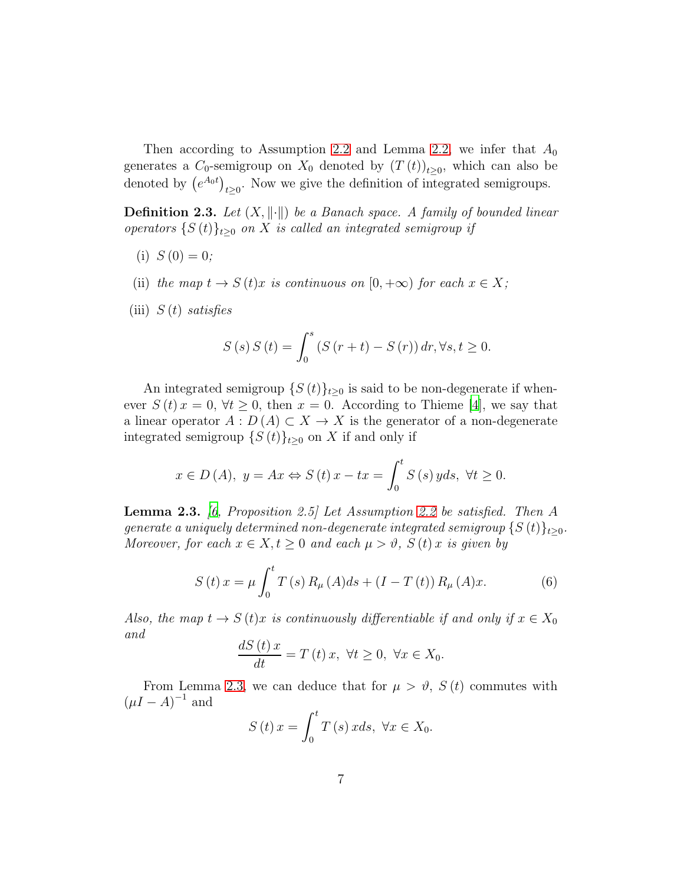Then according to Assumption 2.2 and Lemma 2.2, we infer that $A_0$ generates a $C_0$-semigroup on $X_0$ denoted by $(T(t))_{t\geq 0}$, which can also be denoted by $\left(e^{A_0 t}\right)_{t\geq 0}$. Now we give the definition of integrated semigroups.

**Definition 2.3.** *Let $(X, \|\cdot\|)$ be a Banach space. A family of bounded linear operators $\{S(t)\}_{t\geq 0}$ on $X$ is called an integrated semigroup if*

(i) *$S(0) = 0$;*

(ii) *the map $t \to S(t)x$ is continuous on $[0, +\infty)$ for each $x \in X$;*

(iii) *$S(t)$ satisfies*

$$S(s)\, S(t) = \int_0^s \left(S(r+t) - S(r)\right) dr, \forall s, t \geq 0.$$

An integrated semigroup $\{S(t)\}_{t\geq 0}$ is said to be non-degenerate if whenever $S(t)\, x = 0$, $\forall t \geq 0$, then $x = 0$. According to Thieme [4], we say that a linear operator $A : D(A) \subset X \to X$ is the generator of a non-degenerate integrated semigroup $\{S(t)\}_{t\geq 0}$ on $X$ if and only if

$$x \in D(A),\ y = Ax \Leftrightarrow S(t)\, x - tx = \int_0^t S(s)\, y ds,\ \forall t \geq 0.$$

**Lemma 2.3.** *[6, Proposition 2.5] Let Assumption 2.2 be satisfied. Then $A$ generate a uniquely determined non-degenerate integrated semigroup $\{S(t)\}_{t\geq 0}$. Moreover, for each $x \in X, t \geq 0$ and each $\mu > \vartheta$, $S(t)\, x$ is given by*

$$S(t)\, x = \mu \int_0^t T(s)\, R_\mu(A) ds + (I - T(t))\, R_\mu(A) x. \tag{6}$$

*Also, the map $t \to S(t)x$ is continuously differentiable if and only if $x \in X_0$ and*

$$\frac{dS(t)\, x}{dt} = T(t)\, x,\ \forall t \geq 0,\ \forall x \in X_0.$$

From Lemma 2.3, we can deduce that for $\mu > \vartheta$, $S(t)$ commutes with $(\mu I - A)^{-1}$ and

$$S(t)\, x = \int_0^t T(s)\, x ds,\ \forall x \in X_0.$$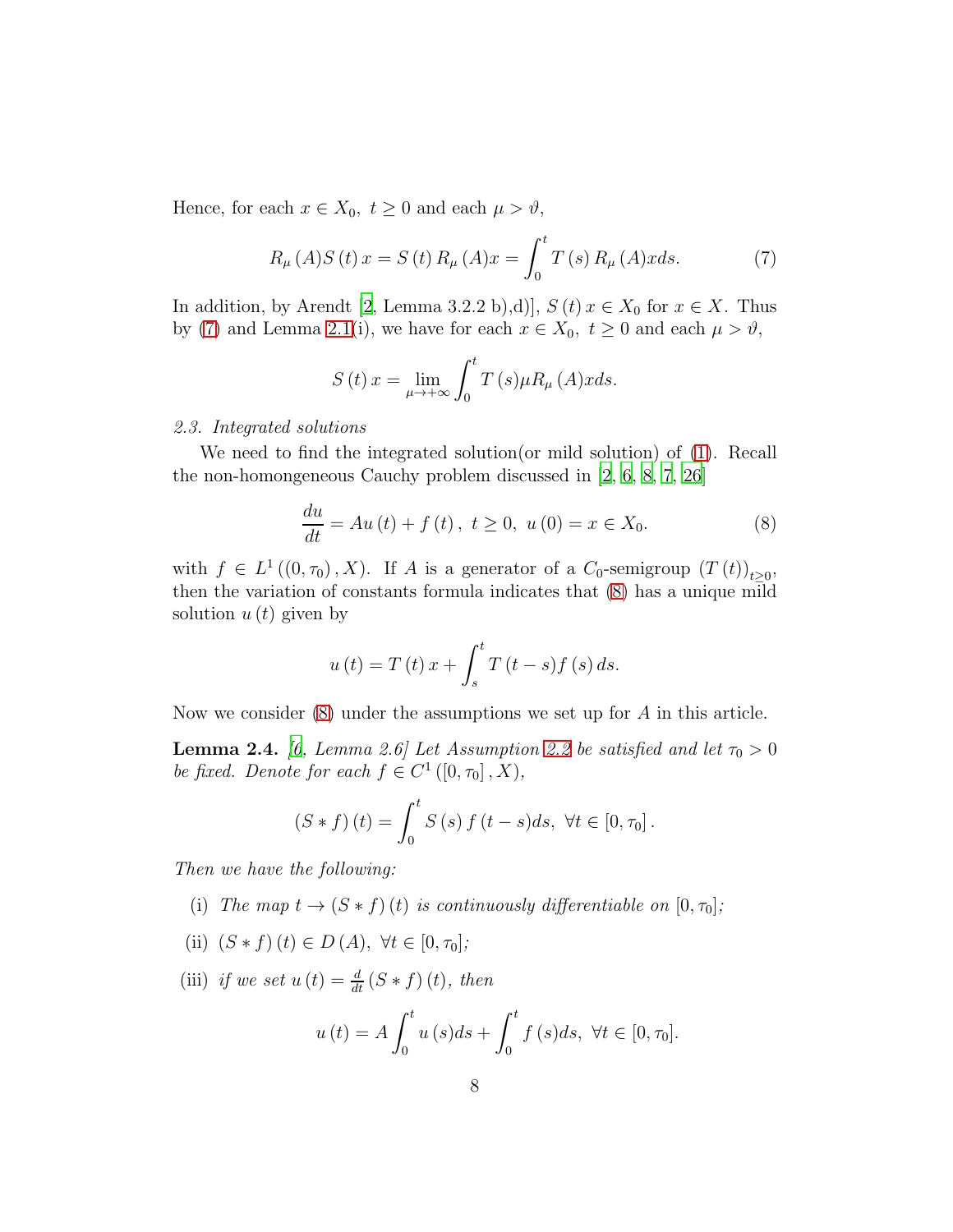Hence, for each $x \in X_0,\ t \geq 0$ and each $\mu > \vartheta$,

$$R_\mu(A)S(t)x = S(t)R_\mu(A)x = \int_0^t T(s)R_\mu(A)x ds. \tag{7}$$

In addition, by Arendt [2, Lemma 3.2.2 b),d)], $S(t)x \in X_0$ for $x \in X$. Thus by (7) and Lemma 2.1(i), we have for each $x \in X_0,\ t \geq 0$ and each $\mu > \vartheta$,

$$S(t)x = \lim_{\mu \to +\infty} \int_0^t T(s)\mu R_\mu(A)x ds.$$

*2.3. Integrated solutions*

We need to find the integrated solution(or mild solution) of (1). Recall the non-homongeneous Cauchy problem discussed in [2, 6, 8, 7, 26]

$$\frac{du}{dt} = Au(t) + f(t),\ t \geq 0,\ u(0) = x \in X_0. \tag{8}$$

with $f \in L^1((0,\tau_0), X)$. If $A$ is a generator of a $C_0$-semigroup $(T(t))_{t\geq 0}$, then the variation of constants formula indicates that (8) has a unique mild solution $u(t)$ given by

$$u(t) = T(t)x + \int_s^t T(t-s)f(s)ds.$$

Now we consider (8) under the assumptions we set up for $A$ in this article.

**Lemma 2.4.** *[6, Lemma 2.6] Let Assumption 2.2 be satisfied and let $\tau_0 > 0$ be fixed. Denote for each $f \in C^1([0,\tau_0], X)$,*

$$(S * f)(t) = \int_0^t S(s)f(t-s)ds,\ \forall t \in [0,\tau_0].$$

*Then we have the following:*

(i) *The map $t \to (S * f)(t)$ is continuously differentiable on $[0,\tau_0]$;*

(ii) *$(S * f)(t) \in D(A),\ \forall t \in [0,\tau_0]$;*

(iii) *if we set $u(t) = \frac{d}{dt}(S * f)(t)$, then*

$$u(t) = A\int_0^t u(s)ds + \int_0^t f(s)ds,\ \forall t \in [0,\tau_0].$$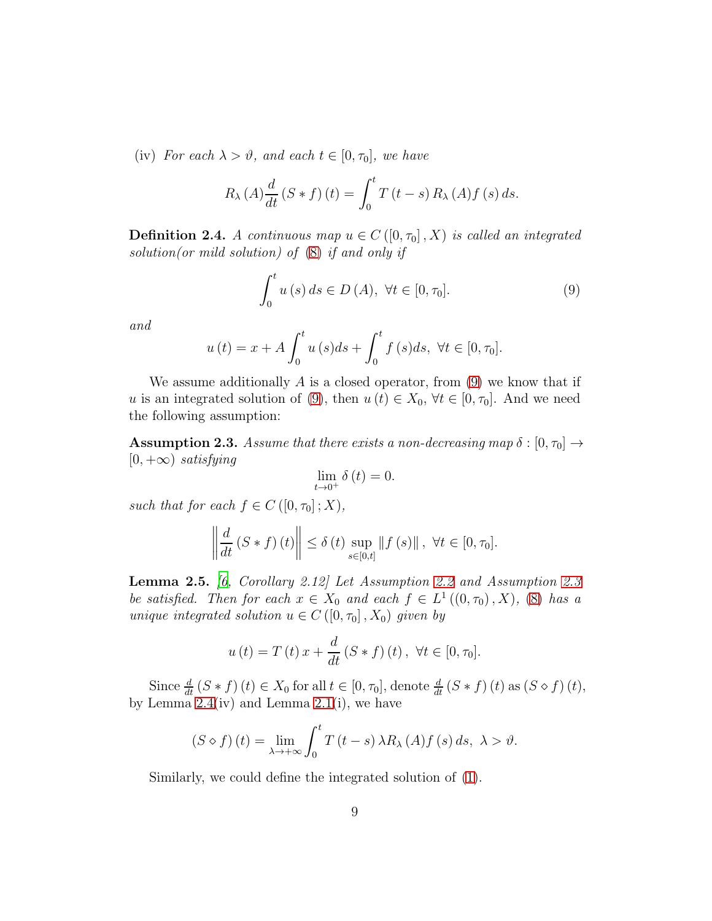(iv) *For each $\lambda > \vartheta$, and each $t \in [0, \tau_0]$, we have*

$$R_\lambda(A) \frac{d}{dt} (S * f)(t) = \int_0^t T(t-s) R_\lambda(A) f(s) \, ds.$$

**Definition 2.4.** *A continuous map $u \in C([0, \tau_0], X)$ is called an integrated solution(or mild solution) of (8) if and only if*

$$\int_0^t u(s) \, ds \in D(A), \ \forall t \in [0, \tau_0]. \tag{9}$$

*and*

$$u(t) = x + A \int_0^t u(s) ds + \int_0^t f(s) ds, \ \forall t \in [0, \tau_0].$$

We assume additionally $A$ is a closed operator, from (9) we know that if $u$ is an integrated solution of (9), then $u(t) \in X_0$, $\forall t \in [0, \tau_0]$. And we need the following assumption:

**Assumption 2.3.** *Assume that there exists a non-decreasing map $\delta : [0, \tau_0] \to [0, +\infty)$ satisfying*

$$\lim_{t \to 0^+} \delta(t) = 0.$$

*such that for each $f \in C([0, \tau_0]; X)$,*

$$\left\| \frac{d}{dt} (S * f)(t) \right\| \leq \delta(t) \sup_{s \in [0,t]} \| f(s) \|, \ \forall t \in [0, \tau_0].$$

**Lemma 2.5.** *[6, Corollary 2.12] Let Assumption 2.2 and Assumption 2.3 be satisfied. Then for each $x \in X_0$ and each $f \in L^1((0, \tau_0), X)$, (8) has a unique integrated solution $u \in C([0, \tau_0], X_0)$ given by*

$$u(t) = T(t) x + \frac{d}{dt} (S * f)(t), \ \forall t \in [0, \tau_0].$$

Since $\frac{d}{dt} (S * f)(t) \in X_0$ for all $t \in [0, \tau_0]$, denote $\frac{d}{dt} (S * f)(t)$ as $(S \diamond f)(t)$, by Lemma 2.4(iv) and Lemma 2.1(i), we have

$$(S \diamond f)(t) = \lim_{\lambda \to +\infty} \int_0^t T(t-s) \lambda R_\lambda(A) f(s) \, ds, \ \lambda > \vartheta.$$

Similarly, we could define the integrated solution of (1).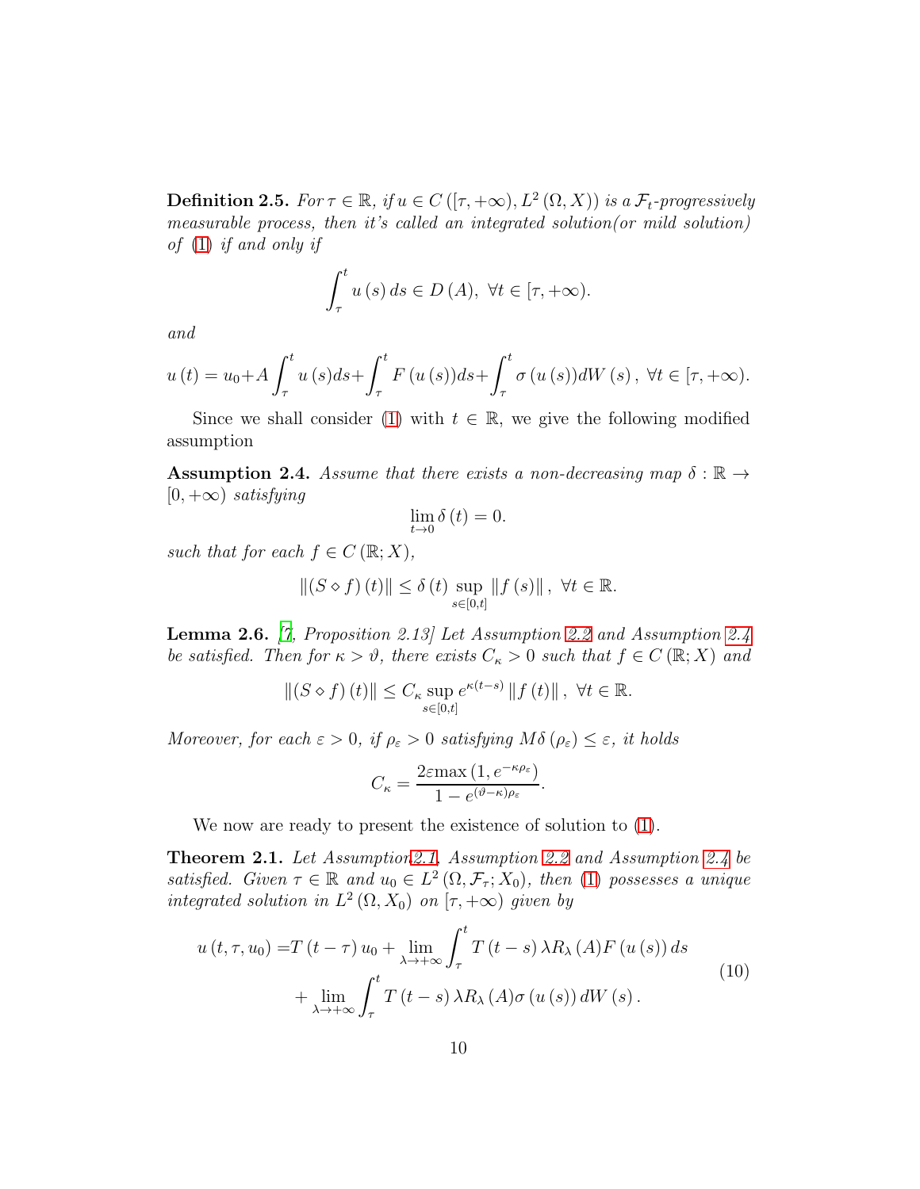**Definition 2.5.** *For $\tau \in \mathbb{R}$, if $u \in C\left([\tau,+\infty), L^2(\Omega, X)\right)$ is a $\mathcal{F}_t$-progressively measurable process, then it's called an integrated solution(or mild solution) of (1) if and only if*

$$\int_\tau^t u(s)\,ds \in D(A),\ \forall t \in [\tau,+\infty).$$

*and*

$$u(t) = u_0 + A\int_\tau^t u(s)ds + \int_\tau^t F(u(s))ds + \int_\tau^t \sigma(u(s))dW(s),\ \forall t \in [\tau,+\infty).$$

Since we shall consider (1) with $t \in \mathbb{R}$, we give the following modified assumption

**Assumption 2.4.** *Assume that there exists a non-decreasing map $\delta : \mathbb{R} \to [0,+\infty)$ satisfying*

$$\lim_{t\to 0} \delta(t) = 0.$$

*such that for each $f \in C(\mathbb{R}; X)$,*

$$\|(S \diamond f)(t)\| \le \delta(t) \sup_{s\in[0,t]} \|f(s)\|,\ \forall t \in \mathbb{R}.$$

**Lemma 2.6.** *[7, Proposition 2.13] Let Assumption 2.2 and Assumption 2.4 be satisfied. Then for $\kappa > \vartheta$, there exists $C_\kappa > 0$ such that $f \in C(\mathbb{R}; X)$ and*

$$\|(S \diamond f)(t)\| \le C_\kappa \sup_{s\in[0,t]} e^{\kappa(t-s)} \|f(t)\|,\ \forall t \in \mathbb{R}.$$

*Moreover, for each $\varepsilon > 0$, if $\rho_\varepsilon > 0$ satisfying $M\delta(\rho_\varepsilon) \le \varepsilon$, it holds*

$$C_\kappa = \frac{2\varepsilon \max\left(1, e^{-\kappa\rho_\varepsilon}\right)}{1 - e^{(\vartheta-\kappa)\rho_\varepsilon}}.$$

We now are ready to present the existence of solution to (1).

**Theorem 2.1.** *Let Assumption 2.1, Assumption 2.2 and Assumption 2.4 be satisfied. Given $\tau \in \mathbb{R}$ and $u_0 \in L^2(\Omega, \mathcal{F}_\tau; X_0)$, then (1) possesses a unique integrated solution in $L^2(\Omega, X_0)$ on $[\tau,+\infty)$ given by*

$$\begin{aligned} u(t,\tau,u_0) =& T(t-\tau)u_0 + \lim_{\lambda\to+\infty} \int_\tau^t T(t-s)\lambda R_\lambda(A) F(u(s))\,ds \\ &+ \lim_{\lambda\to+\infty} \int_\tau^t T(t-s)\lambda R_\lambda(A)\sigma(u(s))\,dW(s). \end{aligned} \tag{10}$$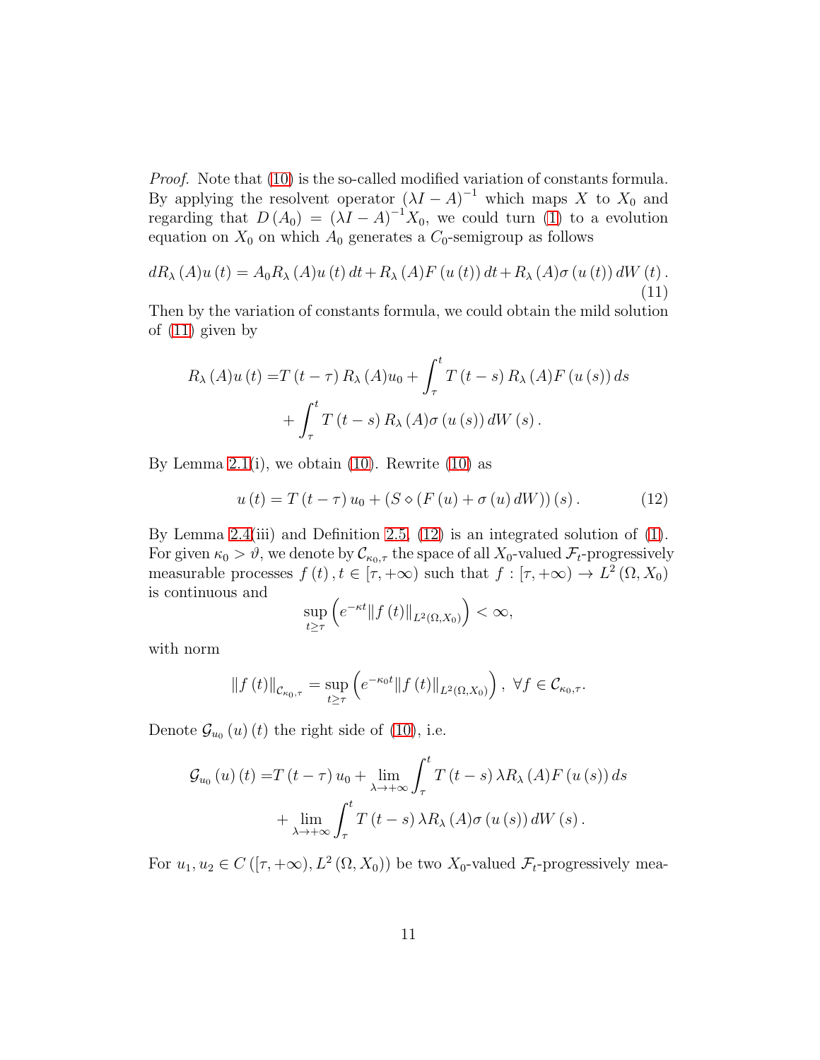*Proof.* Note that (10) is the so-called modified variation of constants formula. By applying the resolvent operator $(\lambda I - A)^{-1}$ which maps $X$ to $X_0$ and regarding that $D(A_0) = (\lambda I - A)^{-1} X_0$, we could turn (1) to a evolution equation on $X_0$ on which $A_0$ generates a $C_0$-semigroup as follows

$$dR_\lambda(A)u(t) = A_0 R_\lambda(A)u(t)\,dt + R_\lambda(A)F(u(t))\,dt + R_\lambda(A)\sigma(u(t))\,dW(t). \tag{11}$$

Then by the variation of constants formula, we could obtain the mild solution of (11) given by

$$\begin{aligned} R_\lambda(A)u(t) =& T(t-\tau) R_\lambda(A)u_0 + \int_\tau^t T(t-s) R_\lambda(A)F(u(s))\,ds \\ &+ \int_\tau^t T(t-s) R_\lambda(A)\sigma(u(s))\,dW(s). \end{aligned}$$

By Lemma 2.1(i), we obtain (10). Rewrite (10) as

$$u(t) = T(t-\tau) u_0 + (S \diamond (F(u) + \sigma(u)\,dW))(s). \tag{12}$$

By Lemma 2.4(iii) and Definition 2.5, (12) is an integrated solution of (1). For given $\kappa_0 > \vartheta$, we denote by $\mathcal{C}_{\kappa_0,\tau}$ the space of all $X_0$-valued $\mathcal{F}_t$-progressively measurable processes $f(t), t \in [\tau, +\infty)$ such that $f : [\tau, +\infty) \to L^2(\Omega, X_0)$ is continuous and

$$\sup_{t \geq \tau} \left( e^{-\kappa t} \|f(t)\|_{L^2(\Omega, X_0)} \right) < \infty,$$

with norm

$$\|f(t)\|_{\mathcal{C}_{\kappa_0,\tau}} = \sup_{t \geq \tau} \left( e^{-\kappa_0 t} \|f(t)\|_{L^2(\Omega, X_0)} \right), \ \forall f \in \mathcal{C}_{\kappa_0,\tau}.$$

Denote $\mathcal{G}_{u_0}(u)(t)$ the right side of (10), i.e.

$$\begin{aligned} \mathcal{G}_{u_0}(u)(t) =& T(t-\tau) u_0 + \lim_{\lambda \to +\infty} \int_\tau^t T(t-s) \lambda R_\lambda(A)F(u(s))\,ds \\ &+ \lim_{\lambda \to +\infty} \int_\tau^t T(t-s) \lambda R_\lambda(A)\sigma(u(s))\,dW(s). \end{aligned}$$

For $u_1, u_2 \in C([\tau, +\infty), L^2(\Omega, X_0))$ be two $X_0$-valued $\mathcal{F}_t$-progressively mea-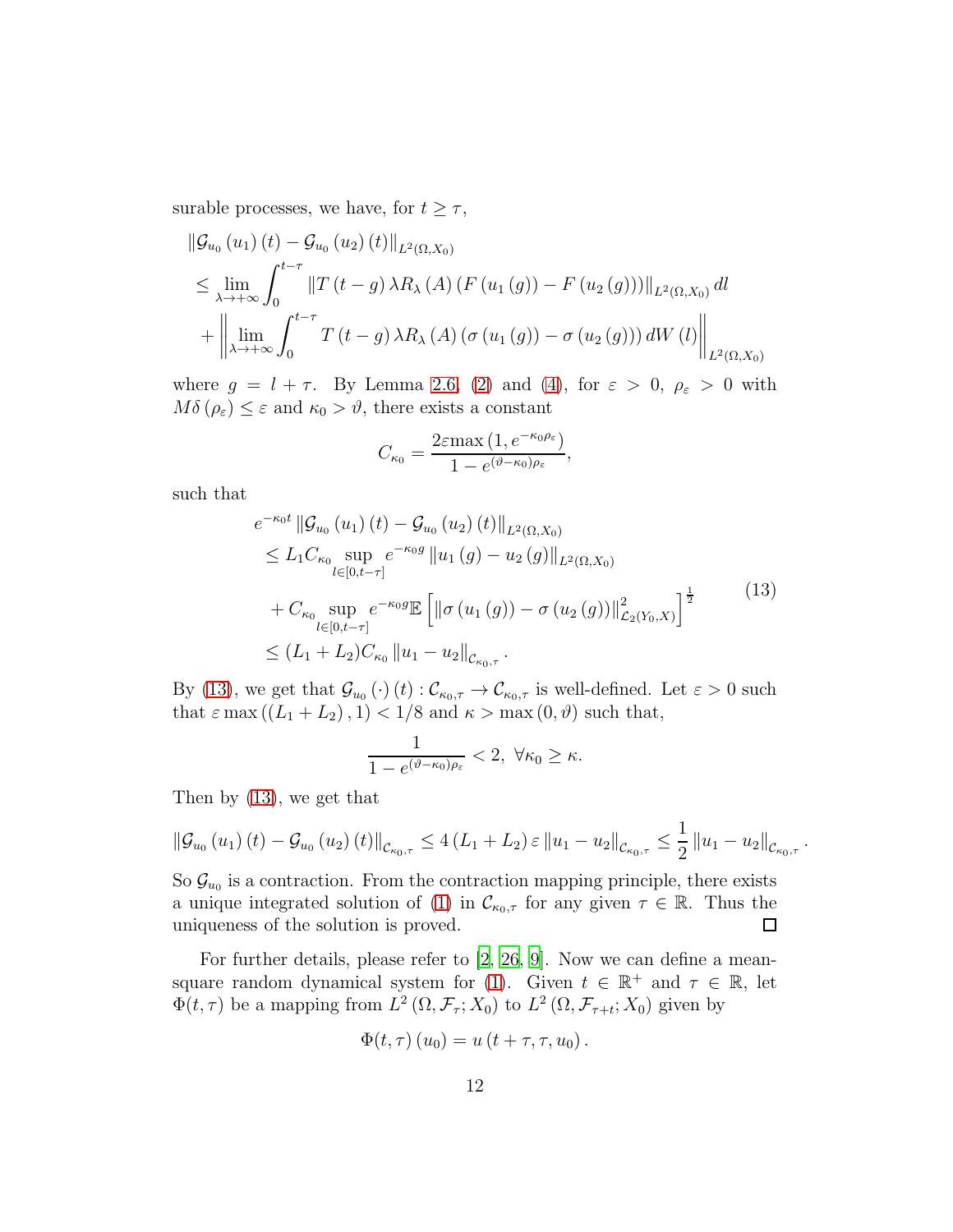surable processes, we have, for $t \geq \tau$,

$$
\begin{aligned}
&\left\| \mathcal{G}_{u_0}(u_1)(t) - \mathcal{G}_{u_0}(u_2)(t) \right\|_{L^2(\Omega, X_0)} \\
&\leq \lim_{\lambda \to +\infty} \int_0^{t-\tau} \left\| T(t-g) \lambda R_\lambda(A) \left( F(u_1(g)) - F(u_2(g)) \right) \right\|_{L^2(\Omega, X_0)} dl \\
&\quad + \left\| \lim_{\lambda \to +\infty} \int_0^{t-\tau} T(t-g) \lambda R_\lambda(A) \left( \sigma(u_1(g)) - \sigma(u_2(g)) \right) dW(l) \right\|_{L^2(\Omega, X_0)}
\end{aligned}
$$

where $g = l + \tau$. By Lemma 2.6, (2) and (4), for $\varepsilon > 0$, $\rho_\varepsilon > 0$ with $M\delta(\rho_\varepsilon) \leq \varepsilon$ and $\kappa_0 > \vartheta$, there exists a constant

$$
C_{\kappa_0} = \frac{2\varepsilon \max\left(1, e^{-\kappa_0 \rho_\varepsilon}\right)}{1 - e^{(\vartheta - \kappa_0)\rho_\varepsilon}},
$$

such that

$$
\begin{aligned}
&e^{-\kappa_0 t} \left\| \mathcal{G}_{u_0}(u_1)(t) - \mathcal{G}_{u_0}(u_2)(t) \right\|_{L^2(\Omega, X_0)} \\
&\leq L_1 C_{\kappa_0} \sup_{l \in [0, t-\tau]} e^{-\kappa_0 g} \left\| u_1(g) - u_2(g) \right\|_{L^2(\Omega, X_0)} \\
&\quad + C_{\kappa_0} \sup_{l \in [0, t-\tau]} e^{-\kappa_0 g} \mathbb{E}\left[ \left\| \sigma(u_1(g)) - \sigma(u_2(g)) \right\|^2_{\mathcal{L}_2(Y_0, X)} \right]^{\frac{1}{2}} \\
&\leq (L_1 + L_2) C_{\kappa_0} \left\| u_1 - u_2 \right\|_{\mathcal{C}_{\kappa_0, \tau}}.
\end{aligned} \tag{13}
$$

By (13), we get that $\mathcal{G}_{u_0}(\cdot)(t) : \mathcal{C}_{\kappa_0, \tau} \to \mathcal{C}_{\kappa_0, \tau}$ is well-defined. Let $\varepsilon > 0$ such that $\varepsilon \max\left((L_1 + L_2), 1\right) < 1/8$ and $\kappa > \max(0, \vartheta)$ such that,

$$
\frac{1}{1 - e^{(\vartheta - \kappa_0)\rho_\varepsilon}} < 2, \ \forall \kappa_0 \geq \kappa.
$$

Then by (13), we get that

$$
\left\| \mathcal{G}_{u_0}(u_1)(t) - \mathcal{G}_{u_0}(u_2)(t) \right\|_{\mathcal{C}_{\kappa_0, \tau}} \leq 4(L_1 + L_2)\varepsilon \left\| u_1 - u_2 \right\|_{\mathcal{C}_{\kappa_0, \tau}} \leq \frac{1}{2} \left\| u_1 - u_2 \right\|_{\mathcal{C}_{\kappa_0, \tau}}.
$$

So $\mathcal{G}_{u_0}$ is a contraction. From the contraction mapping principle, there exists a unique integrated solution of (1) in $\mathcal{C}_{\kappa_0, \tau}$ for any given $\tau \in \mathbb{R}$. Thus the uniqueness of the solution is proved. □

For further details, please refer to [2, 26, 9]. Now we can define a mean-square random dynamical system for (1). Given $t \in \mathbb{R}^+$ and $\tau \in \mathbb{R}$, let $\Phi(t, \tau)$ be a mapping from $L^2(\Omega, \mathcal{F}_\tau; X_0)$ to $L^2(\Omega, \mathcal{F}_{\tau+t}; X_0)$ given by

$$
\Phi(t, \tau)(u_0) = u(t + \tau, \tau, u_0).
$$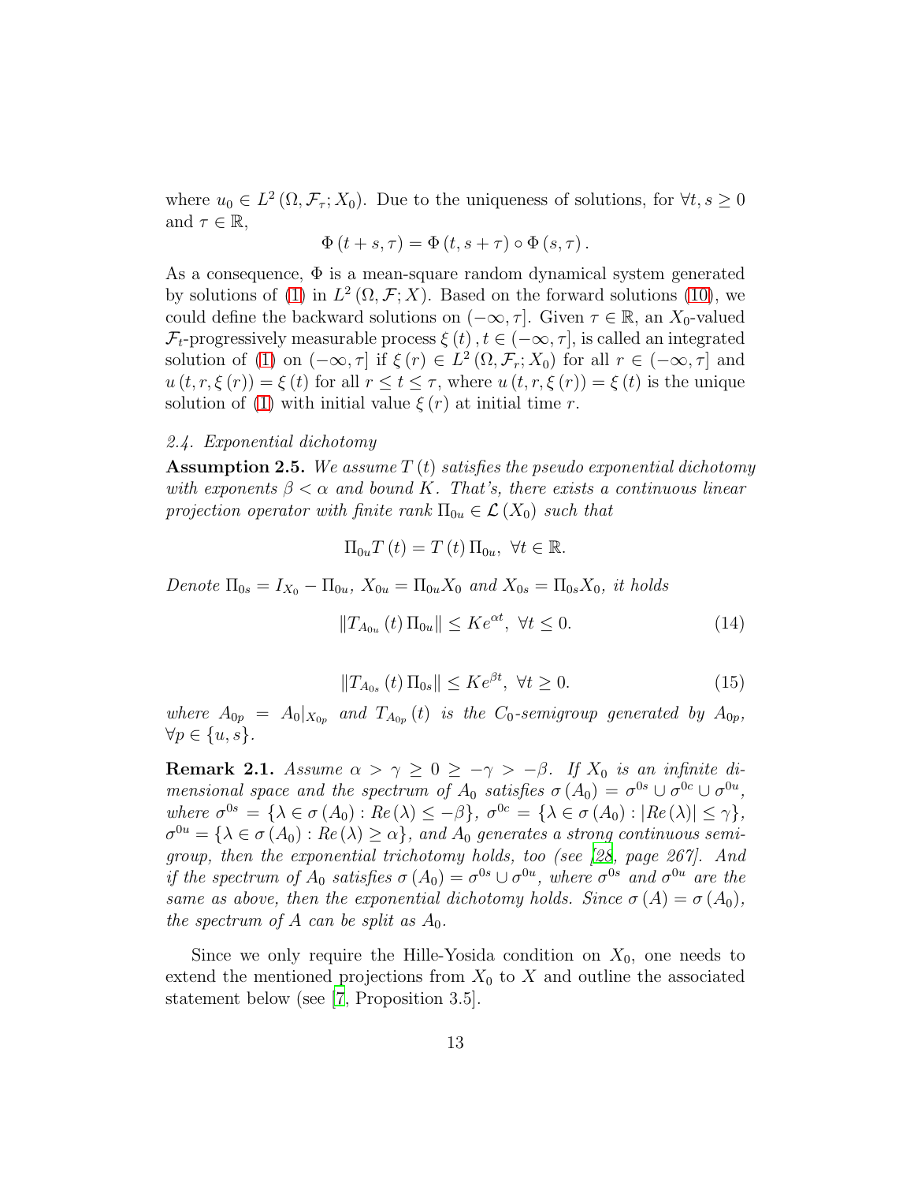where $u_0 \in L^2(\Omega, \mathcal{F}_\tau; X_0)$. Due to the uniqueness of solutions, for $\forall t, s \geq 0$ and $\tau \in \mathbb{R}$,

$$\Phi(t+s, \tau) = \Phi(t, s+\tau) \circ \Phi(s, \tau).$$

As a consequence, $\Phi$ is a mean-square random dynamical system generated by solutions of (1) in $L^2(\Omega, \mathcal{F}; X)$. Based on the forward solutions (10), we could define the backward solutions on $(-\infty, \tau]$. Given $\tau \in \mathbb{R}$, an $X_0$-valued $\mathcal{F}_t$-progressively measurable process $\xi(t), t \in (-\infty, \tau]$, is called an integrated solution of (1) on $(-\infty, \tau]$ if $\xi(r) \in L^2(\Omega, \mathcal{F}_r; X_0)$ for all $r \in (-\infty, \tau]$ and $u(t, r, \xi(r)) = \xi(t)$ for all $r \leq t \leq \tau$, where $u(t, r, \xi(r)) = \xi(t)$ is the unique solution of (1) with initial value $\xi(r)$ at initial time $r$.

### *2.4. Exponential dichotomy*

**Assumption 2.5.** *We assume $T(t)$ satisfies the pseudo exponential dichotomy with exponents $\beta < \alpha$ and bound $K$. That's, there exists a continuous linear projection operator with finite rank $\Pi_{0u} \in \mathcal{L}(X_0)$ such that*

$$\Pi_{0u} T(t) = T(t) \Pi_{0u}, \ \forall t \in \mathbb{R}.$$

*Denote $\Pi_{0s} = I_{X_0} - \Pi_{0u}$, $X_{0u} = \Pi_{0u} X_0$ and $X_{0s} = \Pi_{0s} X_0$, it holds*

$$\|T_{A_{0u}}(t) \Pi_{0u}\| \leq K e^{\alpha t}, \ \forall t \leq 0. \tag{14}$$

$$\|T_{A_{0s}}(t) \Pi_{0s}\| \leq K e^{\beta t}, \ \forall t \geq 0. \tag{15}$$

*where $A_{0p} = A_0|_{X_{0p}}$ and $T_{A_{0p}}(t)$ is the $C_0$-semigroup generated by $A_{0p}$, $\forall p \in \{u, s\}$.*

**Remark 2.1.** *Assume $\alpha > \gamma \geq 0 \geq -\gamma > -\beta$. If $X_0$ is an infinite dimensional space and the spectrum of $A_0$ satisfies $\sigma(A_0) = \sigma^{0s} \cup \sigma^{0c} \cup \sigma^{0u}$, where $\sigma^{0s} = \{\lambda \in \sigma(A_0) : Re(\lambda) \leq -\beta\}$, $\sigma^{0c} = \{\lambda \in \sigma(A_0) : |Re(\lambda)| \leq \gamma\}$, $\sigma^{0u} = \{\lambda \in \sigma(A_0) : Re(\lambda) \geq \alpha\}$, and $A_0$ generates a strong continuous semigroup, then the exponential trichotomy holds, too (see [28, page 267]. And if the spectrum of $A_0$ satisfies $\sigma(A_0) = \sigma^{0s} \cup \sigma^{0u}$, where $\sigma^{0s}$ and $\sigma^{0u}$ are the same as above, then the exponential dichotomy holds. Since $\sigma(A) = \sigma(A_0)$, the spectrum of $A$ can be split as $A_0$.*

Since we only require the Hille-Yosida condition on $X_0$, one needs to extend the mentioned projections from $X_0$ to $X$ and outline the associated statement below (see [7, Proposition 3.5].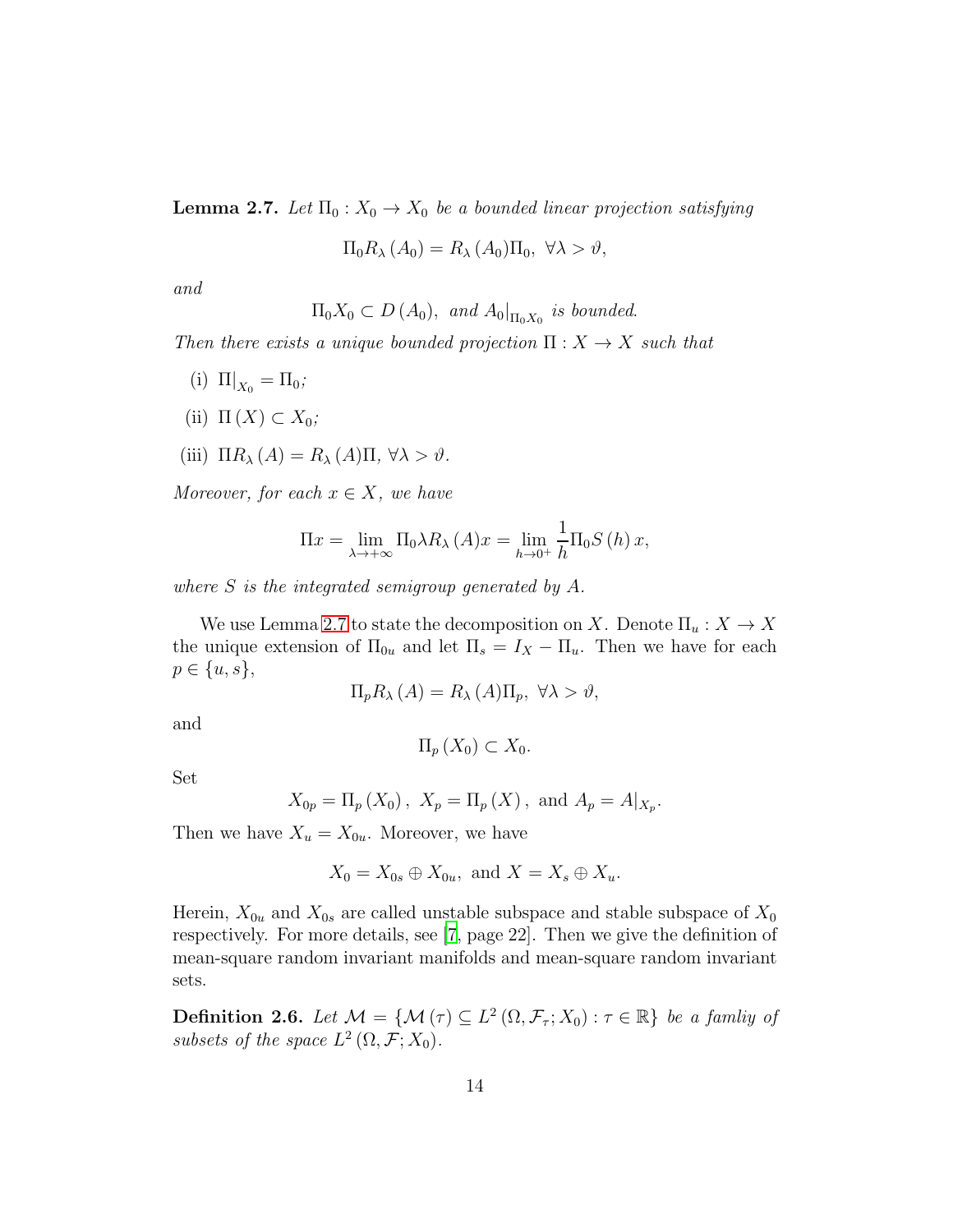**Lemma 2.7.** *Let $\Pi_0 : X_0 \to X_0$ be a bounded linear projection satisfying*

$$\Pi_0 R_\lambda(A_0) = R_\lambda(A_0)\Pi_0, \ \forall \lambda > \vartheta,$$

*and*

$$\Pi_0 X_0 \subset D(A_0), \ \text{and } A_0|_{\Pi_0 X_0} \text{ is bounded.}$$

*Then there exists a unique bounded projection $\Pi : X \to X$ such that*

(i) $\Pi|_{X_0} = \Pi_0$;

(ii) $\Pi(X) \subset X_0$;

(iii) $\Pi R_\lambda(A) = R_\lambda(A)\Pi$, $\forall \lambda > \vartheta$.

*Moreover, for each $x \in X$, we have*

$$\Pi x = \lim_{\lambda \to +\infty} \Pi_0 \lambda R_\lambda(A) x = \lim_{h \to 0^+} \frac{1}{h} \Pi_0 S(h) x,$$

*where $S$ is the integrated semigroup generated by $A$.*

We use Lemma 2.7 to state the decomposition on $X$. Denote $\Pi_u : X \to X$ the unique extension of $\Pi_{0u}$ and let $\Pi_s = I_X - \Pi_u$. Then we have for each $p \in \{u, s\}$,

$$\Pi_p R_\lambda(A) = R_\lambda(A)\Pi_p, \ \forall \lambda > \vartheta,$$

and

$$\Pi_p(X_0) \subset X_0.$$

Set

$$X_{0p} = \Pi_p(X_0), \ X_p = \Pi_p(X), \text{ and } A_p = A|_{X_p}.$$

Then we have $X_u = X_{0u}$. Moreover, we have

$$X_0 = X_{0s} \oplus X_{0u}, \text{ and } X = X_s \oplus X_u.$$

Herein, $X_{0u}$ and $X_{0s}$ are called unstable subspace and stable subspace of $X_0$ respectively. For more details, see [7, page 22]. Then we give the definition of mean-square random invariant manifolds and mean-square random invariant sets.

**Definition 2.6.** *Let $\mathcal{M} = \{\mathcal{M}(\tau) \subseteq L^2(\Omega, \mathcal{F}_\tau; X_0) : \tau \in \mathbb{R}\}$ be a famliy of subsets of the space $L^2(\Omega, \mathcal{F}; X_0)$.*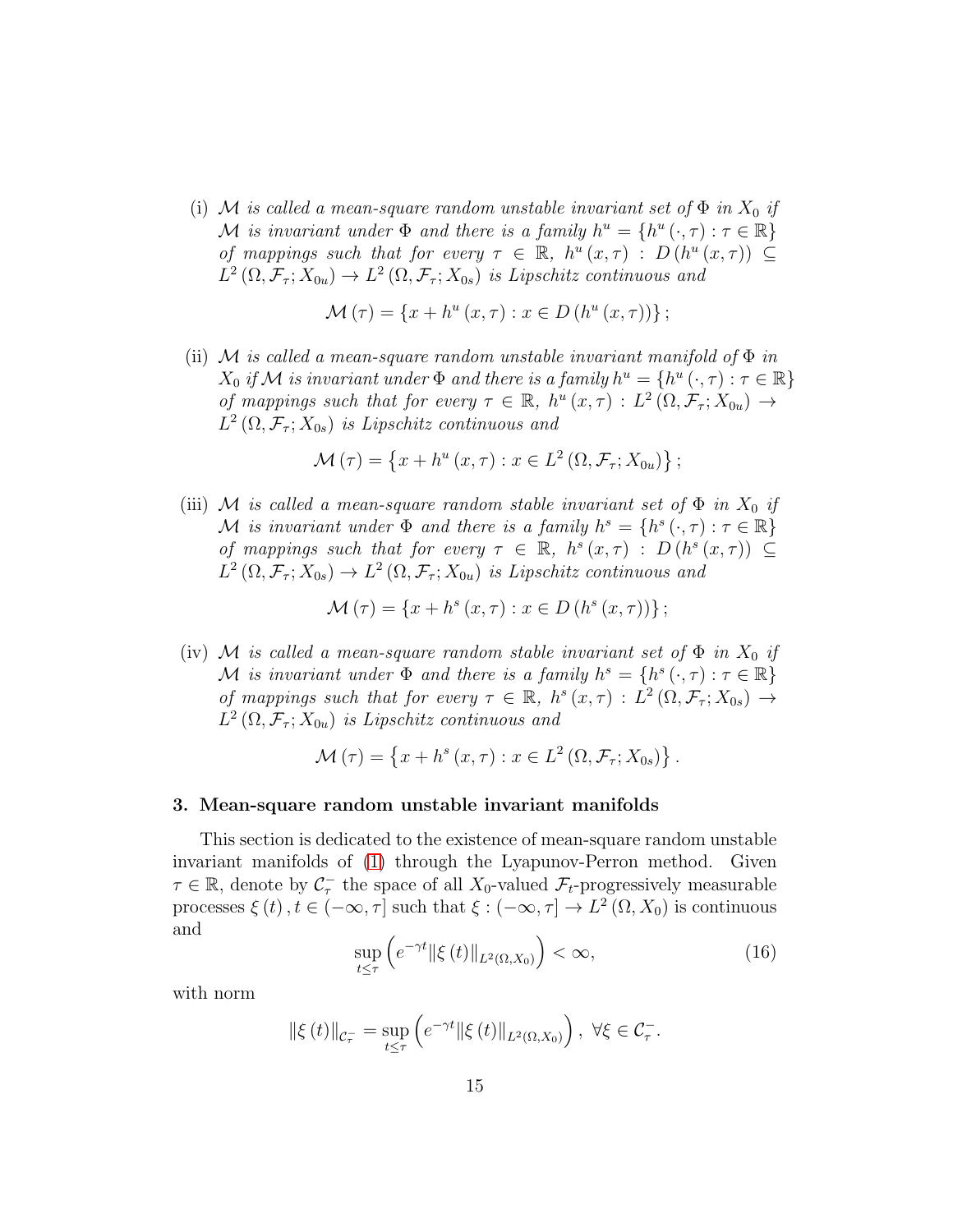(i) *$\mathcal{M}$ is called a mean-square random unstable invariant set of $\Phi$ in $X_0$ if $\mathcal{M}$ is invariant under $\Phi$ and there is a family $h^u = \{h^u(\cdot,\tau) : \tau \in \mathbb{R}\}$ of mappings such that for every $\tau \in \mathbb{R}$, $h^u(x,\tau) : D(h^u(x,\tau)) \subseteq L^2(\Omega, \mathcal{F}_\tau; X_{0u}) \to L^2(\Omega, \mathcal{F}_\tau; X_{0s})$ is Lipschitz continuous and*

$$\mathcal{M}(\tau) = \{x + h^u(x,\tau) : x \in D(h^u(x,\tau))\};$$

(ii) *$\mathcal{M}$ is called a mean-square random unstable invariant manifold of $\Phi$ in $X_0$ if $\mathcal{M}$ is invariant under $\Phi$ and there is a family $h^u = \{h^u(\cdot,\tau) : \tau \in \mathbb{R}\}$ of mappings such that for every $\tau \in \mathbb{R}$, $h^u(x,\tau) : L^2(\Omega, \mathcal{F}_\tau; X_{0u}) \to L^2(\Omega, \mathcal{F}_\tau; X_{0s})$ is Lipschitz continuous and*

$$\mathcal{M}(\tau) = \left\{x + h^u(x,\tau) : x \in L^2(\Omega, \mathcal{F}_\tau; X_{0u})\right\};$$

(iii) *$\mathcal{M}$ is called a mean-square random stable invariant set of $\Phi$ in $X_0$ if $\mathcal{M}$ is invariant under $\Phi$ and there is a family $h^s = \{h^s(\cdot,\tau) : \tau \in \mathbb{R}\}$ of mappings such that for every $\tau \in \mathbb{R}$, $h^s(x,\tau) : D(h^s(x,\tau)) \subseteq L^2(\Omega, \mathcal{F}_\tau; X_{0s}) \to L^2(\Omega, \mathcal{F}_\tau; X_{0u})$ is Lipschitz continuous and*

$$\mathcal{M}(\tau) = \{x + h^s(x,\tau) : x \in D(h^s(x,\tau))\};$$

(iv) *$\mathcal{M}$ is called a mean-square random stable invariant set of $\Phi$ in $X_0$ if $\mathcal{M}$ is invariant under $\Phi$ and there is a family $h^s = \{h^s(\cdot,\tau) : \tau \in \mathbb{R}\}$ of mappings such that for every $\tau \in \mathbb{R}$, $h^s(x,\tau) : L^2(\Omega, \mathcal{F}_\tau; X_{0s}) \to L^2(\Omega, \mathcal{F}_\tau; X_{0u})$ is Lipschitz continuous and*

$$\mathcal{M}(\tau) = \left\{x + h^s(x,\tau) : x \in L^2(\Omega, \mathcal{F}_\tau; X_{0s})\right\}.$$

### 3. Mean-square random unstable invariant manifolds

This section is dedicated to the existence of mean-square random unstable invariant manifolds of (1) through the Lyapunov-Perron method. Given $\tau \in \mathbb{R}$, denote by $\mathcal{C}_\tau^-$ the space of all $X_0$-valued $\mathcal{F}_t$-progressively measurable processes $\xi(t), t \in (-\infty, \tau]$ such that $\xi : (-\infty, \tau] \to L^2(\Omega, X_0)$ is continuous and

$$\sup_{t \le \tau} \left(e^{-\gamma t} \|\xi(t)\|_{L^2(\Omega, X_0)}\right) < \infty, \tag{16}$$

with norm

$$\|\xi(t)\|_{\mathcal{C}_\tau^-} = \sup_{t \le \tau} \left(e^{-\gamma t} \|\xi(t)\|_{L^2(\Omega, X_0)}\right), \ \forall \xi \in \mathcal{C}_\tau^-.$$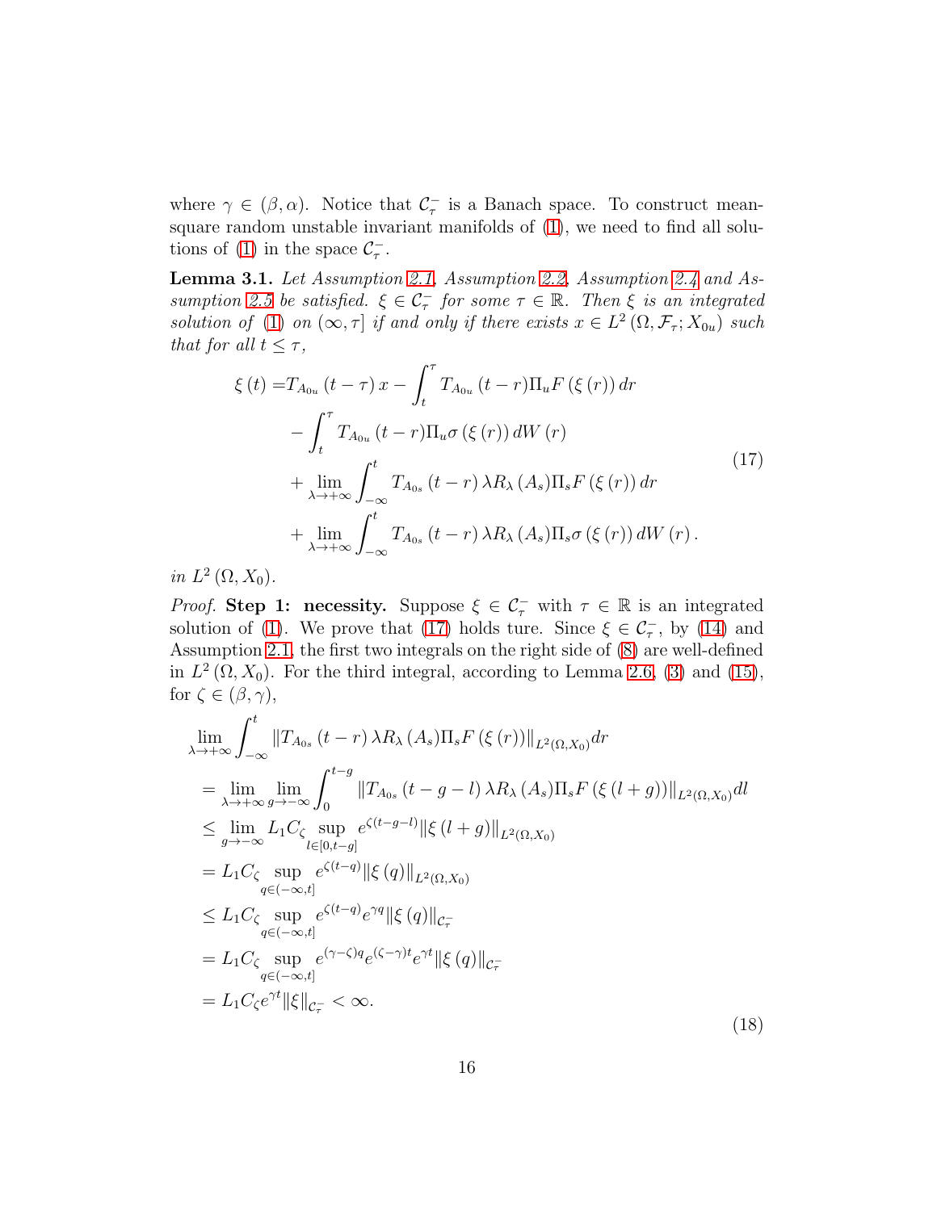where $\gamma \in (\beta, \alpha)$. Notice that $\mathcal{C}_\tau^-$ is a Banach space. To construct mean-square random unstable invariant manifolds of (1), we need to find all solutions of (1) in the space $\mathcal{C}_\tau^-$.

**Lemma 3.1.** *Let Assumption 2.1, Assumption 2.2, Assumption 2.4 and Assumption 2.5 be satisfied. $\xi \in \mathcal{C}_\tau^-$ for some $\tau \in \mathbb{R}$. Then $\xi$ is an integrated solution of (1) on $(\infty, \tau]$ if and only if there exists $x \in L^2(\Omega, \mathcal{F}_\tau; X_{0u})$ such that for all $t \le \tau$,*

$$
\begin{aligned}
\xi(t) =& T_{A_{0u}}(t-\tau)x - \int_t^\tau T_{A_{0u}}(t-r)\Pi_u F(\xi(r))\,dr \\
&- \int_t^\tau T_{A_{0u}}(t-r)\Pi_u \sigma(\xi(r))\,dW(r) \\
&+ \lim_{\lambda\to+\infty}\int_{-\infty}^t T_{A_{0s}}(t-r)\lambda R_\lambda(A_s)\Pi_s F(\xi(r))\,dr \\
&+ \lim_{\lambda\to+\infty}\int_{-\infty}^t T_{A_{0s}}(t-r)\lambda R_\lambda(A_s)\Pi_s \sigma(\xi(r))\,dW(r).
\end{aligned}
\tag{17}
$$

*in $L^2(\Omega, X_0)$.*

*Proof.* **Step 1: necessity.** Suppose $\xi \in \mathcal{C}_\tau^-$ with $\tau \in \mathbb{R}$ is an integrated solution of (1). We prove that (17) holds ture. Since $\xi \in \mathcal{C}_\tau^-$, by (14) and Assumption 2.1, the first two integrals on the right side of (8) are well-defined in $L^2(\Omega, X_0)$. For the third integral, according to Lemma 2.6, (3) and (15), for $\zeta \in (\beta, \gamma)$,

$$
\begin{aligned}
&\lim_{\lambda\to+\infty}\int_{-\infty}^t \|T_{A_{0s}}(t-r)\lambda R_\lambda(A_s)\Pi_s F(\xi(r))\|_{L^2(\Omega,X_0)}dr \\
&= \lim_{\lambda\to+\infty}\lim_{g\to-\infty}\int_0^{t-g} \|T_{A_{0s}}(t-g-l)\lambda R_\lambda(A_s)\Pi_s F(\xi(l+g))\|_{L^2(\Omega,X_0)}dl \\
&\le \lim_{g\to-\infty} L_1 C_\zeta \sup_{l\in[0,t-g]} e^{\zeta(t-g-l)}\|\xi(l+g)\|_{L^2(\Omega,X_0)} \\
&= L_1 C_\zeta \sup_{q\in(-\infty,t]} e^{\zeta(t-q)}\|\xi(q)\|_{L^2(\Omega,X_0)} \\
&\le L_1 C_\zeta \sup_{q\in(-\infty,t]} e^{\zeta(t-q)}e^{\gamma q}\|\xi(q)\|_{\mathcal{C}_\tau^-} \\
&= L_1 C_\zeta \sup_{q\in(-\infty,t]} e^{(\gamma-\zeta)q}e^{(\zeta-\gamma)t}e^{\gamma t}\|\xi(q)\|_{\mathcal{C}_\tau^-} \\
&= L_1 C_\zeta e^{\gamma t}\|\xi\|_{\mathcal{C}_\tau^-} < \infty.
\end{aligned}
\tag{18}
$$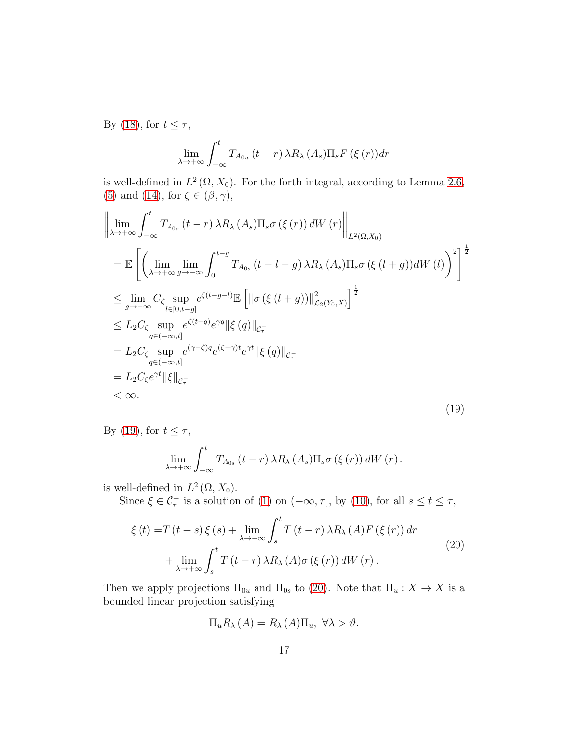By (18), for $t \leq \tau$,

$$\lim_{\lambda \to +\infty} \int_{-\infty}^{t} T_{A_{0u}}(t-r)\, \lambda R_\lambda(A_s)\Pi_s F(\xi(r))dr$$

is well-defined in $L^2(\Omega, X_0)$. For the forth integral, according to Lemma 2.6, (5) and (14), for $\zeta \in (\beta, \gamma)$,

$$\begin{aligned}
&\left\| \lim_{\lambda \to +\infty} \int_{-\infty}^{t} T_{A_{0s}}(t-r)\, \lambda R_\lambda(A_s)\Pi_s \sigma(\xi(r))\, dW(r) \right\|_{L^2(\Omega, X_0)} \\
&= \mathbb{E}\left[ \left( \lim_{\lambda \to +\infty} \lim_{g \to -\infty} \int_0^{t-g} T_{A_{0s}}(t-l-g)\, \lambda R_\lambda(A_s)\Pi_s \sigma(\xi(l+g)) dW(l) \right)^2 \right]^{\frac{1}{2}} \\
&\leq \lim_{g \to -\infty} C_\zeta \sup_{l \in [0, t-g]} e^{\zeta(t-g-l)} \mathbb{E}\left[ \|\sigma(\xi(l+g))\|^2_{\mathcal{L}_2(Y_0, X)} \right]^{\frac{1}{2}} \\
&\leq L_2 C_\zeta \sup_{q \in (-\infty, t]} e^{\zeta(t-q)} e^{\gamma q} \|\xi(q)\|_{\mathcal{C}_\tau^-} \\
&= L_2 C_\zeta \sup_{q \in (-\infty, t]} e^{(\gamma-\zeta)q} e^{(\zeta-\gamma)t} e^{\gamma t} \|\xi(q)\|_{\mathcal{C}_\tau^-} \\
&= L_2 C_\zeta e^{\gamma t} \|\xi\|_{\mathcal{C}_\tau^-} \\
&< \infty.
\end{aligned} \tag{19}$$

By (19), for $t \leq \tau$,

$$\lim_{\lambda \to +\infty} \int_{-\infty}^{t} T_{A_{0s}}(t-r)\, \lambda R_\lambda(A_s)\Pi_s \sigma(\xi(r))\, dW(r).$$

is well-defined in $L^2(\Omega, X_0)$.

Since $\xi \in \mathcal{C}_\tau^-$ is a solution of (1) on $(-\infty, \tau]$, by (10), for all $s \leq t \leq \tau$,

$$\begin{aligned}
\xi(t) =& T(t-s)\xi(s) + \lim_{\lambda \to +\infty} \int_s^t T(t-r)\, \lambda R_\lambda(A) F(\xi(r))\, dr \\
&+ \lim_{\lambda \to +\infty} \int_s^t T(t-r)\, \lambda R_\lambda(A) \sigma(\xi(r))\, dW(r).
\end{aligned} \tag{20}$$

Then we apply projections $\Pi_{0u}$ and $\Pi_{0s}$ to (20). Note that $\Pi_u : X \to X$ is a bounded linear projection satisfying

$$\Pi_u R_\lambda(A) = R_\lambda(A)\Pi_u, \ \forall \lambda > \vartheta.$$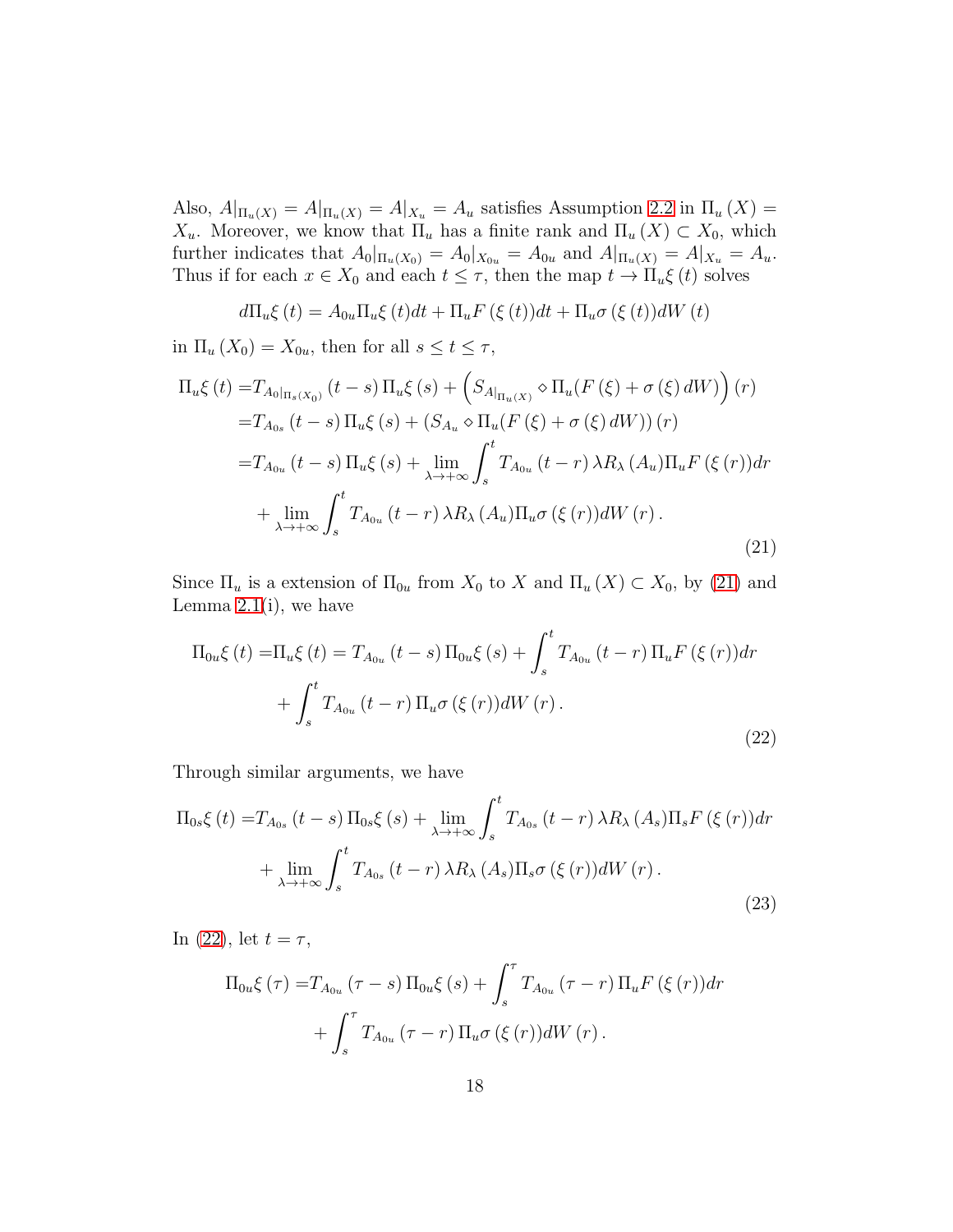Also, $A|_{\Pi_u(X)} = A|_{\Pi_u(X)} = A|_{X_u} = A_u$ satisfies Assumption 2.2 in $\Pi_u(X) = X_u$. Moreover, we know that $\Pi_u$ has a finite rank and $\Pi_u(X) \subset X_0$, which further indicates that $A_0|_{\Pi_u(X_0)} = A_0|_{X_{0u}} = A_{0u}$ and $A|_{\Pi_u(X)} = A|_{X_u} = A_u$. Thus if for each $x \in X_0$ and each $t \leq \tau$, then the map $t \to \Pi_u \xi(t)$ solves

$$d\Pi_u \xi(t) = A_{0u} \Pi_u \xi(t) dt + \Pi_u F(\xi(t)) dt + \Pi_u \sigma(\xi(t)) dW(t)$$

in $\Pi_u(X_0) = X_{0u}$, then for all $s \leq t \leq \tau$,

$$\begin{aligned}
\Pi_u \xi(t) =& T_{A_0|_{\Pi_s(X_0)}}(t-s) \Pi_u \xi(s) + \left( S_{A|_{\Pi_u(X)}} \diamond \Pi_u (F(\xi) + \sigma(\xi) dW) \right)(r) \\
=& T_{A_{0s}}(t-s) \Pi_u \xi(s) + \left( S_{A_u} \diamond \Pi_u (F(\xi) + \sigma(\xi) dW) \right)(r) \\
=& T_{A_{0u}}(t-s) \Pi_u \xi(s) + \lim_{\lambda \to +\infty} \int_s^t T_{A_{0u}}(t-r) \lambda R_\lambda(A_u) \Pi_u F(\xi(r)) dr \\
&+ \lim_{\lambda \to +\infty} \int_s^t T_{A_{0u}}(t-r) \lambda R_\lambda(A_u) \Pi_u \sigma(\xi(r)) dW(r).
\end{aligned} \tag{21}$$

Since $\Pi_u$ is a extension of $\Pi_{0u}$ from $X_0$ to $X$ and $\Pi_u(X) \subset X_0$, by (21) and Lemma 2.1(i), we have

$$\begin{aligned}
\Pi_{0u} \xi(t) =& \Pi_u \xi(t) = T_{A_{0u}}(t-s) \Pi_{0u} \xi(s) + \int_s^t T_{A_{0u}}(t-r) \Pi_u F(\xi(r)) dr \\
&+ \int_s^t T_{A_{0u}}(t-r) \Pi_u \sigma(\xi(r)) dW(r).
\end{aligned} \tag{22}$$

Through similar arguments, we have

$$\begin{aligned}
\Pi_{0s} \xi(t) =& T_{A_{0s}}(t-s) \Pi_{0s} \xi(s) + \lim_{\lambda \to +\infty} \int_s^t T_{A_{0s}}(t-r) \lambda R_\lambda(A_s) \Pi_s F(\xi(r)) dr \\
&+ \lim_{\lambda \to +\infty} \int_s^t T_{A_{0s}}(t-r) \lambda R_\lambda(A_s) \Pi_s \sigma(\xi(r)) dW(r).
\end{aligned} \tag{23}$$

In (22), let $t = \tau$,

$$\begin{aligned}
\Pi_{0u} \xi(\tau) =& T_{A_{0u}}(\tau-s) \Pi_{0u} \xi(s) + \int_s^\tau T_{A_{0u}}(\tau-r) \Pi_u F(\xi(r)) dr \\
&+ \int_s^\tau T_{A_{0u}}(\tau-r) \Pi_u \sigma(\xi(r)) dW(r).
\end{aligned}$$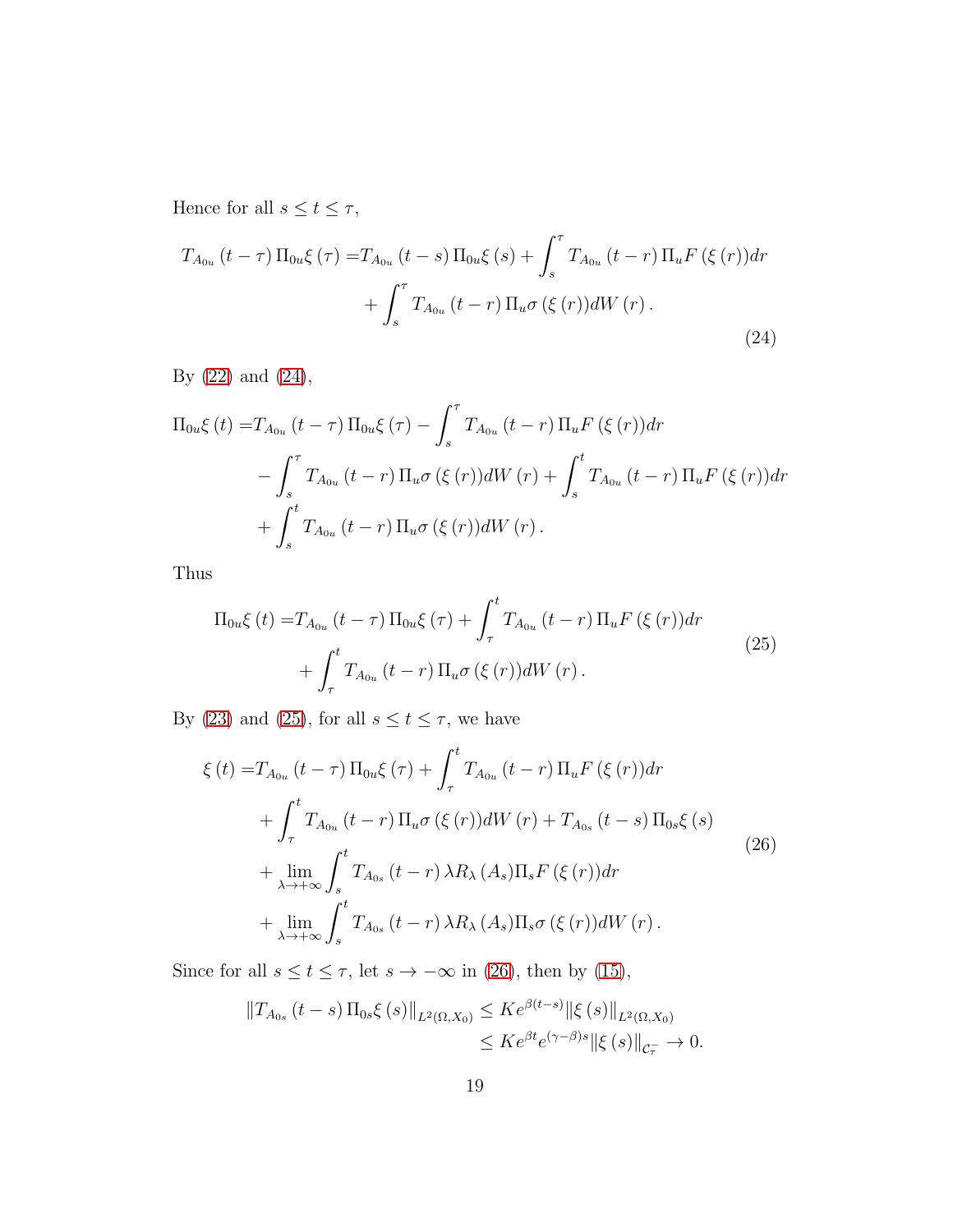Hence for all $s \le t \le \tau$,

$$
\begin{aligned}
T_{A_{0u}}(t-\tau)\Pi_{0u}\xi(\tau) = & T_{A_{0u}}(t-s)\Pi_{0u}\xi(s) + \int_s^\tau T_{A_{0u}}(t-r)\Pi_u F(\xi(r))dr \\
& + \int_s^\tau T_{A_{0u}}(t-r)\Pi_u \sigma(\xi(r))dW(r).
\end{aligned} \tag{24}
$$

By (22) and (24),

$$
\begin{aligned}
\Pi_{0u}\xi(t) = & T_{A_{0u}}(t-\tau)\Pi_{0u}\xi(\tau) - \int_s^\tau T_{A_{0u}}(t-r)\Pi_u F(\xi(r))dr \\
& - \int_s^\tau T_{A_{0u}}(t-r)\Pi_u \sigma(\xi(r))dW(r) + \int_s^t T_{A_{0u}}(t-r)\Pi_u F(\xi(r))dr \\
& + \int_s^t T_{A_{0u}}(t-r)\Pi_u \sigma(\xi(r))dW(r).
\end{aligned}
$$

Thus

$$
\begin{aligned}
\Pi_{0u}\xi(t) = & T_{A_{0u}}(t-\tau)\Pi_{0u}\xi(\tau) + \int_\tau^t T_{A_{0u}}(t-r)\Pi_u F(\xi(r))dr \\
& + \int_\tau^t T_{A_{0u}}(t-r)\Pi_u \sigma(\xi(r))dW(r).
\end{aligned} \tag{25}
$$

By (23) and (25), for all $s \le t \le \tau$, we have

$$
\begin{aligned}
\xi(t) = & T_{A_{0u}}(t-\tau)\Pi_{0u}\xi(\tau) + \int_\tau^t T_{A_{0u}}(t-r)\Pi_u F(\xi(r))dr \\
& + \int_\tau^t T_{A_{0u}}(t-r)\Pi_u \sigma(\xi(r))dW(r) + T_{A_{0s}}(t-s)\Pi_{0s}\xi(s) \\
& + \lim_{\lambda\to+\infty}\int_s^t T_{A_{0s}}(t-r)\lambda R_\lambda(A_s)\Pi_s F(\xi(r))dr \\
& + \lim_{\lambda\to+\infty}\int_s^t T_{A_{0s}}(t-r)\lambda R_\lambda(A_s)\Pi_s \sigma(\xi(r))dW(r).
\end{aligned} \tag{26}
$$

Since for all $s \le t \le \tau$, let $s \to -\infty$ in (26), then by (15),

$$
\begin{aligned}
\|T_{A_{0s}}(t-s)\Pi_{0s}\xi(s)\|_{L^2(\Omega,X_0)} & \le Ke^{\beta(t-s)}\|\xi(s)\|_{L^2(\Omega,X_0)} \\
& \le Ke^{\beta t}e^{(\gamma-\beta)s}\|\xi(s)\|_{\mathcal{C}_\tau^-} \to 0.
\end{aligned}
$$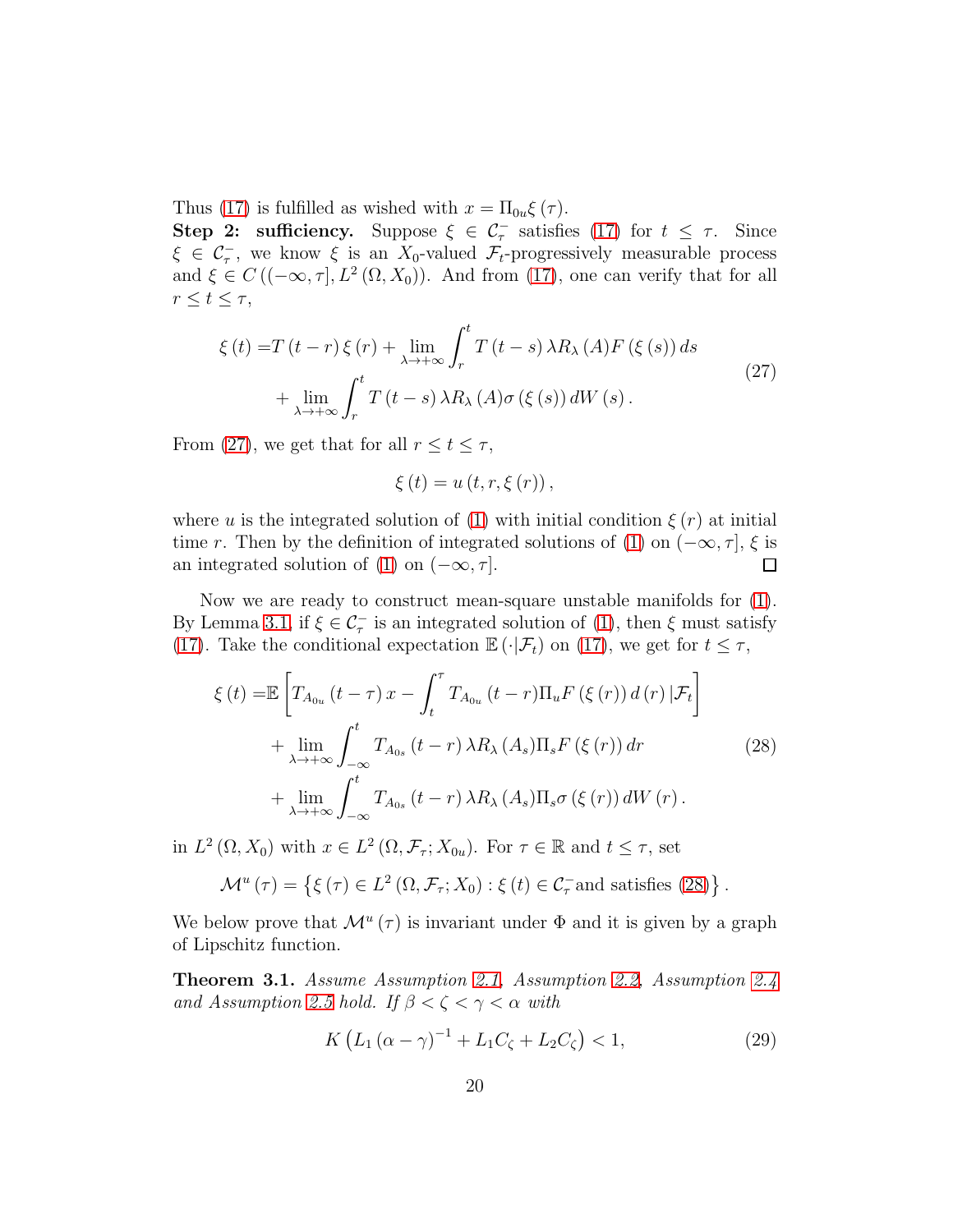Thus (17) is fulfilled as wished with $x = \Pi_{0u}\xi(\tau)$.

**Step 2: sufficiency.** Suppose $\xi \in \mathcal{C}_\tau^-$ satisfies (17) for $t \leq \tau$. Since $\xi \in \mathcal{C}_\tau^-$, we know $\xi$ is an $X_0$-valued $\mathcal{F}_t$-progressively measurable process and $\xi \in C((-\infty, \tau], L^2(\Omega, X_0))$. And from (17), one can verify that for all $r \leq t \leq \tau$,

$$
\begin{aligned}
\xi(t) =& T(t-r)\xi(r) + \lim_{\lambda \to +\infty} \int_r^t T(t-s)\lambda R_\lambda(A) F(\xi(s))\, ds \\
&+ \lim_{\lambda \to +\infty} \int_r^t T(t-s)\lambda R_\lambda(A)\sigma(\xi(s))\, dW(s).
\end{aligned}
\tag{27}
$$

From (27), we get that for all $r \leq t \leq \tau$,

$$
\xi(t) = u(t, r, \xi(r)),
$$

where $u$ is the integrated solution of (1) with initial condition $\xi(r)$ at initial time $r$. Then by the definition of integrated solutions of (1) on $(-\infty, \tau]$, $\xi$ is an integrated solution of (1) on $(-\infty, \tau]$. $\square$

Now we are ready to construct mean-square unstable manifolds for (1). By Lemma 3.1, if $\xi \in \mathcal{C}_\tau^-$ is an integrated solution of (1), then $\xi$ must satisfy (17). Take the conditional expectation $\mathbb{E}(\cdot|\mathcal{F}_t)$ on (17), we get for $t \leq \tau$,

$$
\begin{aligned}
\xi(t) =& \mathbb{E}\left[T_{A_{0u}}(t-\tau)x - \int_t^\tau T_{A_{0u}}(t-r)\Pi_u F(\xi(r))\, d(r) \,|\mathcal{F}_t\right] \\
&+ \lim_{\lambda \to +\infty} \int_{-\infty}^t T_{A_{0s}}(t-r)\lambda R_\lambda(A_s)\Pi_s F(\xi(r))\, dr \\
&+ \lim_{\lambda \to +\infty} \int_{-\infty}^t T_{A_{0s}}(t-r)\lambda R_\lambda(A_s)\Pi_s \sigma(\xi(r))\, dW(r).
\end{aligned}
\tag{28}
$$

in $L^2(\Omega, X_0)$ with $x \in L^2(\Omega, \mathcal{F}_\tau; X_{0u})$. For $\tau \in \mathbb{R}$ and $t \leq \tau$, set

$$
\mathcal{M}^u(\tau) = \left\{\xi(\tau) \in L^2(\Omega, \mathcal{F}_\tau; X_0) : \xi(t) \in \mathcal{C}_\tau^- \text{and satisfies (28)}\right\}.
$$

We below prove that $\mathcal{M}^u(\tau)$ is invariant under $\Phi$ and it is given by a graph of Lipschitz function.

**Theorem 3.1.** *Assume Assumption 2.1, Assumption 2.2, Assumption 2.4 and Assumption 2.5 hold. If $\beta < \zeta < \gamma < \alpha$ with*

$$
K\left(L_1(\alpha - \gamma)^{-1} + L_1 C_\zeta + L_2 C_\zeta\right) < 1,
\tag{29}
$$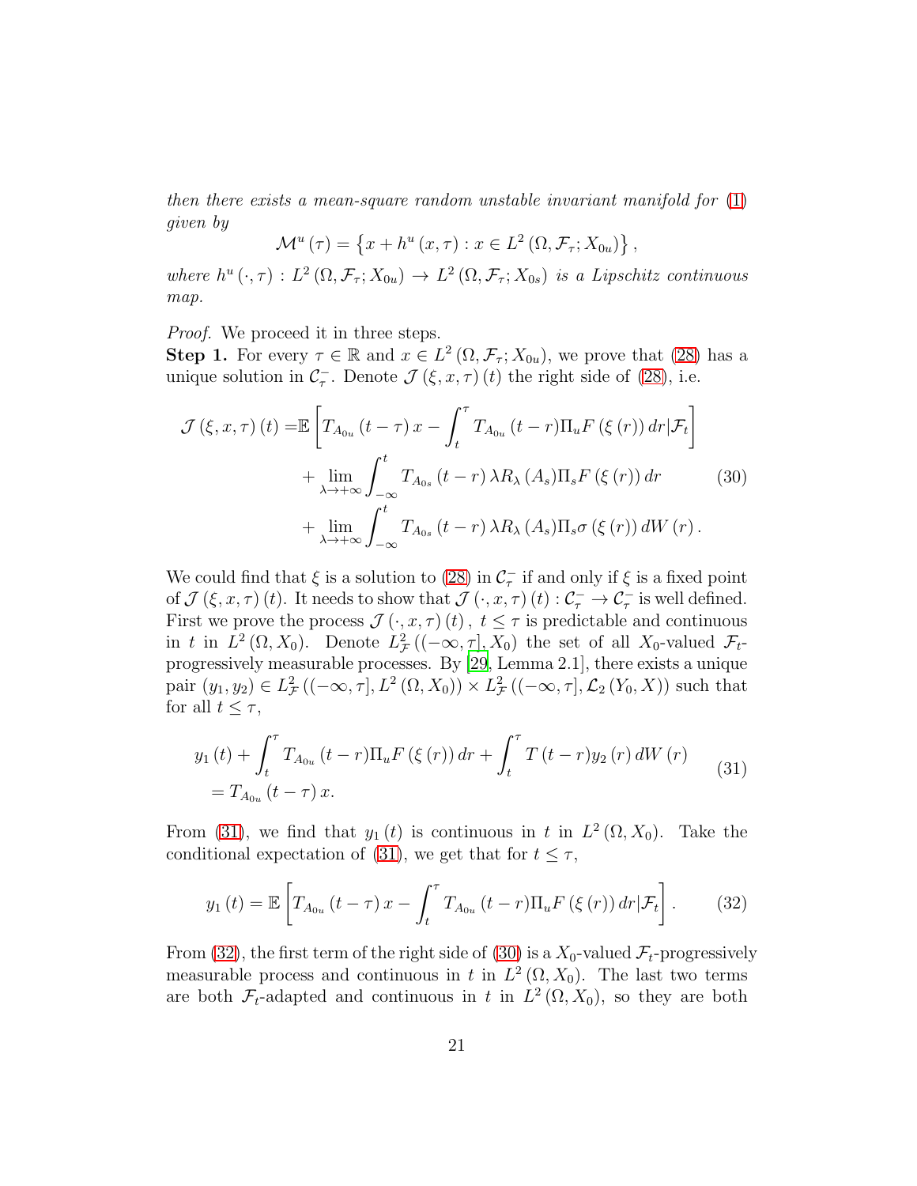*then there exists a mean-square random unstable invariant manifold for* (1) *given by*

$$\mathcal{M}^u(\tau) = \left\{x + h^u(x,\tau) : x \in L^2(\Omega, \mathcal{F}_\tau; X_{0u})\right\},$$

*where* $h^u(\cdot,\tau) : L^2(\Omega, \mathcal{F}_\tau; X_{0u}) \to L^2(\Omega, \mathcal{F}_\tau; X_{0s})$ *is a Lipschitz continuous map.*

*Proof.* We proceed it in three steps.

**Step 1.** For every $\tau \in \mathbb{R}$ and $x \in L^2(\Omega, \mathcal{F}_\tau; X_{0u})$, we prove that (28) has a unique solution in $\mathcal{C}_\tau^-$. Denote $\mathcal{J}(\xi, x, \tau)(t)$ the right side of (28), i.e.

$$\begin{aligned}\mathcal{J}(\xi, x, \tau)(t) =& \mathbb{E}\left[T_{A_{0u}}(t-\tau)x - \int_t^\tau T_{A_{0u}}(t-r)\Pi_u F(\xi(r))\,dr|\mathcal{F}_t\right] \\ &+ \lim_{\lambda\to+\infty}\int_{-\infty}^t T_{A_{0s}}(t-r)\lambda R_\lambda(A_s)\Pi_s F(\xi(r))\,dr \\ &+ \lim_{\lambda\to+\infty}\int_{-\infty}^t T_{A_{0s}}(t-r)\lambda R_\lambda(A_s)\Pi_s \sigma(\xi(r))\,dW(r).\end{aligned} \tag{30}$$

We could find that $\xi$ is a solution to (28) in $\mathcal{C}_\tau^-$ if and only if $\xi$ is a fixed point of $\mathcal{J}(\xi, x, \tau)(t)$. It needs to show that $\mathcal{J}(\cdot, x, \tau)(t) : \mathcal{C}_\tau^- \to \mathcal{C}_\tau^-$ is well defined. First we prove the process $\mathcal{J}(\cdot, x, \tau)(t)$, $t \le \tau$ is predictable and continuous in $t$ in $L^2(\Omega, X_0)$. Denote $L^2_{\mathcal{F}}((-\infty,\tau], X_0)$ the set of all $X_0$-valued $\mathcal{F}_t$-progressively measurable processes. By [29, Lemma 2.1], there exists a unique pair $(y_1, y_2) \in L^2_{\mathcal{F}}((-\infty,\tau], L^2(\Omega, X_0)) \times L^2_{\mathcal{F}}((-\infty,\tau], \mathcal{L}_2(Y_0, X))$ such that for all $t \le \tau$,

$$\begin{aligned}&y_1(t) + \int_t^\tau T_{A_{0u}}(t-r)\Pi_u F(\xi(r))\,dr + \int_t^\tau T(t-r)y_2(r)\,dW(r) \\ &= T_{A_{0u}}(t-\tau)x.\end{aligned} \tag{31}$$

From (31), we find that $y_1(t)$ is continuous in $t$ in $L^2(\Omega, X_0)$. Take the conditional expectation of (31), we get that for $t \le \tau$,

$$y_1(t) = \mathbb{E}\left[T_{A_{0u}}(t-\tau)x - \int_t^\tau T_{A_{0u}}(t-r)\Pi_u F(\xi(r))\,dr|\mathcal{F}_t\right]. \tag{32}$$

From (32), the first term of the right side of (30) is a $X_0$-valued $\mathcal{F}_t$-progressively measurable process and continuous in $t$ in $L^2(\Omega, X_0)$. The last two terms are both $\mathcal{F}_t$-adapted and continuous in $t$ in $L^2(\Omega, X_0)$, so they are both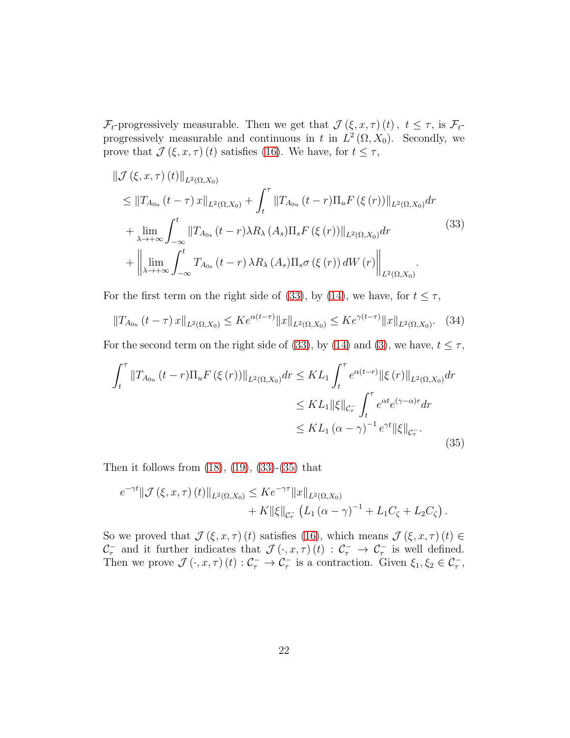$\mathcal{F}_t$-progressively measurable. Then we get that $\mathcal{J}(\xi, x, \tau)(t)$, $t \leq \tau$, is $\mathcal{F}_t$-progressively measurable and continuous in $t$ in $L^2(\Omega, X_0)$. Secondly, we prove that $\mathcal{J}(\xi, x, \tau)(t)$ satisfies (16). We have, for $t \leq \tau$,

$$
\begin{aligned}
&\|\mathcal{J}(\xi, x, \tau)(t)\|_{L^2(\Omega, X_0)} \\
&\quad \leq \|T_{A_{0u}}(t-\tau)x\|_{L^2(\Omega,X_0)} + \int_t^\tau \|T_{A_{0u}}(t-r)\Pi_u F(\xi(r))\|_{L^2(\Omega,X_0)} dr \\
&\quad + \lim_{\lambda \to +\infty} \int_{-\infty}^t \|T_{A_{0s}}(t-r)\lambda R_\lambda(A_s)\Pi_s F(\xi(r))\|_{L^2(\Omega,X_0)} dr \\
&\quad + \left\| \lim_{\lambda \to +\infty} \int_{-\infty}^t T_{A_{0s}}(t-r)\lambda R_\lambda(A_s)\Pi_s \sigma(\xi(r)) dW(r) \right\|_{L^2(\Omega,X_0)}.
\end{aligned} \tag{33}
$$

For the first term on the right side of (33), by (14), we have, for $t \leq \tau$,

$$
\|T_{A_{0u}}(t-\tau)x\|_{L^2(\Omega,X_0)} \leq K e^{\alpha(t-\tau)} \|x\|_{L^2(\Omega,X_0)} \leq K e^{\gamma(t-\tau)} \|x\|_{L^2(\Omega,X_0)}. \tag{34}
$$

For the second term on the right side of (33), by (14) and (3), we have, $t \leq \tau$,

$$
\begin{aligned}
\int_t^\tau \|T_{A_{0u}}(t-r)\Pi_u F(\xi(r))\|_{L^2(\Omega,X_0)} dr &\leq K L_1 \int_t^\tau e^{\alpha(t-r)} \|\xi(r)\|_{L^2(\Omega,X_0)} dr \\
&\leq K L_1 \|\xi\|_{\mathcal{C}_\tau^-} \int_t^\tau e^{\alpha t} e^{(\gamma-\alpha)r} dr \\
&\leq K L_1 (\alpha - \gamma)^{-1} e^{\gamma t} \|\xi\|_{\mathcal{C}_\tau^-}.
\end{aligned} \tag{35}
$$

Then it follows from (18), (19), (33)-(35) that

$$
\begin{aligned}
e^{-\gamma t} \|\mathcal{J}(\xi, x, \tau)(t)\|_{L^2(\Omega,X_0)} &\leq K e^{-\gamma \tau} \|x\|_{L^2(\Omega,X_0)} \\
&\quad + K \|\xi\|_{\mathcal{C}_\tau^-} \left( L_1 (\alpha - \gamma)^{-1} + L_1 C_\zeta + L_2 C_\zeta \right).
\end{aligned}
$$

So we proved that $\mathcal{J}(\xi, x, \tau)(t)$ satisfies (16), which means $\mathcal{J}(\xi, x, \tau)(t) \in \mathcal{C}_\tau^-$ and it further indicates that $\mathcal{J}(\cdot, x, \tau)(t) : \mathcal{C}_\tau^- \to \mathcal{C}_\tau^-$ is well defined. Then we prove $\mathcal{J}(\cdot, x, \tau)(t) : \mathcal{C}_\tau^- \to \mathcal{C}_\tau^-$ is a contraction. Given $\xi_1, \xi_2 \in \mathcal{C}_\tau^-$,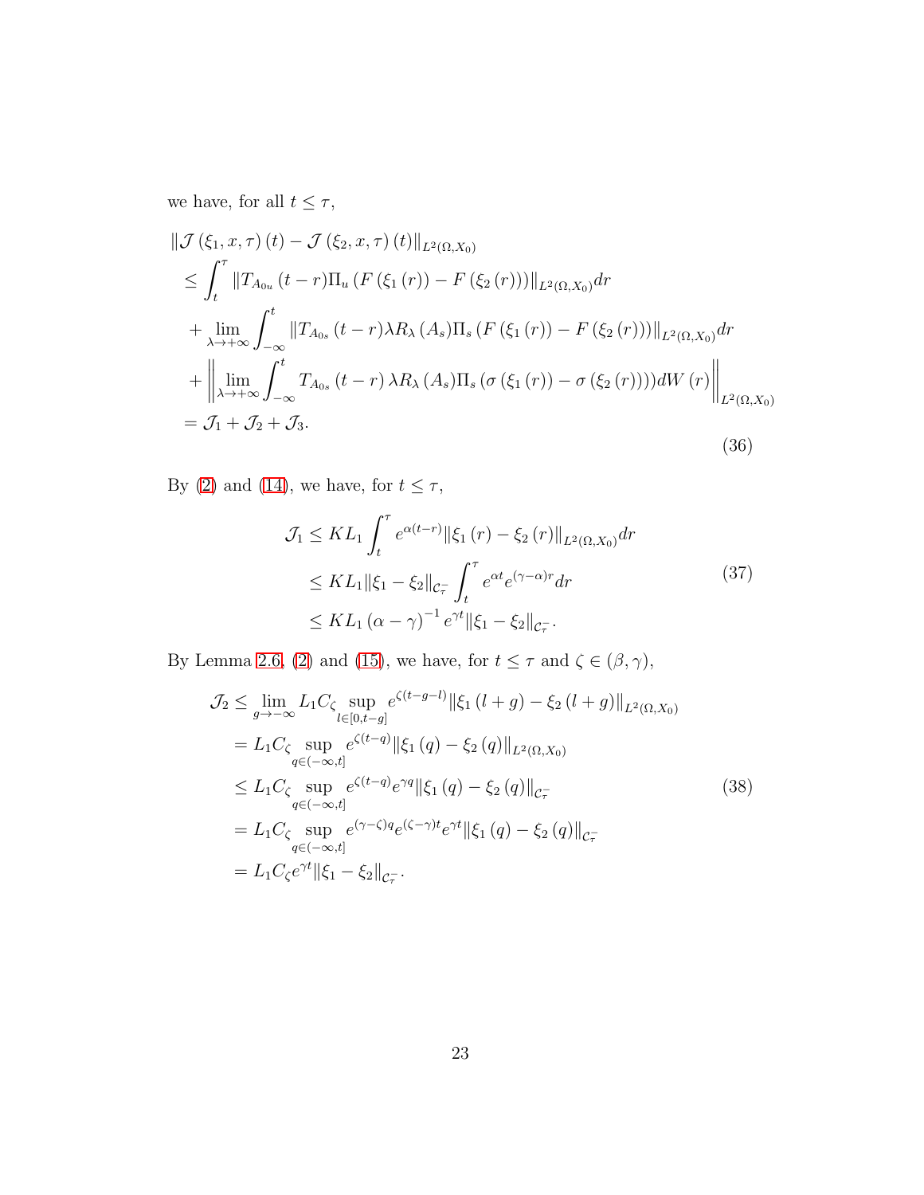we have, for all $t \le \tau$,

$$
\begin{aligned}
&\left\| \mathcal{J}\left(\xi_1, x, \tau\right)(t) - \mathcal{J}\left(\xi_2, x, \tau\right)(t) \right\|_{L^2(\Omega, X_0)} \\
&\le \int_t^\tau \left\| T_{A_{0u}}(t-r) \Pi_u \left(F\left(\xi_1(r)\right) - F\left(\xi_2(r)\right)\right) \right\|_{L^2(\Omega, X_0)} dr \\
&+ \lim_{\lambda \to +\infty} \int_{-\infty}^t \left\| T_{A_{0s}}(t-r) \lambda R_\lambda\left(A_s\right) \Pi_s \left(F\left(\xi_1(r)\right) - F\left(\xi_2(r)\right)\right) \right\|_{L^2(\Omega, X_0)} dr \\
&+ \left\| \lim_{\lambda \to +\infty} \int_{-\infty}^t T_{A_{0s}}(t-r) \lambda R_\lambda\left(A_s\right) \Pi_s \left(\sigma\left(\xi_1(r)\right) - \sigma\left(\xi_2(r)\right)\right) dW(r) \right\|_{L^2(\Omega, X_0)} \\
&= \mathcal{J}_1 + \mathcal{J}_2 + \mathcal{J}_3.
\end{aligned}
\tag{36}
$$

By (2) and (14), we have, for $t \le \tau$,

$$
\begin{aligned}
\mathcal{J}_1 &\le K L_1 \int_t^\tau e^{\alpha(t-r)} \left\| \xi_1(r) - \xi_2(r) \right\|_{L^2(\Omega, X_0)} dr \\
&\le K L_1 \left\| \xi_1 - \xi_2 \right\|_{\mathcal{C}_\tau^-} \int_t^\tau e^{\alpha t} e^{(\gamma - \alpha) r} dr \\
&\le K L_1 \left(\alpha - \gamma\right)^{-1} e^{\gamma t} \left\| \xi_1 - \xi_2 \right\|_{\mathcal{C}_\tau^-}.
\end{aligned}
\tag{37}
$$

By Lemma 2.6, (2) and (15), we have, for $t \le \tau$ and $\zeta \in (\beta, \gamma)$,

$$
\begin{aligned}
\mathcal{J}_2 &\le \lim_{g \to -\infty} L_1 C_\zeta \sup_{l \in [0, t-g]} e^{\zeta(t-g-l)} \left\| \xi_1(l+g) - \xi_2(l+g) \right\|_{L^2(\Omega, X_0)} \\
&= L_1 C_\zeta \sup_{q \in (-\infty, t]} e^{\zeta(t-q)} \left\| \xi_1(q) - \xi_2(q) \right\|_{L^2(\Omega, X_0)} \\
&\le L_1 C_\zeta \sup_{q \in (-\infty, t]} e^{\zeta(t-q)} e^{\gamma q} \left\| \xi_1(q) - \xi_2(q) \right\|_{\mathcal{C}_\tau^-} \\
&= L_1 C_\zeta \sup_{q \in (-\infty, t]} e^{(\gamma - \zeta) q} e^{(\zeta - \gamma) t} e^{\gamma t} \left\| \xi_1(q) - \xi_2(q) \right\|_{\mathcal{C}_\tau^-} \\
&= L_1 C_\zeta e^{\gamma t} \left\| \xi_1 - \xi_2 \right\|_{\mathcal{C}_\tau^-}.
\end{aligned}
\tag{38}
$$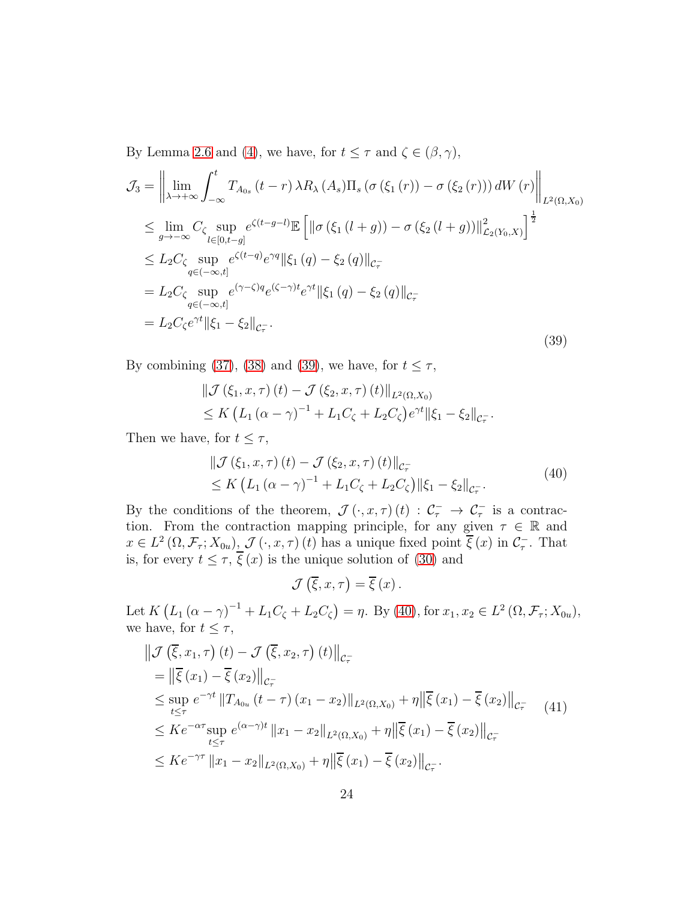By Lemma 2.6 and (4), we have, for $t \leq \tau$ and $\zeta \in (\beta, \gamma)$,

$$
\begin{aligned}
\mathcal{J}_3 &= \left\| \lim_{\lambda \to +\infty} \int_{-\infty}^{t} T_{A_{0s}}(t-r)\, \lambda R_\lambda(A_s) \Pi_s \left(\sigma(\xi_1(r)) - \sigma(\xi_2(r))\right) dW(r) \right\|_{L^2(\Omega, X_0)} \\
&\leq \lim_{g \to -\infty} C_\zeta \sup_{l \in [0, t-g]} e^{\zeta(t-g-l)} \mathbb{E}\left[ \left\| \sigma(\xi_1(l+g)) - \sigma(\xi_2(l+g)) \right\|^2_{\mathcal{L}_2(Y_0, X)} \right]^{\frac{1}{2}} \\
&\leq L_2 C_\zeta \sup_{q \in (-\infty, t]} e^{\zeta(t-q)} e^{\gamma q} \|\xi_1(q) - \xi_2(q)\|_{\mathcal{C}_\tau^-} \\
&= L_2 C_\zeta \sup_{q \in (-\infty, t]} e^{(\gamma-\zeta) q} e^{(\zeta-\gamma)t} e^{\gamma t} \|\xi_1(q) - \xi_2(q)\|_{\mathcal{C}_\tau^-} \\
&= L_2 C_\zeta e^{\gamma t} \|\xi_1 - \xi_2\|_{\mathcal{C}_\tau^-}.
\end{aligned}
\tag{39}
$$

By combining (37), (38) and (39), we have, for $t \leq \tau$,

$$
\begin{aligned}
&\|\mathcal{J}(\xi_1, x, \tau)(t) - \mathcal{J}(\xi_2, x, \tau)(t)\|_{L^2(\Omega, X_0)} \\
&\leq K \left( L_1 (\alpha - \gamma)^{-1} + L_1 C_\zeta + L_2 C_\zeta \right) e^{\gamma t} \|\xi_1 - \xi_2\|_{\mathcal{C}_\tau^-}.
\end{aligned}
$$

Then we have, for $t \leq \tau$,

$$
\begin{aligned}
&\|\mathcal{J}(\xi_1, x, \tau)(t) - \mathcal{J}(\xi_2, x, \tau)(t)\|_{\mathcal{C}_\tau^-} \\
&\leq K \left( L_1 (\alpha - \gamma)^{-1} + L_1 C_\zeta + L_2 C_\zeta \right) \|\xi_1 - \xi_2\|_{\mathcal{C}_\tau^-}.
\end{aligned}
\tag{40}
$$

By the conditions of the theorem, $\mathcal{J}(\cdot, x, \tau)(t) : \mathcal{C}_\tau^- \to \mathcal{C}_\tau^-$ is a contraction. From the contraction mapping principle, for any given $\tau \in \mathbb{R}$ and $x \in L^2(\Omega, \mathcal{F}_\tau; X_{0u})$, $\mathcal{J}(\cdot, x, \tau)(t)$ has a unique fixed point $\overline{\xi}(x)$ in $\mathcal{C}_\tau^-$. That is, for every $t \leq \tau$, $\overline{\xi}(x)$ is the unique solution of (30) and

$$
\mathcal{J}\left(\overline{\xi}, x, \tau\right) = \overline{\xi}(x).
$$

Let $K \left( L_1 (\alpha - \gamma)^{-1} + L_1 C_\zeta + L_2 C_\zeta \right) = \eta$. By (40), for $x_1, x_2 \in L^2(\Omega, \mathcal{F}_\tau; X_{0u})$, we have, for $t \leq \tau$,

$$
\begin{aligned}
&\left\| \mathcal{J}\left(\overline{\xi}, x_1, \tau\right)(t) - \mathcal{J}\left(\overline{\xi}, x_2, \tau\right)(t) \right\|_{\mathcal{C}_\tau^-} \\
&= \left\| \overline{\xi}(x_1) - \overline{\xi}(x_2) \right\|_{\mathcal{C}_\tau^-} \\
&\leq \sup_{t \leq \tau} e^{-\gamma t} \left\| T_{A_{0u}}(t-\tau)(x_1 - x_2) \right\|_{L^2(\Omega, X_0)} + \eta \left\| \overline{\xi}(x_1) - \overline{\xi}(x_2) \right\|_{\mathcal{C}_\tau^-} \\
&\leq K e^{-\alpha \tau} \sup_{t \leq \tau} e^{(\alpha - \gamma)t} \left\| x_1 - x_2 \right\|_{L^2(\Omega, X_0)} + \eta \left\| \overline{\xi}(x_1) - \overline{\xi}(x_2) \right\|_{\mathcal{C}_\tau^-} \\
&\leq K e^{-\gamma \tau} \left\| x_1 - x_2 \right\|_{L^2(\Omega, X_0)} + \eta \left\| \overline{\xi}(x_1) - \overline{\xi}(x_2) \right\|_{\mathcal{C}_\tau^-}.
\end{aligned}
\tag{41}
$$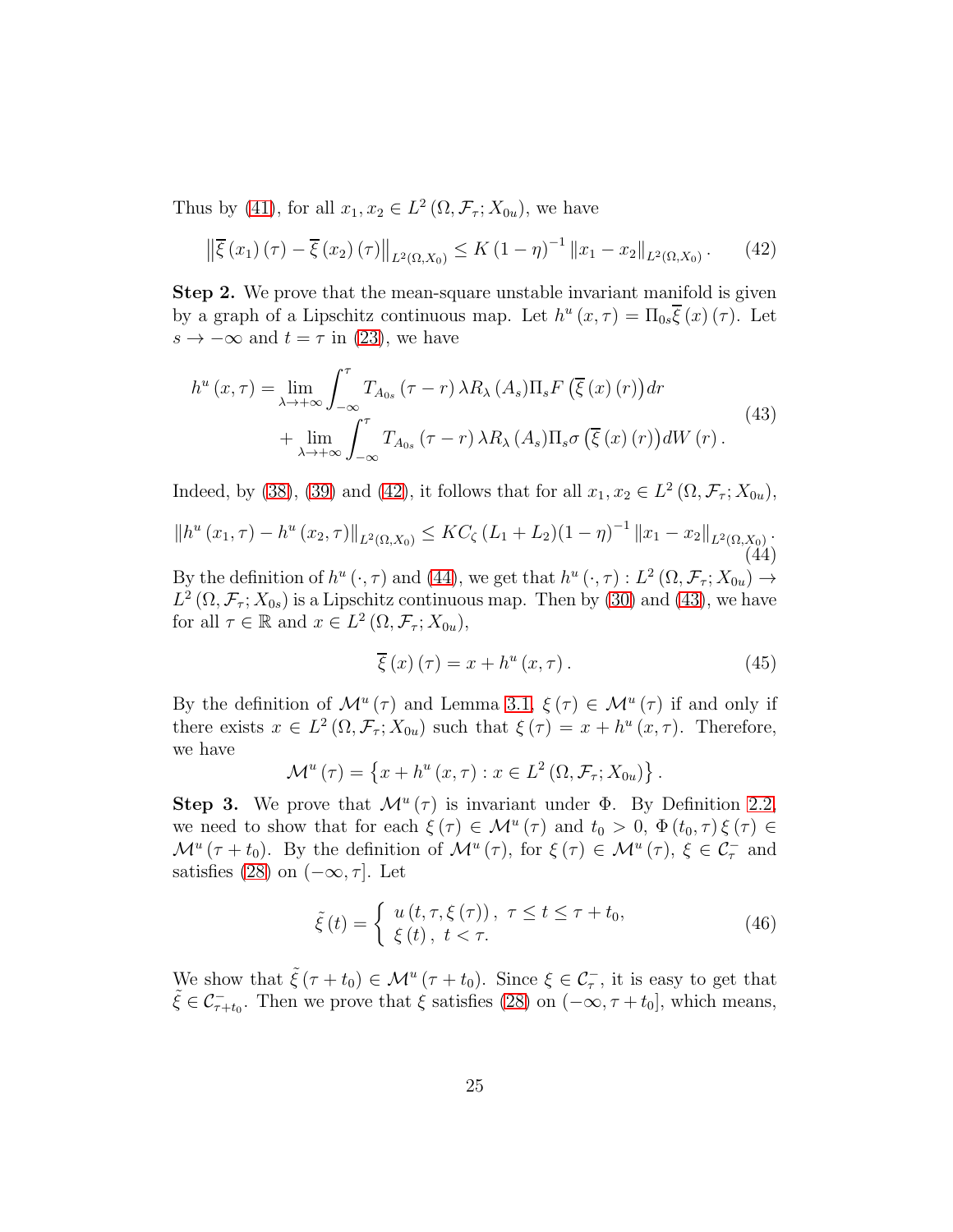Thus by (41), for all $x_1, x_2 \in L^2(\Omega, \mathcal{F}_\tau; X_{0u})$, we have

$$\left\|\overline{\xi}(x_1)(\tau) - \overline{\xi}(x_2)(\tau)\right\|_{L^2(\Omega,X_0)} \leq K(1-\eta)^{-1}\|x_1 - x_2\|_{L^2(\Omega,X_0)}. \tag{42}$$

**Step 2.** We prove that the mean-square unstable invariant manifold is given by a graph of a Lipschitz continuous map. Let $h^u(x,\tau) = \Pi_{0s}\overline{\xi}(x)(\tau)$. Let $s \to -\infty$ and $t = \tau$ in (23), we have

$$\begin{aligned} h^u(x,\tau) = &\lim_{\lambda\to+\infty}\int_{-\infty}^{\tau} T_{A_{0s}}(\tau - r)\lambda R_\lambda(A_s)\Pi_s F\left(\overline{\xi}(x)(r)\right)dr \\ &+ \lim_{\lambda\to+\infty}\int_{-\infty}^{\tau} T_{A_{0s}}(\tau - r)\lambda R_\lambda(A_s)\Pi_s \sigma\left(\overline{\xi}(x)(r)\right)dW(r). \end{aligned} \tag{43}$$

Indeed, by (38), (39) and (42), it follows that for all $x_1, x_2 \in L^2(\Omega, \mathcal{F}_\tau; X_{0u})$,

$$\|h^u(x_1,\tau) - h^u(x_2,\tau)\|_{L^2(\Omega,X_0)} \leq KC_\zeta(L_1 + L_2)(1-\eta)^{-1}\|x_1 - x_2\|_{L^2(\Omega,X_0)}. \tag{44}$$

By the definition of $h^u(\cdot,\tau)$ and (44), we get that $h^u(\cdot,\tau) : L^2(\Omega, \mathcal{F}_\tau; X_{0u}) \to L^2(\Omega, \mathcal{F}_\tau; X_{0s})$ is a Lipschitz continuous map. Then by (30) and (43), we have for all $\tau \in \mathbb{R}$ and $x \in L^2(\Omega, \mathcal{F}_\tau; X_{0u})$,

$$\overline{\xi}(x)(\tau) = x + h^u(x,\tau). \tag{45}$$

By the definition of $\mathcal{M}^u(\tau)$ and Lemma 3.1, $\xi(\tau) \in \mathcal{M}^u(\tau)$ if and only if there exists $x \in L^2(\Omega, \mathcal{F}_\tau; X_{0u})$ such that $\xi(\tau) = x + h^u(x,\tau)$. Therefore, we have

$$\mathcal{M}^u(\tau) = \left\{x + h^u(x,\tau) : x \in L^2(\Omega, \mathcal{F}_\tau; X_{0u})\right\}.$$

**Step 3.** We prove that $\mathcal{M}^u(\tau)$ is invariant under $\Phi$. By Definition 2.2, we need to show that for each $\xi(\tau) \in \mathcal{M}^u(\tau)$ and $t_0 > 0$, $\Phi(t_0,\tau)\xi(\tau) \in \mathcal{M}^u(\tau + t_0)$. By the definition of $\mathcal{M}^u(\tau)$, for $\xi(\tau) \in \mathcal{M}^u(\tau)$, $\xi \in \mathcal{C}_\tau^-$ and satisfies (28) on $(-\infty, \tau]$. Let

$$\tilde{\xi}(t) = \begin{cases} u(t,\tau,\xi(\tau)), & \tau \leq t \leq \tau + t_0, \\ \xi(t), & t < \tau. \end{cases} \tag{46}$$

We show that $\tilde{\xi}(\tau + t_0) \in \mathcal{M}^u(\tau + t_0)$. Since $\xi \in \mathcal{C}_\tau^-$, it is easy to get that $\tilde{\xi} \in \mathcal{C}_{\tau+t_0}^-$. Then we prove that $\xi$ satisfies (28) on $(-\infty, \tau + t_0]$, which means,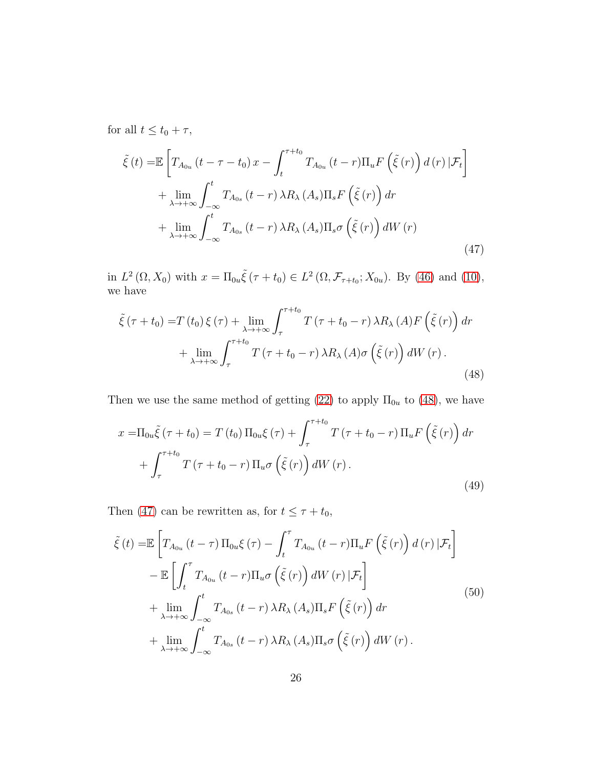for all $t \le t_0 + \tau$,

$$
\begin{aligned}
\tilde{\xi}(t) =& \mathbb{E}\left[T_{A_{0u}}(t-\tau-t_0)\,x - \int_t^{\tau+t_0} T_{A_{0u}}(t-r)\Pi_u F\left(\tilde{\xi}(r)\right) d(r)\,|\mathcal{F}_t\right] \\
&+ \lim_{\lambda\to+\infty}\int_{-\infty}^{t} T_{A_{0s}}(t-r)\,\lambda R_\lambda(A_s)\Pi_s F\left(\tilde{\xi}(r)\right) dr \\
&+ \lim_{\lambda\to+\infty}\int_{-\infty}^{t} T_{A_{0s}}(t-r)\,\lambda R_\lambda(A_s)\Pi_s \sigma\left(\tilde{\xi}(r)\right) dW(r)
\end{aligned}
\tag{47}
$$

in $L^2(\Omega, X_0)$ with $x = \Pi_{0u}\tilde{\xi}(\tau+t_0) \in L^2(\Omega, \mathcal{F}_{\tau+t_0}; X_{0u})$. By (46) and (10), we have

$$
\begin{aligned}
\tilde{\xi}(\tau+t_0) =& T(t_0)\,\xi(\tau) + \lim_{\lambda\to+\infty}\int_{\tau}^{\tau+t_0} T(\tau+t_0-r)\,\lambda R_\lambda(A) F\left(\tilde{\xi}(r)\right) dr \\
&+ \lim_{\lambda\to+\infty}\int_{\tau}^{\tau+t_0} T(\tau+t_0-r)\,\lambda R_\lambda(A)\sigma\left(\tilde{\xi}(r)\right) dW(r).
\end{aligned}
\tag{48}
$$

Then we use the same method of getting (22) to apply $\Pi_{0u}$ to (48), we have

$$
\begin{aligned}
x =& \Pi_{0u}\tilde{\xi}(\tau+t_0) = T(t_0)\,\Pi_{0u}\xi(\tau) + \int_{\tau}^{\tau+t_0} T(\tau+t_0-r)\,\Pi_u F\left(\tilde{\xi}(r)\right) dr \\
&+ \int_{\tau}^{\tau+t_0} T(\tau+t_0-r)\,\Pi_u \sigma\left(\tilde{\xi}(r)\right) dW(r).
\end{aligned}
\tag{49}
$$

Then (47) can be rewritten as, for $t \le \tau + t_0$,

$$
\begin{aligned}
\tilde{\xi}(t) =& \mathbb{E}\left[T_{A_{0u}}(t-\tau)\,\Pi_{0u}\xi(\tau) - \int_t^{\tau} T_{A_{0u}}(t-r)\Pi_u F\left(\tilde{\xi}(r)\right) d(r)\,|\mathcal{F}_t\right] \\
&- \mathbb{E}\left[\int_t^{\tau} T_{A_{0u}}(t-r)\Pi_u \sigma\left(\tilde{\xi}(r)\right) dW(r)\,|\mathcal{F}_t\right] \\
&+ \lim_{\lambda\to+\infty}\int_{-\infty}^{t} T_{A_{0s}}(t-r)\,\lambda R_\lambda(A_s)\Pi_s F\left(\tilde{\xi}(r)\right) dr \\
&+ \lim_{\lambda\to+\infty}\int_{-\infty}^{t} T_{A_{0s}}(t-r)\,\lambda R_\lambda(A_s)\Pi_s \sigma\left(\tilde{\xi}(r)\right) dW(r).
\end{aligned}
\tag{50}
$$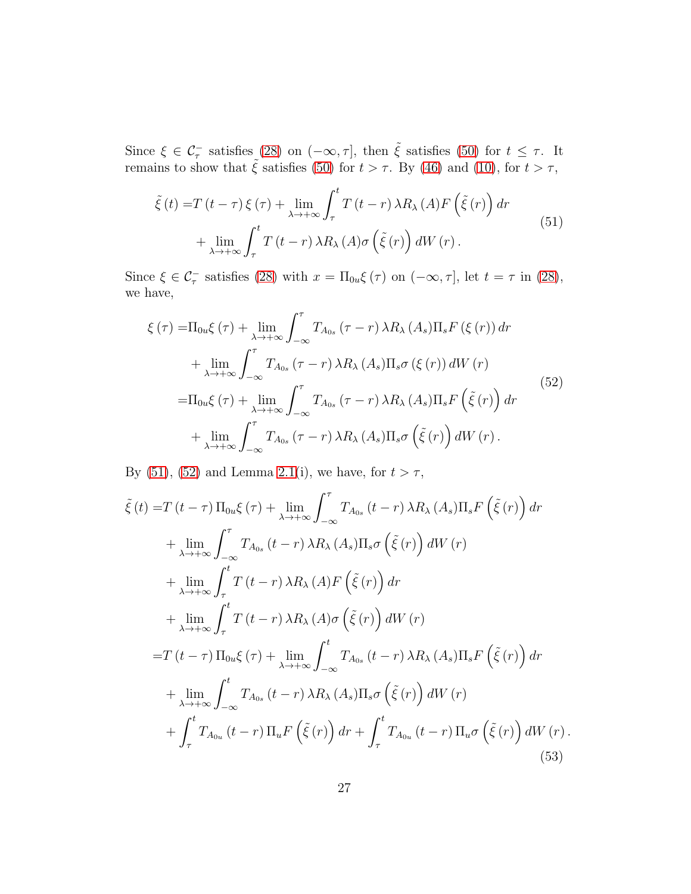Since $\xi \in \mathcal{C}_\tau^-$ satisfies (28) on $(-\infty, \tau]$, then $\tilde{\xi}$ satisfies (50) for $t \leq \tau$. It remains to show that $\tilde{\xi}$ satisfies (50) for $t > \tau$. By (46) and (10), for $t > \tau$,

$$
\begin{aligned}
\tilde{\xi}(t) =& T(t-\tau)\xi(\tau) + \lim_{\lambda \to +\infty} \int_\tau^t T(t-r)\lambda R_\lambda(A) F\left(\tilde{\xi}(r)\right) dr \\
&+ \lim_{\lambda \to +\infty} \int_\tau^t T(t-r)\lambda R_\lambda(A) \sigma\left(\tilde{\xi}(r)\right) dW(r).
\end{aligned}
\tag{51}
$$

Since $\xi \in \mathcal{C}_\tau^-$ satisfies (28) with $x = \Pi_{0u}\xi(\tau)$ on $(-\infty, \tau]$, let $t = \tau$ in (28), we have,

$$
\begin{aligned}
\xi(\tau) =& \Pi_{0u}\xi(\tau) + \lim_{\lambda \to +\infty} \int_{-\infty}^\tau T_{A_{0s}}(\tau - r)\lambda R_\lambda(A_s)\Pi_s F(\xi(r)) dr \\
&+ \lim_{\lambda \to +\infty} \int_{-\infty}^\tau T_{A_{0s}}(\tau - r)\lambda R_\lambda(A_s)\Pi_s \sigma(\xi(r)) dW(r) \\
=& \Pi_{0u}\xi(\tau) + \lim_{\lambda \to +\infty} \int_{-\infty}^\tau T_{A_{0s}}(\tau - r)\lambda R_\lambda(A_s)\Pi_s F\left(\tilde{\xi}(r)\right) dr \\
&+ \lim_{\lambda \to +\infty} \int_{-\infty}^\tau T_{A_{0s}}(\tau - r)\lambda R_\lambda(A_s)\Pi_s \sigma\left(\tilde{\xi}(r)\right) dW(r).
\end{aligned}
\tag{52}
$$

By (51), (52) and Lemma 2.1(i), we have, for $t > \tau$,

$$
\begin{aligned}
\tilde{\xi}(t) =& T(t-\tau)\Pi_{0u}\xi(\tau) + \lim_{\lambda \to +\infty} \int_{-\infty}^\tau T_{A_{0s}}(t-r)\lambda R_\lambda(A_s)\Pi_s F\left(\tilde{\xi}(r)\right) dr \\
&+ \lim_{\lambda \to +\infty} \int_{-\infty}^\tau T_{A_{0s}}(t-r)\lambda R_\lambda(A_s)\Pi_s \sigma\left(\tilde{\xi}(r)\right) dW(r) \\
&+ \lim_{\lambda \to +\infty} \int_\tau^t T(t-r)\lambda R_\lambda(A) F\left(\tilde{\xi}(r)\right) dr \\
&+ \lim_{\lambda \to +\infty} \int_\tau^t T(t-r)\lambda R_\lambda(A) \sigma\left(\tilde{\xi}(r)\right) dW(r) \\
=& T(t-\tau)\Pi_{0u}\xi(\tau) + \lim_{\lambda \to +\infty} \int_{-\infty}^t T_{A_{0s}}(t-r)\lambda R_\lambda(A_s)\Pi_s F\left(\tilde{\xi}(r)\right) dr \\
&+ \lim_{\lambda \to +\infty} \int_{-\infty}^t T_{A_{0s}}(t-r)\lambda R_\lambda(A_s)\Pi_s \sigma\left(\tilde{\xi}(r)\right) dW(r) \\
&+ \int_\tau^t T_{A_{0u}}(t-r)\Pi_u F\left(\tilde{\xi}(r)\right) dr + \int_\tau^t T_{A_{0u}}(t-r)\Pi_u \sigma\left(\tilde{\xi}(r)\right) dW(r).
\end{aligned}
\tag{53}
$$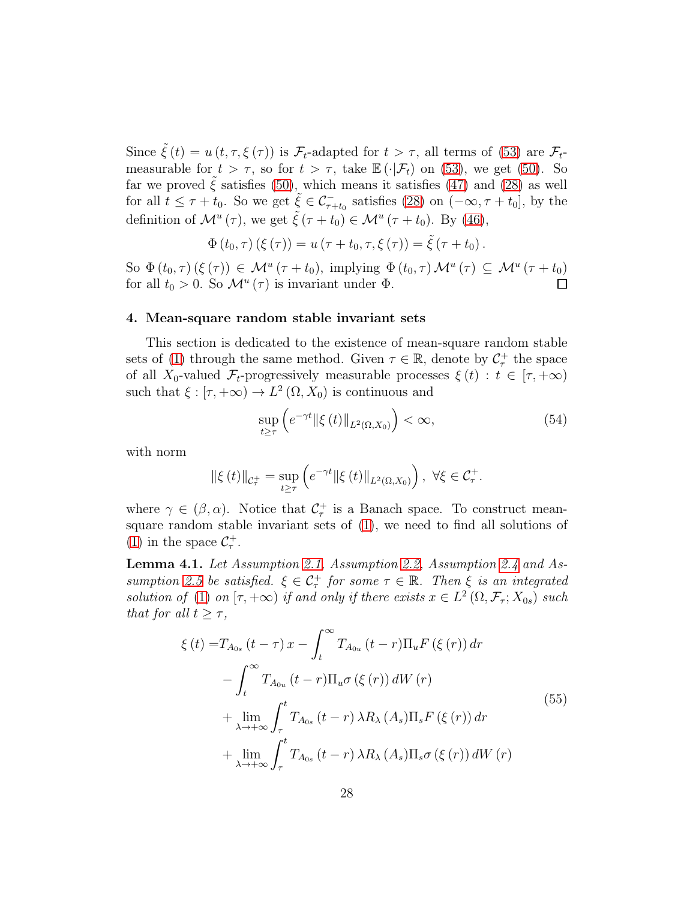Since $\tilde{\xi}(t) = u(t, \tau, \xi(\tau))$ is $\mathcal{F}_t$-adapted for $t > \tau$, all terms of (53) are $\mathcal{F}_t$-measurable for $t > \tau$, so for $t > \tau$, take $\mathbb{E}(\cdot|\mathcal{F}_t)$ on (53), we get (50). So far we proved $\tilde{\xi}$ satisfies (50), which means it satisfies (47) and (28) as well for all $t \leq \tau + t_0$. So we get $\tilde{\xi} \in \mathcal{C}^-_{\tau+t_0}$ satisfies (28) on $(-\infty, \tau + t_0]$, by the definition of $\mathcal{M}^u(\tau)$, we get $\tilde{\xi}(\tau + t_0) \in \mathcal{M}^u(\tau + t_0)$. By (46),

$$\Phi(t_0, \tau)(\xi(\tau)) = u(\tau + t_0, \tau, \xi(\tau)) = \tilde{\xi}(\tau + t_0).$$

So $\Phi(t_0, \tau)(\xi(\tau)) \in \mathcal{M}^u(\tau + t_0)$, implying $\Phi(t_0, \tau)\mathcal{M}^u(\tau) \subseteq \mathcal{M}^u(\tau + t_0)$ for all $t_0 > 0$. So $\mathcal{M}^u(\tau)$ is invariant under $\Phi$. $\square$

## 4. Mean-square random stable invariant sets

This section is dedicated to the existence of mean-square random stable sets of (1) through the same method. Given $\tau \in \mathbb{R}$, denote by $\mathcal{C}^+_\tau$ the space of all $X_0$-valued $\mathcal{F}_t$-progressively measurable processes $\xi(t) : t \in [\tau, +\infty)$ such that $\xi : [\tau, +\infty) \to L^2(\Omega, X_0)$ is continuous and

$$\sup_{t \geq \tau} \left( e^{-\gamma t} \|\xi(t)\|_{L^2(\Omega, X_0)} \right) < \infty, \tag{54}$$

with norm

$$\|\xi(t)\|_{\mathcal{C}^+_\tau} = \sup_{t \geq \tau} \left( e^{-\gamma t} \|\xi(t)\|_{L^2(\Omega, X_0)} \right), \ \forall \xi \in \mathcal{C}^+_\tau.$$

where $\gamma \in (\beta, \alpha)$. Notice that $\mathcal{C}^+_\tau$ is a Banach space. To construct mean-square random stable invariant sets of (1), we need to find all solutions of (1) in the space $\mathcal{C}^+_\tau$.

**Lemma 4.1.** *Let Assumption 2.1, Assumption 2.2, Assumption 2.4 and Assumption 2.5 be satisfied. $\xi \in \mathcal{C}^+_\tau$ for some $\tau \in \mathbb{R}$. Then $\xi$ is an integrated solution of (1) on $[\tau, +\infty)$ if and only if there exists $x \in L^2(\Omega, \mathcal{F}_\tau; X_{0s})$ such that for all $t \geq \tau$,*

$$\begin{aligned}
\xi(t) =& T_{A_{0s}}(t - \tau)x - \int_t^\infty T_{A_{0u}}(t - r)\Pi_u F(\xi(r))\, dr \\
&- \int_t^\infty T_{A_{0u}}(t - r)\Pi_u \sigma(\xi(r))\, dW(r) \\
&+ \lim_{\lambda \to +\infty} \int_\tau^t T_{A_{0s}}(t - r)\lambda R_\lambda(A_s)\Pi_s F(\xi(r))\, dr \\
&+ \lim_{\lambda \to +\infty} \int_\tau^t T_{A_{0s}}(t - r)\lambda R_\lambda(A_s)\Pi_s \sigma(\xi(r))\, dW(r)
\end{aligned} \tag{55}$$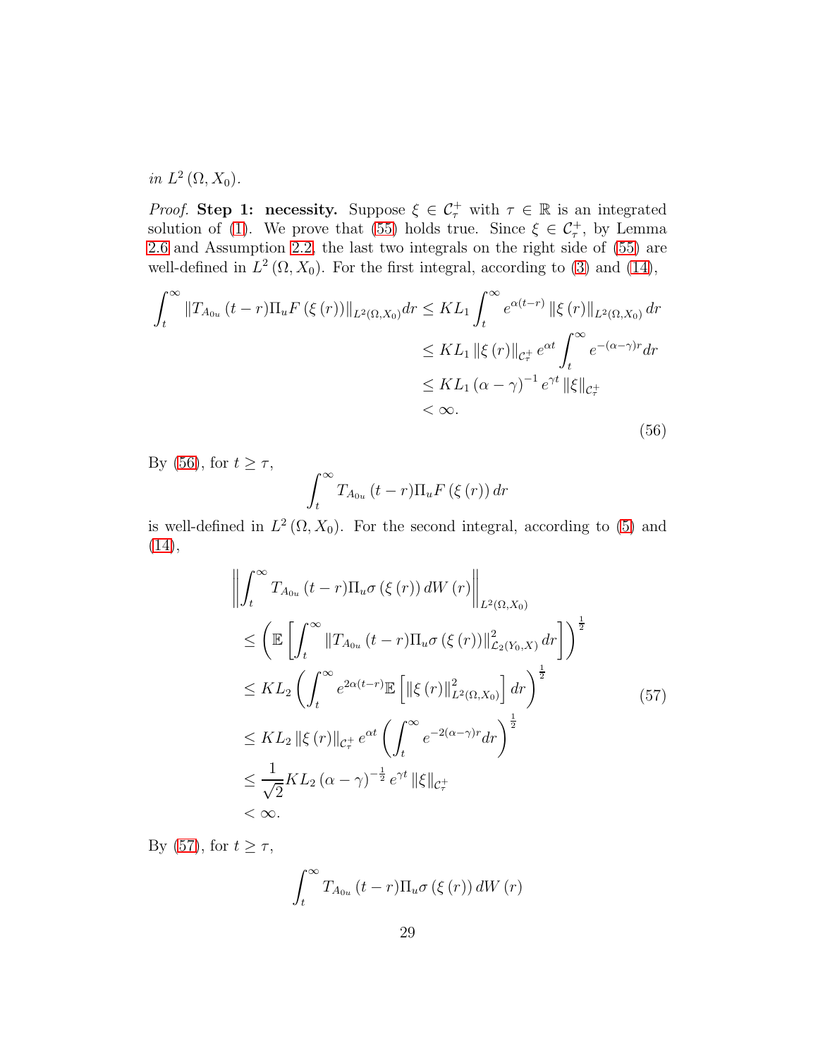*in* $L^2(\Omega, X_0)$.

*Proof.* **Step 1: necessity.** Suppose $\xi \in \mathcal{C}_\tau^+$ with $\tau \in \mathbb{R}$ is an integrated solution of (1). We prove that (55) holds true. Since $\xi \in \mathcal{C}_\tau^+$, by Lemma 2.6 and Assumption 2.2, the last two integrals on the right side of (55) are well-defined in $L^2(\Omega, X_0)$. For the first integral, according to (3) and (14),

$$
\begin{aligned}
\int_t^\infty \|T_{A_{0u}}(t-r)\Pi_u F(\xi(r))\|_{L^2(\Omega,X_0)} dr &\le KL_1 \int_t^\infty e^{\alpha(t-r)} \|\xi(r)\|_{L^2(\Omega,X_0)} dr \\
&\le KL_1 \|\xi(r)\|_{\mathcal{C}_\tau^+} e^{\alpha t} \int_t^\infty e^{-(\alpha-\gamma)r} dr \\
&\le KL_1 (\alpha-\gamma)^{-1} e^{\gamma t} \|\xi\|_{\mathcal{C}_\tau^+} \\
&< \infty.
\end{aligned}
\tag{56}
$$

By (56), for $t \ge \tau$,

$$
\int_t^\infty T_{A_{0u}}(t-r)\Pi_u F(\xi(r)) dr
$$

is well-defined in $L^2(\Omega, X_0)$. For the second integral, according to (5) and (14),

$$
\begin{aligned}
&\left\| \int_t^\infty T_{A_{0u}}(t-r)\Pi_u \sigma(\xi(r)) dW(r) \right\|_{L^2(\Omega,X_0)} \\
&\le \left( \mathbb{E}\left[ \int_t^\infty \|T_{A_{0u}}(t-r)\Pi_u \sigma(\xi(r))\|^2_{\mathcal{L}_2(Y_0,X)} dr \right] \right)^{\frac{1}{2}} \\
&\le KL_2 \left( \int_t^\infty e^{2\alpha(t-r)} \mathbb{E}\left[ \|\xi(r)\|^2_{L^2(\Omega,X_0)} \right] dr \right)^{\frac{1}{2}} \\
&\le KL_2 \|\xi(r)\|_{\mathcal{C}_\tau^+} e^{\alpha t} \left( \int_t^\infty e^{-2(\alpha-\gamma)r} dr \right)^{\frac{1}{2}} \\
&\le \frac{1}{\sqrt{2}} KL_2 (\alpha-\gamma)^{-\frac{1}{2}} e^{\gamma t} \|\xi\|_{\mathcal{C}_\tau^+} \\
&< \infty.
\end{aligned}
\tag{57}
$$

By (57), for $t \ge \tau$,

$$
\int_t^\infty T_{A_{0u}}(t-r)\Pi_u \sigma(\xi(r)) dW(r)
$$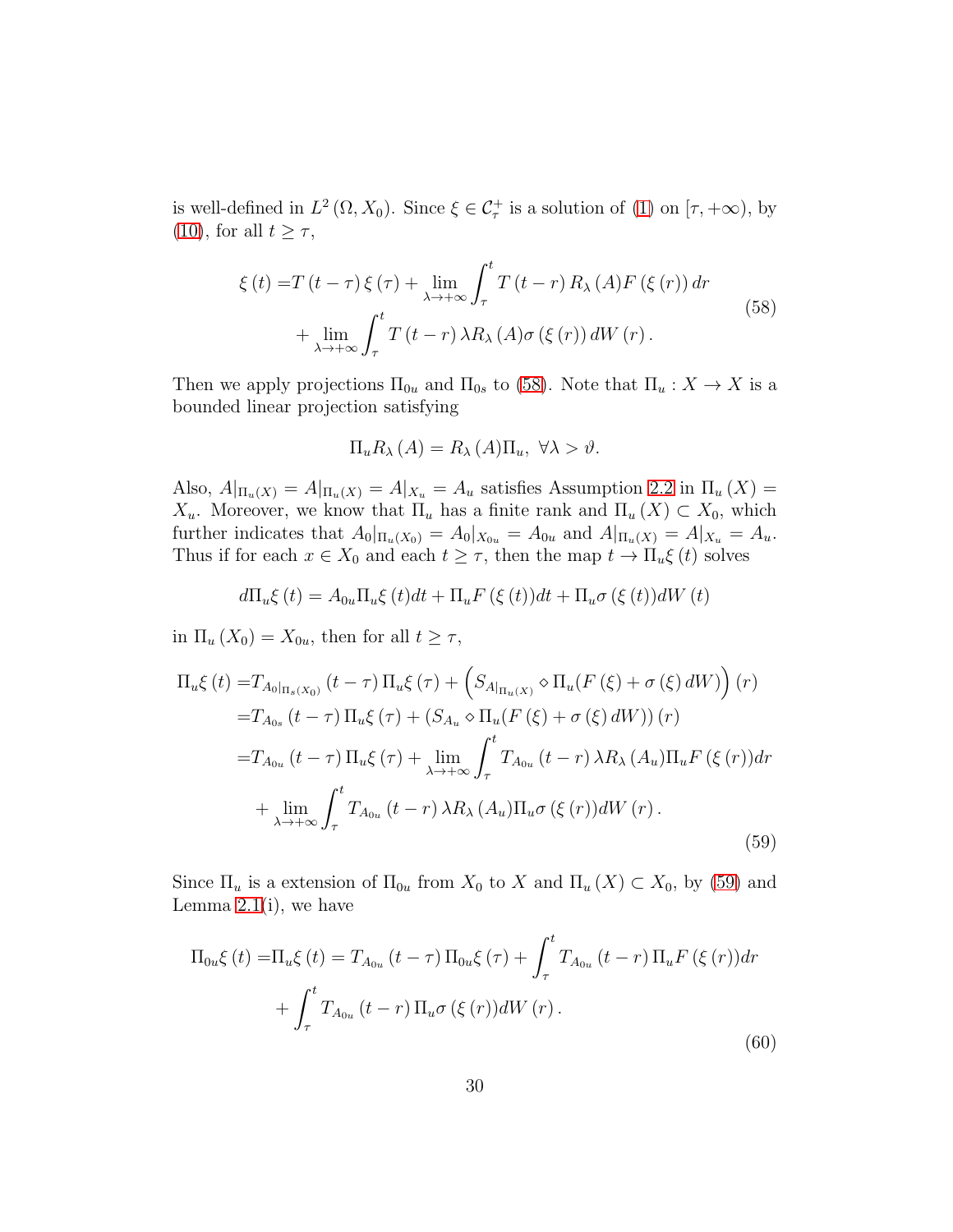is well-defined in $L^2(\Omega, X_0)$. Since $\xi \in \mathcal{C}_\tau^+$ is a solution of (1) on $[\tau, +\infty)$, by (10), for all $t \geq \tau$,

$$
\begin{aligned}
\xi(t) =& T(t-\tau)\xi(\tau) + \lim_{\lambda \to +\infty} \int_\tau^t T(t-r) R_\lambda(A) F(\xi(r)) dr \\
&+ \lim_{\lambda \to +\infty} \int_\tau^t T(t-r) \lambda R_\lambda(A) \sigma(\xi(r)) dW(r).
\end{aligned} \tag{58}
$$

Then we apply projections $\Pi_{0u}$ and $\Pi_{0s}$ to (58). Note that $\Pi_u : X \to X$ is a bounded linear projection satisfying

$$
\Pi_u R_\lambda(A) = R_\lambda(A) \Pi_u, \ \forall \lambda > \vartheta.
$$

Also, $A|_{\Pi_u(X)} = A|_{\Pi_u(X)} = A|_{X_u} = A_u$ satisfies Assumption 2.2 in $\Pi_u(X) = X_u$. Moreover, we know that $\Pi_u$ has a finite rank and $\Pi_u(X) \subset X_0$, which further indicates that $A_0|_{\Pi_u(X_0)} = A_0|_{X_{0u}} = A_{0u}$ and $A|_{\Pi_u(X)} = A|_{X_u} = A_u$. Thus if for each $x \in X_0$ and each $t \geq \tau$, then the map $t \to \Pi_u \xi(t)$ solves

$$
d\Pi_u \xi(t) = A_{0u} \Pi_u \xi(t) dt + \Pi_u F(\xi(t)) dt + \Pi_u \sigma(\xi(t)) dW(t)
$$

in $\Pi_u(X_0) = X_{0u}$, then for all $t \geq \tau$,

$$
\begin{aligned}
\Pi_u \xi(t) =& T_{A_0|_{\Pi_s(X_0)}}(t-\tau) \Pi_u \xi(\tau) + \left( S_{A|_{\Pi_u(X)}} \diamond \Pi_u (F(\xi) + \sigma(\xi) dW) \right)(r) \\
=& T_{A_{0s}}(t-\tau) \Pi_u \xi(\tau) + \left( S_{A_u} \diamond \Pi_u (F(\xi) + \sigma(\xi) dW) \right)(r) \\
=& T_{A_{0u}}(t-\tau) \Pi_u \xi(\tau) + \lim_{\lambda \to +\infty} \int_\tau^t T_{A_{0u}}(t-r) \lambda R_\lambda(A_u) \Pi_u F(\xi(r)) dr \\
&+ \lim_{\lambda \to +\infty} \int_\tau^t T_{A_{0u}}(t-r) \lambda R_\lambda(A_u) \Pi_u \sigma(\xi(r)) dW(r).
\end{aligned} \tag{59}
$$

Since $\Pi_u$ is a extension of $\Pi_{0u}$ from $X_0$ to $X$ and $\Pi_u(X) \subset X_0$, by (59) and Lemma 2.1(i), we have

$$
\begin{aligned}
\Pi_{0u} \xi(t) =& \Pi_u \xi(t) = T_{A_{0u}}(t-\tau) \Pi_{0u} \xi(\tau) + \int_\tau^t T_{A_{0u}}(t-r) \Pi_u F(\xi(r)) dr \\
&+ \int_\tau^t T_{A_{0u}}(t-r) \Pi_u \sigma(\xi(r)) dW(r).
\end{aligned} \tag{60}
$$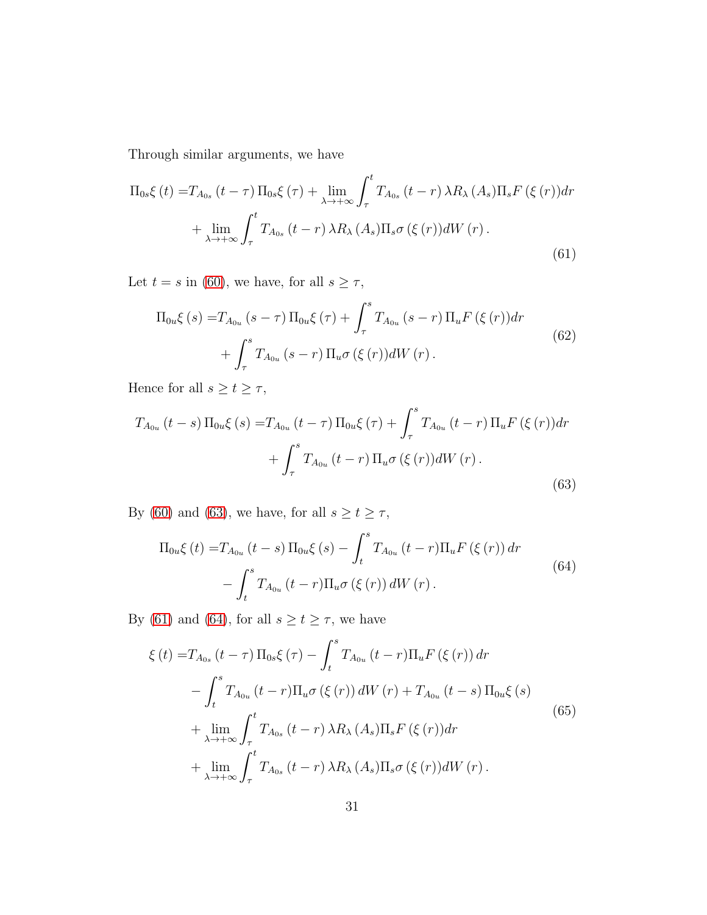Through similar arguments, we have

$$
\begin{aligned}
\Pi_{0s}\xi\left(t\right) =& T_{A_{0s}}\left(t-\tau\right)\Pi_{0s}\xi\left(\tau\right) + \lim_{\lambda\to+\infty}\int_{\tau}^{t} T_{A_{0s}}\left(t-r\right)\lambda R_{\lambda}\left(A_s\right)\Pi_s F\left(\xi\left(r\right)\right)dr \\
&+ \lim_{\lambda\to+\infty}\int_{\tau}^{t} T_{A_{0s}}\left(t-r\right)\lambda R_{\lambda}\left(A_s\right)\Pi_s \sigma\left(\xi\left(r\right)\right)dW\left(r\right).
\end{aligned}
\tag{61}
$$

Let $t = s$ in (60), we have, for all $s \geq \tau$,

$$
\begin{aligned}
\Pi_{0u}\xi\left(s\right) =& T_{A_{0u}}\left(s-\tau\right)\Pi_{0u}\xi\left(\tau\right) + \int_{\tau}^{s} T_{A_{0u}}\left(s-r\right)\Pi_u F\left(\xi\left(r\right)\right)dr \\
&+ \int_{\tau}^{s} T_{A_{0u}}\left(s-r\right)\Pi_u \sigma\left(\xi\left(r\right)\right)dW\left(r\right).
\end{aligned}
\tag{62}
$$

Hence for all $s \geq t \geq \tau$,

$$
\begin{aligned}
T_{A_{0u}}\left(t-s\right)\Pi_{0u}\xi\left(s\right) =& T_{A_{0u}}\left(t-\tau\right)\Pi_{0u}\xi\left(\tau\right) + \int_{\tau}^{s} T_{A_{0u}}\left(t-r\right)\Pi_u F\left(\xi\left(r\right)\right)dr \\
&+ \int_{\tau}^{s} T_{A_{0u}}\left(t-r\right)\Pi_u \sigma\left(\xi\left(r\right)\right)dW\left(r\right).
\end{aligned}
\tag{63}
$$

By (60) and (63), we have, for all $s \geq t \geq \tau$,

$$
\begin{aligned}
\Pi_{0u}\xi\left(t\right) =& T_{A_{0u}}\left(t-s\right)\Pi_{0u}\xi\left(s\right) - \int_{t}^{s} T_{A_{0u}}\left(t-r\right)\Pi_u F\left(\xi\left(r\right)\right)dr \\
&- \int_{t}^{s} T_{A_{0u}}\left(t-r\right)\Pi_u \sigma\left(\xi\left(r\right)\right)dW\left(r\right).
\end{aligned}
\tag{64}
$$

By (61) and (64), for all $s \geq t \geq \tau$, we have

$$
\begin{aligned}
\xi\left(t\right) =& T_{A_{0s}}\left(t-\tau\right)\Pi_{0s}\xi\left(\tau\right) - \int_{t}^{s} T_{A_{0u}}\left(t-r\right)\Pi_u F\left(\xi\left(r\right)\right)dr \\
&- \int_{t}^{s} T_{A_{0u}}\left(t-r\right)\Pi_u \sigma\left(\xi\left(r\right)\right)dW\left(r\right) + T_{A_{0u}}\left(t-s\right)\Pi_{0u}\xi\left(s\right) \\
&+ \lim_{\lambda\to+\infty}\int_{\tau}^{t} T_{A_{0s}}\left(t-r\right)\lambda R_{\lambda}\left(A_s\right)\Pi_s F\left(\xi\left(r\right)\right)dr \\
&+ \lim_{\lambda\to+\infty}\int_{\tau}^{t} T_{A_{0s}}\left(t-r\right)\lambda R_{\lambda}\left(A_s\right)\Pi_s \sigma\left(\xi\left(r\right)\right)dW\left(r\right).
\end{aligned}
\tag{65}
$$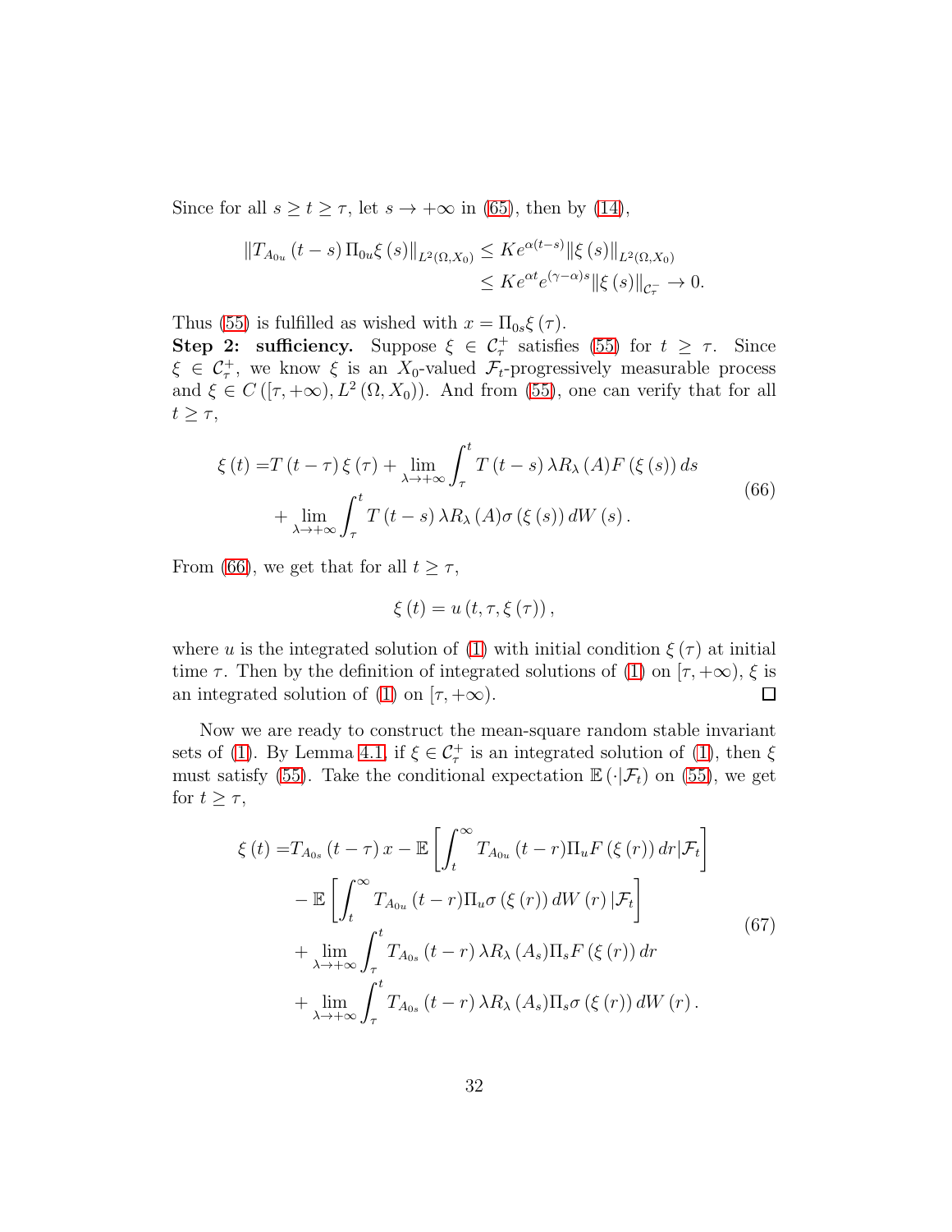Since for all $s \geq t \geq \tau$, let $s \to +\infty$ in (65), then by (14),

$$
\begin{aligned}
\|T_{A_{0u}}(t-s)\Pi_{0u}\xi(s)\|_{L^2(\Omega,X_0)} &\leq Ke^{\alpha(t-s)}\|\xi(s)\|_{L^2(\Omega,X_0)} \\
&\leq Ke^{\alpha t}e^{(\gamma-\alpha)s}\|\xi(s)\|_{\mathcal{C}_\tau^-} \to 0.
\end{aligned}
$$

Thus (55) is fulfilled as wished with $x = \Pi_{0s}\xi(\tau)$.

**Step 2: sufficiency.** Suppose $\xi \in \mathcal{C}_\tau^+$ satisfies (55) for $t \geq \tau$. Since $\xi \in \mathcal{C}_\tau^+$, we know $\xi$ is an $X_0$-valued $\mathcal{F}_t$-progressively measurable process and $\xi \in C([\tau, +\infty), L^2(\Omega, X_0))$. And from (55), one can verify that for all $t \geq \tau$,

$$
\begin{aligned}
\xi(t) =& T(t-\tau)\xi(\tau) + \lim_{\lambda\to+\infty}\int_\tau^t T(t-s)\lambda R_\lambda(A)F(\xi(s))\,ds \\
&+ \lim_{\lambda\to+\infty}\int_\tau^t T(t-s)\lambda R_\lambda(A)\sigma(\xi(s))\,dW(s).
\end{aligned}
\tag{66}
$$

From (66), we get that for all $t \geq \tau$,

$$
\xi(t) = u(t, \tau, \xi(\tau)),
$$

where $u$ is the integrated solution of (1) with initial condition $\xi(\tau)$ at initial time $\tau$. Then by the definition of integrated solutions of (1) on $[\tau, +\infty)$, $\xi$ is an integrated solution of (1) on $[\tau, +\infty)$. □

Now we are ready to construct the mean-square random stable invariant sets of (1). By Lemma 4.1, if $\xi \in \mathcal{C}_\tau^+$ is an integrated solution of (1), then $\xi$ must satisfy (55). Take the conditional expectation $\mathbb{E}(\cdot|\mathcal{F}_t)$ on (55), we get for $t \geq \tau$,

$$
\begin{aligned}
\xi(t) =& T_{A_{0s}}(t-\tau)x - \mathbb{E}\left[\int_t^\infty T_{A_{0u}}(t-r)\Pi_u F(\xi(r))\,dr|\mathcal{F}_t\right] \\
&- \mathbb{E}\left[\int_t^\infty T_{A_{0u}}(t-r)\Pi_u\sigma(\xi(r))\,dW(r)\,|\mathcal{F}_t\right] \\
&+ \lim_{\lambda\to+\infty}\int_\tau^t T_{A_{0s}}(t-r)\lambda R_\lambda(A_s)\Pi_s F(\xi(r))\,dr \\
&+ \lim_{\lambda\to+\infty}\int_\tau^t T_{A_{0s}}(t-r)\lambda R_\lambda(A_s)\Pi_s\sigma(\xi(r))\,dW(r).
\end{aligned}
\tag{67}
$$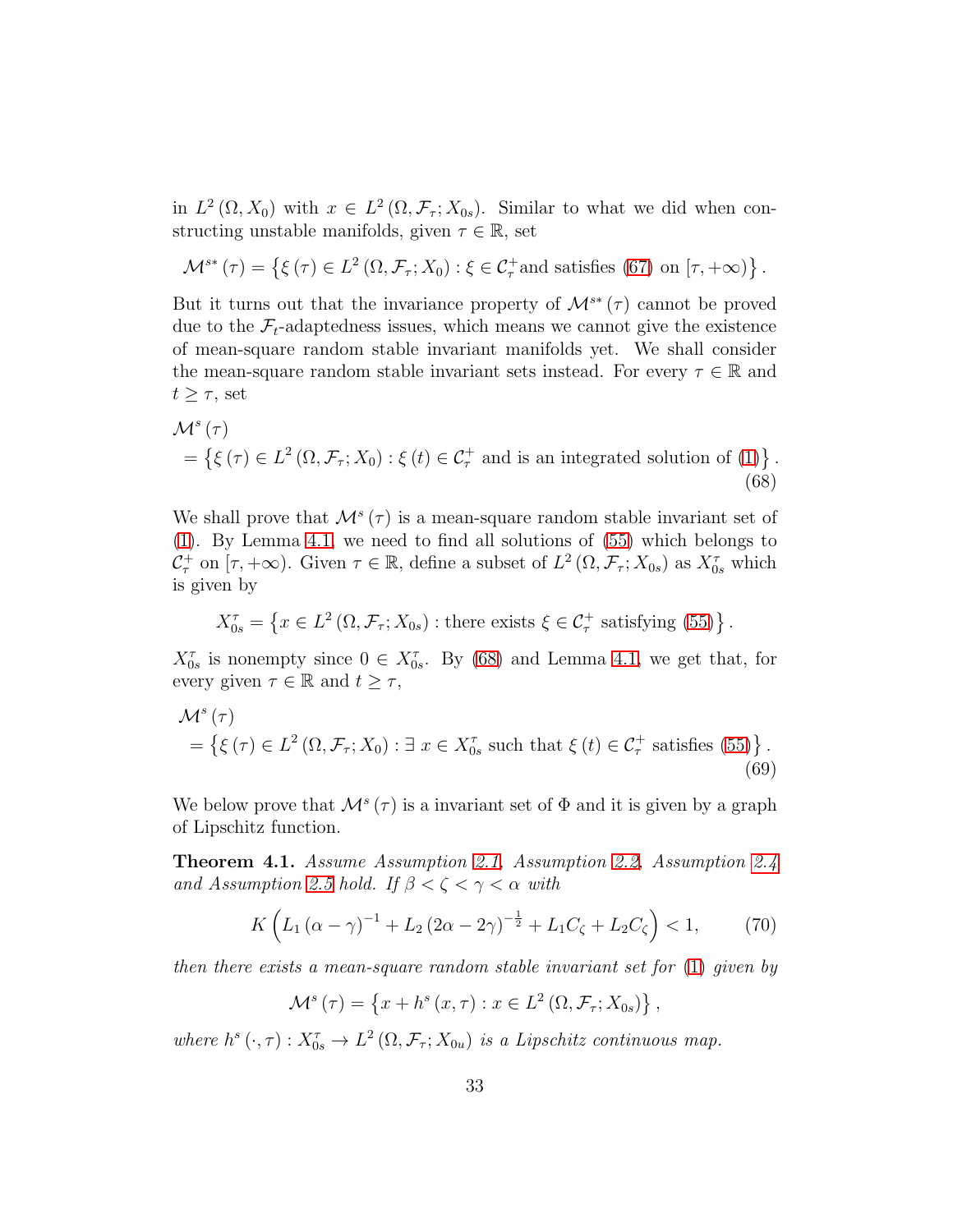in $L^2(\Omega, X_0)$ with $x \in L^2(\Omega, \mathcal{F}_\tau; X_{0s})$. Similar to what we did when constructing unstable manifolds, given $\tau \in \mathbb{R}$, set

$$\mathcal{M}^{s*}(\tau) = \left\{ \xi(\tau) \in L^2(\Omega, \mathcal{F}_\tau; X_0) : \xi \in \mathcal{C}_\tau^+ \text{and satisfies (67) on } [\tau, +\infty) \right\}.$$

But it turns out that the invariance property of $\mathcal{M}^{s*}(\tau)$ cannot be proved due to the $\mathcal{F}_t$-adaptedness issues, which means we cannot give the existence of mean-square random stable invariant manifolds yet. We shall consider the mean-square random stable invariant sets instead. For every $\tau \in \mathbb{R}$ and $t \geq \tau$, set

$$\begin{aligned} &\mathcal{M}^s(\tau) \\ &= \left\{ \xi(\tau) \in L^2(\Omega, \mathcal{F}_\tau; X_0) : \xi(t) \in \mathcal{C}_\tau^+ \text{ and is an integrated solution of (1)} \right\}. \end{aligned} \tag{68}$$

We shall prove that $\mathcal{M}^s(\tau)$ is a mean-square random stable invariant set of (1). By Lemma 4.1, we need to find all solutions of (55) which belongs to $\mathcal{C}_\tau^+$ on $[\tau, +\infty)$. Given $\tau \in \mathbb{R}$, define a subset of $L^2(\Omega, \mathcal{F}_\tau; X_{0s})$ as $X_{0s}^\tau$ which is given by

$$X_{0s}^\tau = \left\{ x \in L^2(\Omega, \mathcal{F}_\tau; X_{0s}) : \text{there exists } \xi \in \mathcal{C}_\tau^+ \text{ satisfying (55)} \right\}.$$

$X_{0s}^\tau$ is nonempty since $0 \in X_{0s}^\tau$. By (68) and Lemma 4.1, we get that, for every given $\tau \in \mathbb{R}$ and $t \geq \tau$,

$$\begin{aligned} &\mathcal{M}^s(\tau) \\ &= \left\{ \xi(\tau) \in L^2(\Omega, \mathcal{F}_\tau; X_0) : \exists\ x \in X_{0s}^\tau \text{ such that } \xi(t) \in \mathcal{C}_\tau^+ \text{ satisfies (55)} \right\}. \end{aligned} \tag{69}$$

We below prove that $\mathcal{M}^s(\tau)$ is a invariant set of $\Phi$ and it is given by a graph of Lipschitz function.

**Theorem 4.1.** *Assume Assumption 2.1, Assumption 2.2, Assumption 2.4 and Assumption 2.5 hold. If $\beta < \zeta < \gamma < \alpha$ with*

$$K\left(L_1(\alpha - \gamma)^{-1} + L_2(2\alpha - 2\gamma)^{-\frac{1}{2}} + L_1 C_\zeta + L_2 C_\zeta\right) < 1, \tag{70}$$

*then there exists a mean-square random stable invariant set for (1) given by*

$$\mathcal{M}^s(\tau) = \left\{ x + h^s(x, \tau) : x \in L^2(\Omega, \mathcal{F}_\tau; X_{0s}) \right\},$$

*where $h^s(\cdot, \tau) : X_{0s}^\tau \to L^2(\Omega, \mathcal{F}_\tau; X_{0u})$ is a Lipschitz continuous map.*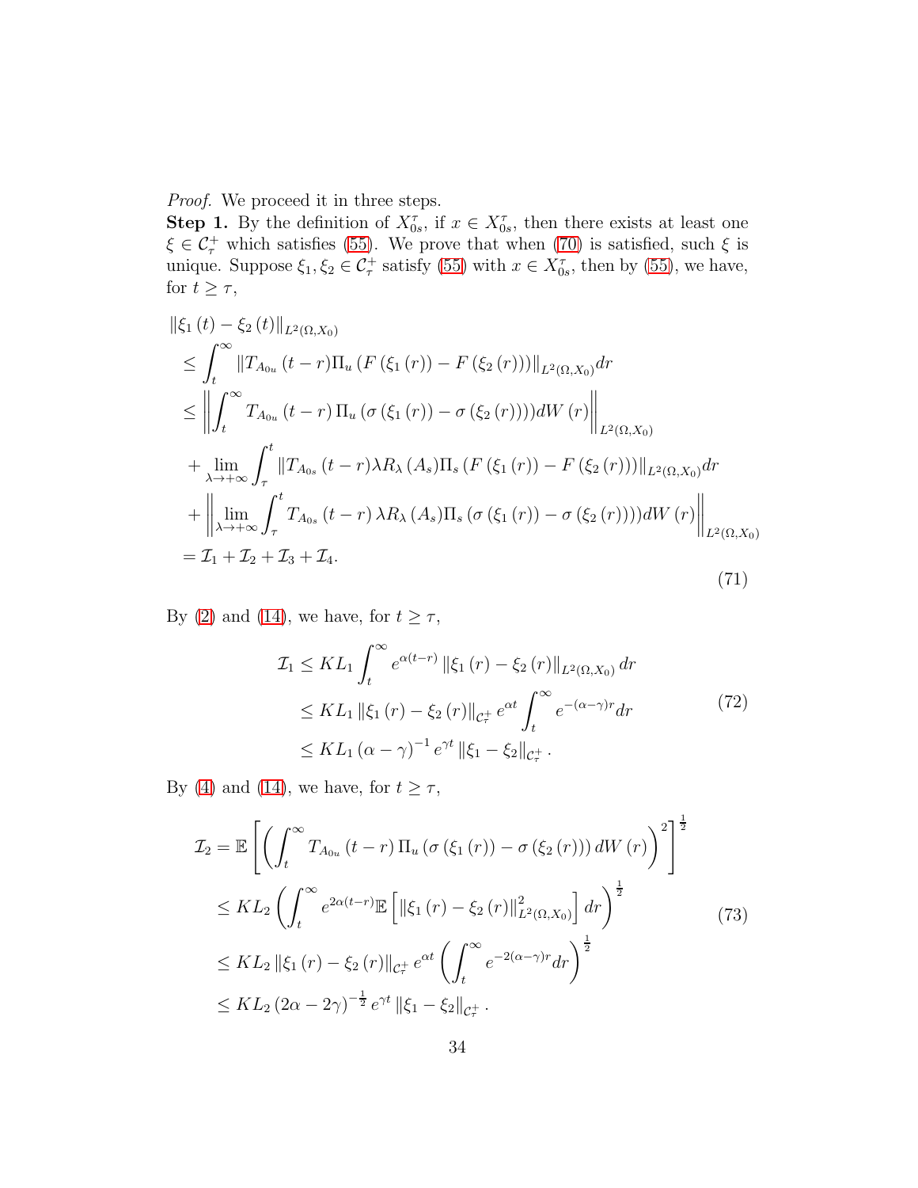*Proof.* We proceed it in three steps.

**Step 1.** By the definition of $X_{0s}^{\tau}$, if $x \in X_{0s}^{\tau}$, then there exists at least one $\xi \in \mathcal{C}_{\tau}^{+}$ which satisfies (55). We prove that when (70) is satisfied, such $\xi$ is unique. Suppose $\xi_1, \xi_2 \in \mathcal{C}_{\tau}^{+}$ satisfy (55) with $x \in X_{0s}^{\tau}$, then by (55), we have, for $t \geq \tau$,

$$
\begin{aligned}
&\left\|\xi_1(t)-\xi_2(t)\right\|_{L^2(\Omega, X_0)} \\
&\leq \int_t^{\infty}\left\|T_{A_{0u}}(t-r) \Pi_u\left(F\left(\xi_1(r)\right)-F\left(\xi_2(r)\right)\right)\right\|_{L^2(\Omega, X_0)} dr \\
&\leq\left\|\int_t^{\infty} T_{A_{0u}}(t-r) \Pi_u\left(\sigma\left(\xi_1(r)\right)-\sigma\left(\xi_2(r)\right)\right)) dW(r)\right\|_{L^2(\Omega, X_0)} \\
&+\lim_{\lambda \rightarrow+\infty} \int_\tau^t\left\|T_{A_{0s}}(t-r) \lambda R_\lambda\left(A_s\right) \Pi_s\left(F\left(\xi_1(r)\right)-F\left(\xi_2(r)\right)\right)\right\|_{L^2(\Omega, X_0)} dr \\
&+\left\|\lim_{\lambda \rightarrow+\infty} \int_\tau^t T_{A_{0s}}(t-r) \lambda R_\lambda\left(A_s\right) \Pi_s\left(\sigma\left(\xi_1(r)\right)-\sigma\left(\xi_2(r)\right)\right)) dW(r)\right\|_{L^2(\Omega, X_0)} \\
&=\mathcal{I}_1+\mathcal{I}_2+\mathcal{I}_3+\mathcal{I}_4 .
\end{aligned} \tag{71}
$$

By (2) and (14), we have, for $t \geq \tau$,

$$
\begin{aligned}
\mathcal{I}_1 & \leq K L_1 \int_t^{\infty} e^{\alpha(t-r)}\left\|\xi_1(r)-\xi_2(r)\right\|_{L^2(\Omega, X_0)} dr \\
& \leq K L_1\left\|\xi_1(r)-\xi_2(r)\right\|_{\mathcal{C}_\tau^{+}} e^{\alpha t} \int_t^{\infty} e^{-(\alpha-\gamma) r} dr \\
& \leq K L_1(\alpha-\gamma)^{-1} e^{\gamma t}\left\|\xi_1-\xi_2\right\|_{\mathcal{C}_\tau^{+}} .
\end{aligned} \tag{72}
$$

By (4) and (14), we have, for $t \geq \tau$,

$$
\begin{aligned}
\mathcal{I}_2 & =\mathbb{E}\left[\left(\int_t^{\infty} T_{A_{0u}}(t-r) \Pi_u\left(\sigma\left(\xi_1(r)\right)-\sigma\left(\xi_2(r)\right)\right) dW(r)\right)^2\right]^{\frac{1}{2}} \\
& \leq K L_2\left(\int_t^{\infty} e^{2 \alpha(t-r)} \mathbb{E}\left[\left\|\xi_1(r)-\xi_2(r)\right\|_{L^2(\Omega, X_0)}^2\right] dr\right)^{\frac{1}{2}} \\
& \leq K L_2\left\|\xi_1(r)-\xi_2(r)\right\|_{\mathcal{C}_\tau^{+}} e^{\alpha t}\left(\int_t^{\infty} e^{-2(\alpha-\gamma) r} dr\right)^{\frac{1}{2}} \\
& \leq K L_2(2 \alpha-2 \gamma)^{-\frac{1}{2}} e^{\gamma t}\left\|\xi_1-\xi_2\right\|_{\mathcal{C}_\tau^{+}} .
\end{aligned} \tag{73}
$$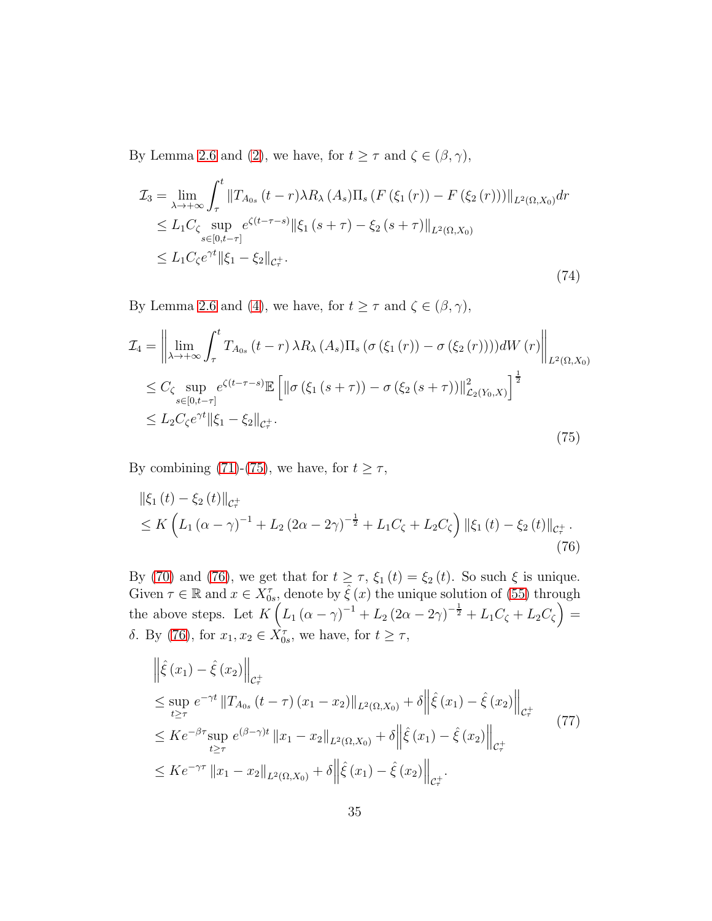By Lemma 2.6 and (2), we have, for $t \geq \tau$ and $\zeta \in (\beta, \gamma)$,

$$
\begin{aligned}
\mathcal{I}_3 &= \lim_{\lambda \to +\infty} \int_\tau^t \left\| T_{A_{0s}}(t-r) \lambda R_\lambda(A_s) \Pi_s \left( F\left(\xi_1(r)\right) - F\left(\xi_2(r)\right)\right) \right\|_{L^2(\Omega, X_0)} dr \\
&\leq L_1 C_\zeta \sup_{s \in [0, t-\tau]} e^{\zeta(t-\tau-s)} \left\| \xi_1(s+\tau) - \xi_2(s+\tau) \right\|_{L^2(\Omega, X_0)} \\
&\leq L_1 C_\zeta e^{\gamma t} \left\| \xi_1 - \xi_2 \right\|_{\mathcal{C}_\tau^+}.
\end{aligned} \tag{74}
$$

By Lemma 2.6 and (4), we have, for $t \geq \tau$ and $\zeta \in (\beta, \gamma)$,

$$
\begin{aligned}
\mathcal{I}_4 &= \left\| \lim_{\lambda \to +\infty} \int_\tau^t T_{A_{0s}}(t-r) \lambda R_\lambda(A_s) \Pi_s \left( \sigma\left(\xi_1(r)\right) - \sigma\left(\xi_2(r)\right)\right) dW(r) \right\|_{L^2(\Omega, X_0)} \\
&\leq C_\zeta \sup_{s \in [0, t-\tau]} e^{\zeta(t-\tau-s)} \mathbb{E}\left[ \left\| \sigma\left(\xi_1(s+\tau)\right) - \sigma\left(\xi_2(s+\tau)\right) \right\|^2_{\mathcal{L}_2(Y_0, X)} \right]^{\frac{1}{2}} \\
&\leq L_2 C_\zeta e^{\gamma t} \left\| \xi_1 - \xi_2 \right\|_{\mathcal{C}_\tau^+}.
\end{aligned} \tag{75}
$$

By combining (71)-(75), we have, for $t \geq \tau$,

$$
\begin{aligned}
&\left\| \xi_1(t) - \xi_2(t) \right\|_{\mathcal{C}_\tau^+} \\
&\leq K \left( L_1 (\alpha - \gamma)^{-1} + L_2 (2\alpha - 2\gamma)^{-\frac{1}{2}} + L_1 C_\zeta + L_2 C_\zeta \right) \left\| \xi_1(t) - \xi_2(t) \right\|_{\mathcal{C}_\tau^+}.
\end{aligned} \tag{76}
$$

By (70) and (76), we get that for $t \geq \tau$, $\xi_1(t) = \xi_2(t)$. So such $\xi$ is unique. Given $\tau \in \mathbb{R}$ and $x \in X_{0s}^\tau$, denote by $\hat{\xi}(x)$ the unique solution of (55) through the above steps. Let $K \left( L_1 (\alpha - \gamma)^{-1} + L_2 (2\alpha - 2\gamma)^{-\frac{1}{2}} + L_1 C_\zeta + L_2 C_\zeta \right) = \delta$. By (76), for $x_1, x_2 \in X_{0s}^\tau$, we have, for $t \geq \tau$,

$$
\begin{aligned}
&\left\| \hat{\xi}(x_1) - \hat{\xi}(x_2) \right\|_{\mathcal{C}_\tau^+} \\
&\leq \sup_{t \geq \tau} e^{-\gamma t} \left\| T_{A_{0s}}(t-\tau)(x_1 - x_2) \right\|_{L^2(\Omega, X_0)} + \delta \left\| \hat{\xi}(x_1) - \hat{\xi}(x_2) \right\|_{\mathcal{C}_\tau^+} \\
&\leq K e^{-\beta\tau} \sup_{t \geq \tau} e^{(\beta-\gamma)t} \left\| x_1 - x_2 \right\|_{L^2(\Omega, X_0)} + \delta \left\| \hat{\xi}(x_1) - \hat{\xi}(x_2) \right\|_{\mathcal{C}_\tau^+} \\
&\leq K e^{-\gamma\tau} \left\| x_1 - x_2 \right\|_{L^2(\Omega, X_0)} + \delta \left\| \hat{\xi}(x_1) - \hat{\xi}(x_2) \right\|_{\mathcal{C}_\tau^+}.
\end{aligned} \tag{77}
$$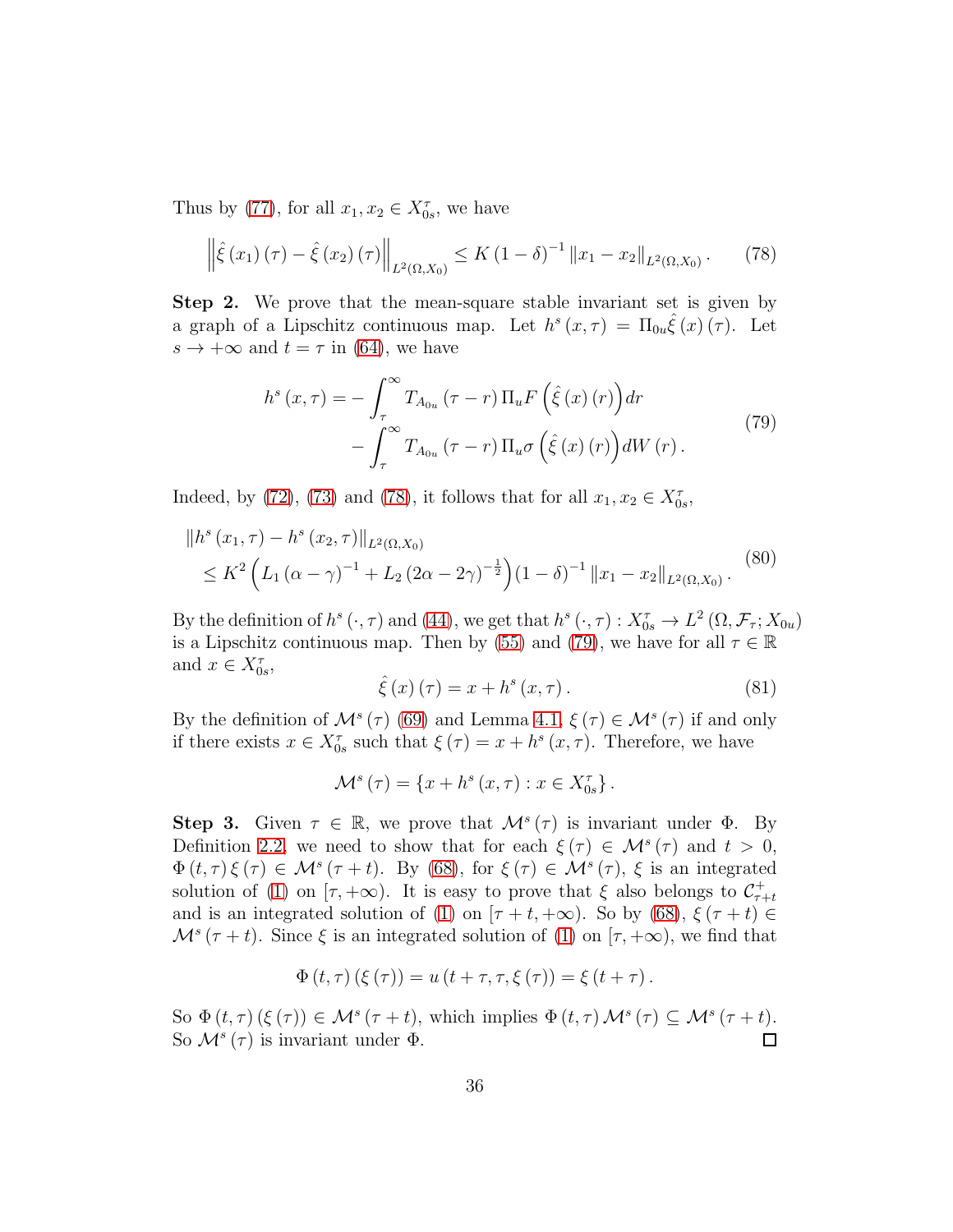Thus by (77), for all $x_1, x_2 \in X_{0s}^{\tau}$, we have

$$\left\| \hat{\xi}(x_1)(\tau) - \hat{\xi}(x_2)(\tau) \right\|_{L^2(\Omega, X_0)} \leq K(1-\delta)^{-1} \|x_1 - x_2\|_{L^2(\Omega, X_0)}. \tag{78}$$

**Step 2.** We prove that the mean-square stable invariant set is given by a graph of a Lipschitz continuous map. Let $h^s(x,\tau) = \Pi_{0u}\hat{\xi}(x)(\tau)$. Let $s \to +\infty$ and $t = \tau$ in (64), we have

$$\begin{aligned} h^s(x,\tau) = &-\int_{\tau}^{\infty} T_{A_{0u}}(\tau - r)\Pi_u F\left(\hat{\xi}(x)(r)\right)dr \\ &-\int_{\tau}^{\infty} T_{A_{0u}}(\tau - r)\Pi_u \sigma\left(\hat{\xi}(x)(r)\right)dW(r). \end{aligned} \tag{79}$$

Indeed, by (72), (73) and (78), it follows that for all $x_1, x_2 \in X_{0s}^{\tau}$,

$$\begin{aligned} &\|h^s(x_1,\tau) - h^s(x_2,\tau)\|_{L^2(\Omega,X_0)} \\ &\leq K^2\left(L_1(\alpha-\gamma)^{-1} + L_2(2\alpha - 2\gamma)^{-\frac{1}{2}}\right)(1-\delta)^{-1}\|x_1 - x_2\|_{L^2(\Omega,X_0)}. \end{aligned} \tag{80}$$

By the definition of $h^s(\cdot,\tau)$ and (44), we get that $h^s(\cdot,\tau) : X_{0s}^{\tau} \to L^2(\Omega, \mathcal{F}_{\tau}; X_{0u})$ is a Lipschitz continuous map. Then by (55) and (79), we have for all $\tau \in \mathbb{R}$ and $x \in X_{0s}^{\tau}$,

$$\hat{\xi}(x)(\tau) = x + h^s(x,\tau). \tag{81}$$

By the definition of $\mathcal{M}^s(\tau)$ (69) and Lemma 4.1, $\xi(\tau) \in \mathcal{M}^s(\tau)$ if and only if there exists $x \in X_{0s}^{\tau}$ such that $\xi(\tau) = x + h^s(x,\tau)$. Therefore, we have

$$\mathcal{M}^s(\tau) = \{x + h^s(x,\tau) : x \in X_{0s}^{\tau}\}.$$

**Step 3.** Given $\tau \in \mathbb{R}$, we prove that $\mathcal{M}^s(\tau)$ is invariant under $\Phi$. By Definition 2.2, we need to show that for each $\xi(\tau) \in \mathcal{M}^s(\tau)$ and $t > 0$, $\Phi(t,\tau)\xi(\tau) \in \mathcal{M}^s(\tau + t)$. By (68), for $\xi(\tau) \in \mathcal{M}^s(\tau)$, $\xi$ is an integrated solution of (1) on $[\tau, +\infty)$. It is easy to prove that $\xi$ also belongs to $\mathcal{C}_{\tau+t}^{+}$ and is an integrated solution of (1) on $[\tau + t, +\infty)$. So by (68), $\xi(\tau + t) \in \mathcal{M}^s(\tau + t)$. Since $\xi$ is an integrated solution of (1) on $[\tau, +\infty)$, we find that

$$\Phi(t,\tau)(\xi(\tau)) = u(t+\tau, \tau, \xi(\tau)) = \xi(t+\tau).$$

So $\Phi(t,\tau)(\xi(\tau)) \in \mathcal{M}^s(\tau + t)$, which implies $\Phi(t,\tau)\mathcal{M}^s(\tau) \subseteq \mathcal{M}^s(\tau + t)$. So $\mathcal{M}^s(\tau)$ is invariant under $\Phi$. $\square$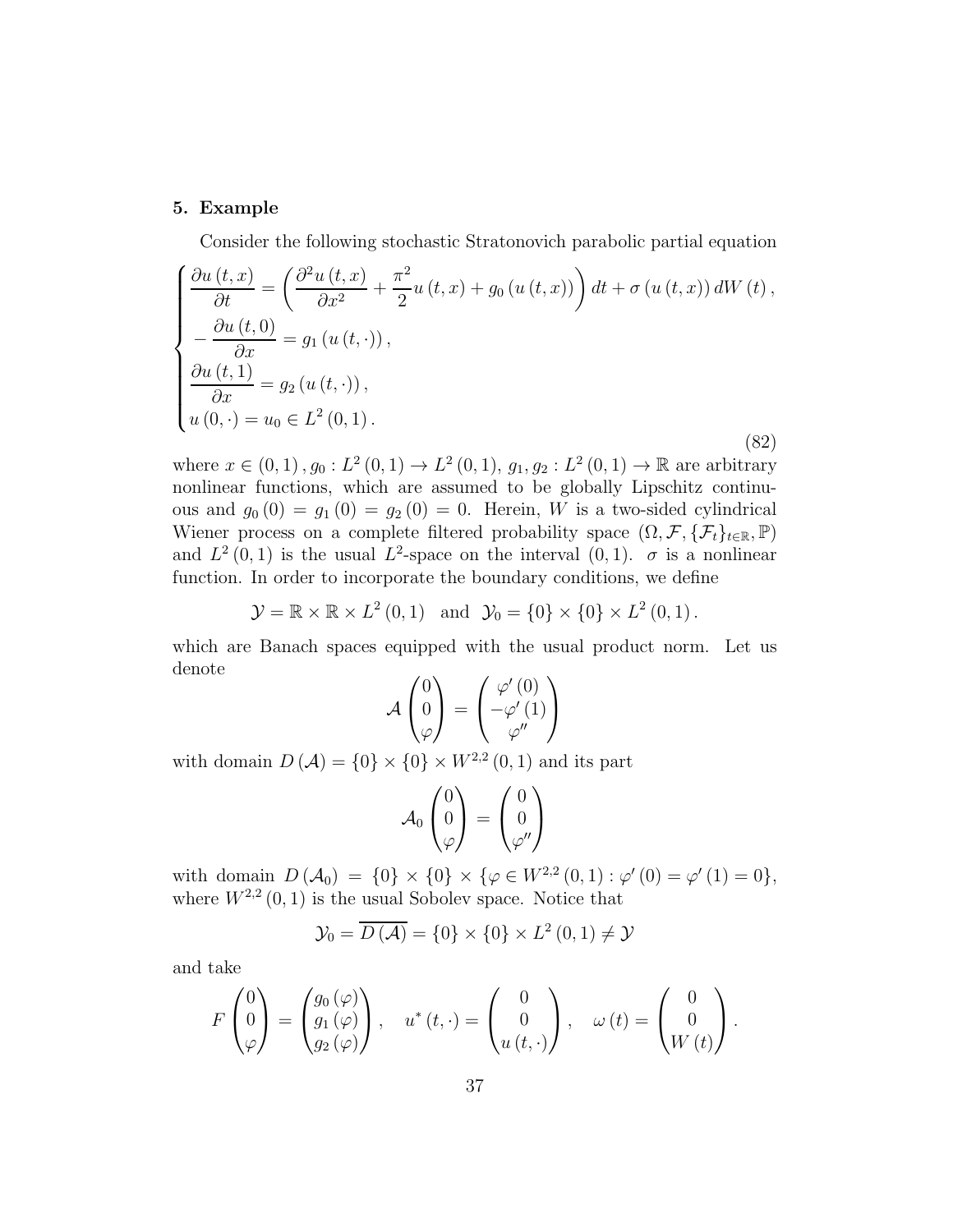## 5. Example

Consider the following stochastic Stratonovich parabolic partial equation

$$
\begin{cases}
\dfrac{\partial u(t,x)}{\partial t} = \left( \dfrac{\partial^2 u(t,x)}{\partial x^2} + \dfrac{\pi^2}{2} u(t,x) + g_0(u(t,x)) \right) dt + \sigma(u(t,x))\, dW(t), \\
-\dfrac{\partial u(t,0)}{\partial x} = g_1(u(t,\cdot)), \\
\dfrac{\partial u(t,1)}{\partial x} = g_2(u(t,\cdot)), \\
u(0,\cdot) = u_0 \in L^2(0,1).
\end{cases}
\tag{82}
$$

where $x \in (0,1)$, $g_0 : L^2(0,1) \to L^2(0,1)$, $g_1, g_2 : L^2(0,1) \to \mathbb{R}$ are arbitrary nonlinear functions, which are assumed to be globally Lipschitz continuous and $g_0(0) = g_1(0) = g_2(0) = 0$. Herein, $W$ is a two-sided cylindrical Wiener process on a complete filtered probability space $(\Omega, \mathcal{F}, \{\mathcal{F}_t\}_{t\in\mathbb{R}}, \mathbb{P})$ and $L^2(0,1)$ is the usual $L^2$-space on the interval $(0,1)$. $\sigma$ is a nonlinear function. In order to incorporate the boundary conditions, we define

$$
\mathcal{Y} = \mathbb{R} \times \mathbb{R} \times L^2(0,1) \quad \text{and} \quad \mathcal{Y}_0 = \{0\} \times \{0\} \times L^2(0,1).
$$

which are Banach spaces equipped with the usual product norm. Let us denote

$$
\mathcal{A} \begin{pmatrix} 0 \\ 0 \\ \varphi \end{pmatrix} = \begin{pmatrix} \varphi'(0) \\ -\varphi'(1) \\ \varphi'' \end{pmatrix}
$$

with domain $D(\mathcal{A}) = \{0\} \times \{0\} \times W^{2,2}(0,1)$ and its part

$$
\mathcal{A}_0 \begin{pmatrix} 0 \\ 0 \\ \varphi \end{pmatrix} = \begin{pmatrix} 0 \\ 0 \\ \varphi'' \end{pmatrix}
$$

with domain $D(\mathcal{A}_0) = \{0\} \times \{0\} \times \{\varphi \in W^{2,2}(0,1) : \varphi'(0) = \varphi'(1) = 0\}$, where $W^{2,2}(0,1)$ is the usual Sobolev space. Notice that

$$
\mathcal{Y}_0 = \overline{D(\mathcal{A})} = \{0\} \times \{0\} \times L^2(0,1) \neq \mathcal{Y}
$$

and take

$$
F \begin{pmatrix} 0 \\ 0 \\ \varphi \end{pmatrix} = \begin{pmatrix} g_0(\varphi) \\ g_1(\varphi) \\ g_2(\varphi) \end{pmatrix}, \quad u^*(t,\cdot) = \begin{pmatrix} 0 \\ 0 \\ u(t,\cdot) \end{pmatrix}, \quad \omega(t) = \begin{pmatrix} 0 \\ 0 \\ W(t) \end{pmatrix}.
$$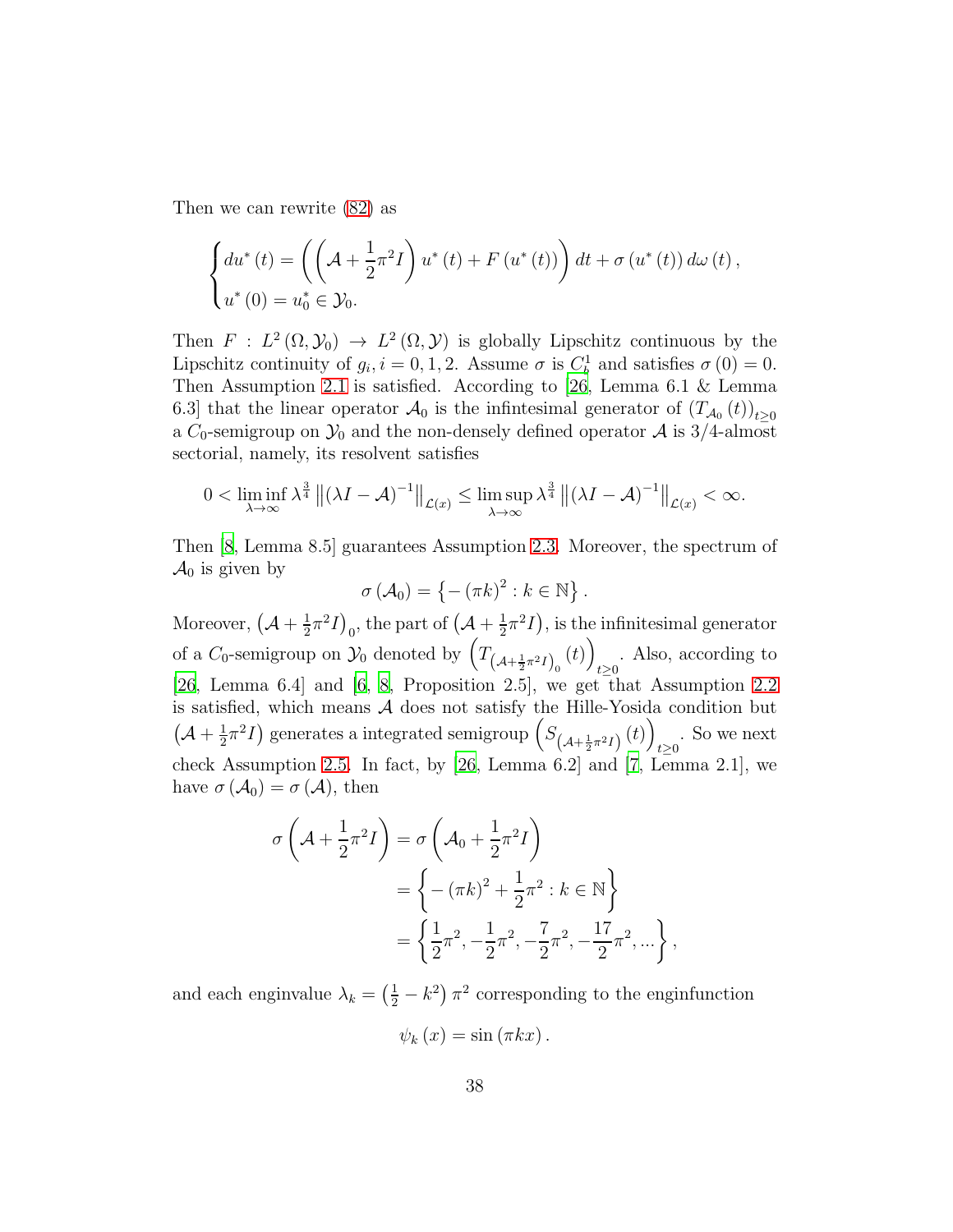Then we can rewrite (82) as

$$
\begin{cases} du^*(t) = \left( \left( \mathcal{A} + \frac{1}{2}\pi^2 I \right) u^*(t) + F(u^*(t)) \right) dt + \sigma(u^*(t))\, d\omega(t), \\ u^*(0) = u_0^* \in \mathcal{Y}_0. \end{cases}
$$

Then $F : L^2(\Omega, \mathcal{Y}_0) \to L^2(\Omega, \mathcal{Y})$ is globally Lipschitz continuous by the Lipschitz continuity of $g_i, i = 0, 1, 2$. Assume $\sigma$ is $C_b^1$ and satisfies $\sigma(0) = 0$. Then Assumption 2.1 is satisfied. According to [26, Lemma 6.1 & Lemma 6.3] that the linear operator $\mathcal{A}_0$ is the infintesimal generator of $(T_{\mathcal{A}_0}(t))_{t \geq 0}$ a $C_0$-semigroup on $\mathcal{Y}_0$ and the non-densely defined operator $\mathcal{A}$ is 3/4-almost sectorial, namely, its resolvent satisfies

$$
0 < \liminf_{\lambda \to \infty} \lambda^{\frac{3}{4}} \left\| (\lambda I - \mathcal{A})^{-1} \right\|_{\mathcal{L}(x)} \leq \limsup_{\lambda \to \infty} \lambda^{\frac{3}{4}} \left\| (\lambda I - \mathcal{A})^{-1} \right\|_{\mathcal{L}(x)} < \infty.
$$

Then [8, Lemma 8.5] guarantees Assumption 2.3. Moreover, the spectrum of $\mathcal{A}_0$ is given by

$$
\sigma(\mathcal{A}_0) = \left\{ -(\pi k)^2 : k \in \mathbb{N} \right\}.
$$

Moreover, $\left(\mathcal{A} + \frac{1}{2}\pi^2 I\right)_0$, the part of $\left(\mathcal{A} + \frac{1}{2}\pi^2 I\right)$, is the infinitesimal generator of a $C_0$-semigroup on $\mathcal{Y}_0$ denoted by $\left(T_{\left(\mathcal{A}+\frac{1}{2}\pi^2 I\right)_0}(t)\right)_{t \geq 0}$. Also, according to [26, Lemma 6.4] and [6, 8, Proposition 2.5], we get that Assumption 2.2 is satisfied, which means $\mathcal{A}$ does not satisfy the Hille-Yosida condition but $\left(\mathcal{A} + \frac{1}{2}\pi^2 I\right)$ generates a integrated semigroup $\left(S_{\left(\mathcal{A}+\frac{1}{2}\pi^2 I\right)}(t)\right)_{t \geq 0}$. So we next check Assumption 2.5. In fact, by [26, Lemma 6.2] and [7, Lemma 2.1], we have $\sigma(\mathcal{A}_0) = \sigma(\mathcal{A})$, then

$$
\begin{aligned}
\sigma\left(\mathcal{A} + \frac{1}{2}\pi^2 I\right) &= \sigma\left(\mathcal{A}_0 + \frac{1}{2}\pi^2 I\right) \\
&= \left\{ -(\pi k)^2 + \frac{1}{2}\pi^2 : k \in \mathbb{N} \right\} \\
&= \left\{ \frac{1}{2}\pi^2, -\frac{1}{2}\pi^2, -\frac{7}{2}\pi^2, -\frac{17}{2}\pi^2, ... \right\},
\end{aligned}
$$

and each enginvalue $\lambda_k = \left(\frac{1}{2} - k^2\right)\pi^2$ corresponding to the enginfunction

$$
\psi_k(x) = \sin(\pi k x).
$$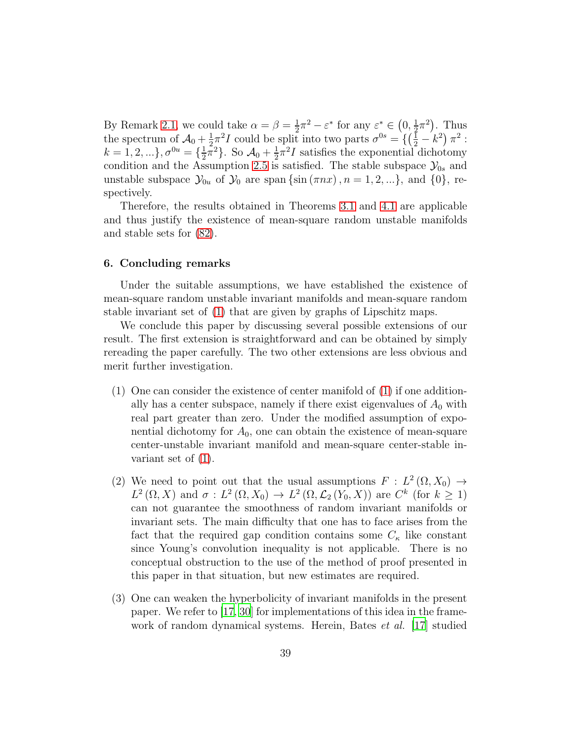By Remark 2.1, we could take $\alpha = \beta = \frac{1}{2}\pi^2 - \varepsilon^*$ for any $\varepsilon^* \in \left(0, \frac{1}{2}\pi^2\right)$. Thus the spectrum of $\mathcal{A}_0 + \frac{1}{2}\pi^2 I$ could be split into two parts $\sigma^{0s} = \{\left(\frac{1}{2} - k^2\right)\pi^2 : k = 1, 2, ...\}$, $\sigma^{0u} = \{\frac{1}{2}\pi^2\}$. So $\mathcal{A}_0 + \frac{1}{2}\pi^2 I$ satisfies the exponential dichotomy condition and the Assumption 2.5 is satisfied. The stable subspace $\mathcal{Y}_{0s}$ and unstable subspace $\mathcal{Y}_{0u}$ of $\mathcal{Y}_0$ are span $\{\sin(\pi n x), n = 1, 2, ...\}$, and $\{0\}$, respectively.

Therefore, the results obtained in Theorems 3.1 and 4.1 are applicable and thus justify the existence of mean-square random unstable manifolds and stable sets for (82).

## 6. Concluding remarks

Under the suitable assumptions, we have established the existence of mean-square random unstable invariant manifolds and mean-square random stable invariant set of (1) that are given by graphs of Lipschitz maps.

We conclude this paper by discussing several possible extensions of our result. The first extension is straightforward and can be obtained by simply rereading the paper carefully. The two other extensions are less obvious and merit further investigation.

(1) One can consider the existence of center manifold of (1) if one additionally has a center subspace, namely if there exist eigenvalues of $A_0$ with real part greater than zero. Under the modified assumption of exponential dichotomy for $A_0$, one can obtain the existence of mean-square center-unstable invariant manifold and mean-square center-stable invariant set of (1).

(2) We need to point out that the usual assumptions $F : L^2(\Omega, X_0) \to L^2(\Omega, X)$ and $\sigma : L^2(\Omega, X_0) \to L^2(\Omega, \mathcal{L}_2(Y_0, X))$ are $C^k$ (for $k \geq 1$) can not guarantee the smoothness of random invariant manifolds or invariant sets. The main difficulty that one has to face arises from the fact that the required gap condition contains some $C_\kappa$ like constant since Young's convolution inequality is not applicable. There is no conceptual obstruction to the use of the method of proof presented in this paper in that situation, but new estimates are required.

(3) One can weaken the hyperbolicity of invariant manifolds in the present paper. We refer to [17, 30] for implementations of this idea in the framework of random dynamical systems. Herein, Bates *et al.* [17] studied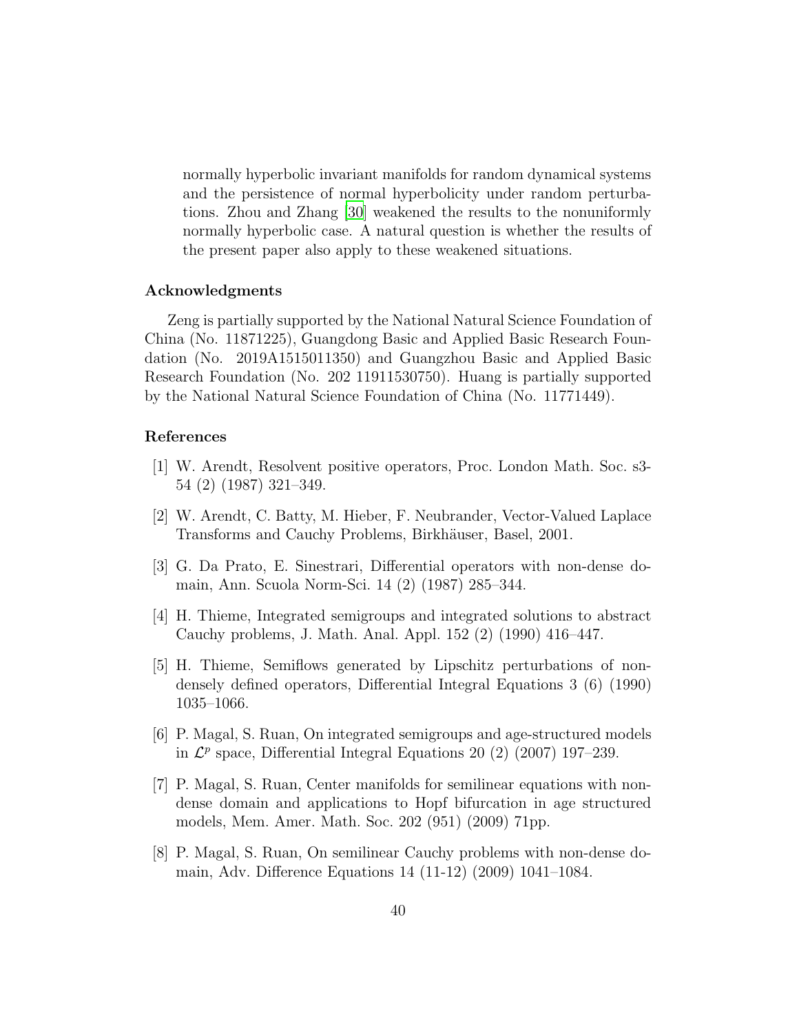normally hyperbolic invariant manifolds for random dynamical systems and the persistence of normal hyperbolicity under random perturbations. Zhou and Zhang [30] weakened the results to the nonuniformly normally hyperbolic case. A natural question is whether the results of the present paper also apply to these weakened situations.

## Acknowledgments

Zeng is partially supported by the National Natural Science Foundation of China (No. 11871225), Guangdong Basic and Applied Basic Research Foundation (No. 2019A1515011350) and Guangzhou Basic and Applied Basic Research Foundation (No. 202 11911530750). Huang is partially supported by the National Natural Science Foundation of China (No. 11771449).

## References

[1] W. Arendt, Resolvent positive operators, Proc. London Math. Soc. s3-54 (2) (1987) 321–349.

[2] W. Arendt, C. Batty, M. Hieber, F. Neubrander, Vector-Valued Laplace Transforms and Cauchy Problems, Birkhäuser, Basel, 2001.

[3] G. Da Prato, E. Sinestrari, Differential operators with non-dense domain, Ann. Scuola Norm-Sci. 14 (2) (1987) 285–344.

[4] H. Thieme, Integrated semigroups and integrated solutions to abstract Cauchy problems, J. Math. Anal. Appl. 152 (2) (1990) 416–447.

[5] H. Thieme, Semiflows generated by Lipschitz perturbations of non-densely defined operators, Differential Integral Equations 3 (6) (1990) 1035–1066.

[6] P. Magal, S. Ruan, On integrated semigroups and age-structured models in $\mathcal{L}^p$ space, Differential Integral Equations 20 (2) (2007) 197–239.

[7] P. Magal, S. Ruan, Center manifolds for semilinear equations with non-dense domain and applications to Hopf bifurcation in age structured models, Mem. Amer. Math. Soc. 202 (951) (2009) 71pp.

[8] P. Magal, S. Ruan, On semilinear Cauchy problems with non-dense domain, Adv. Difference Equations 14 (11-12) (2009) 1041–1084.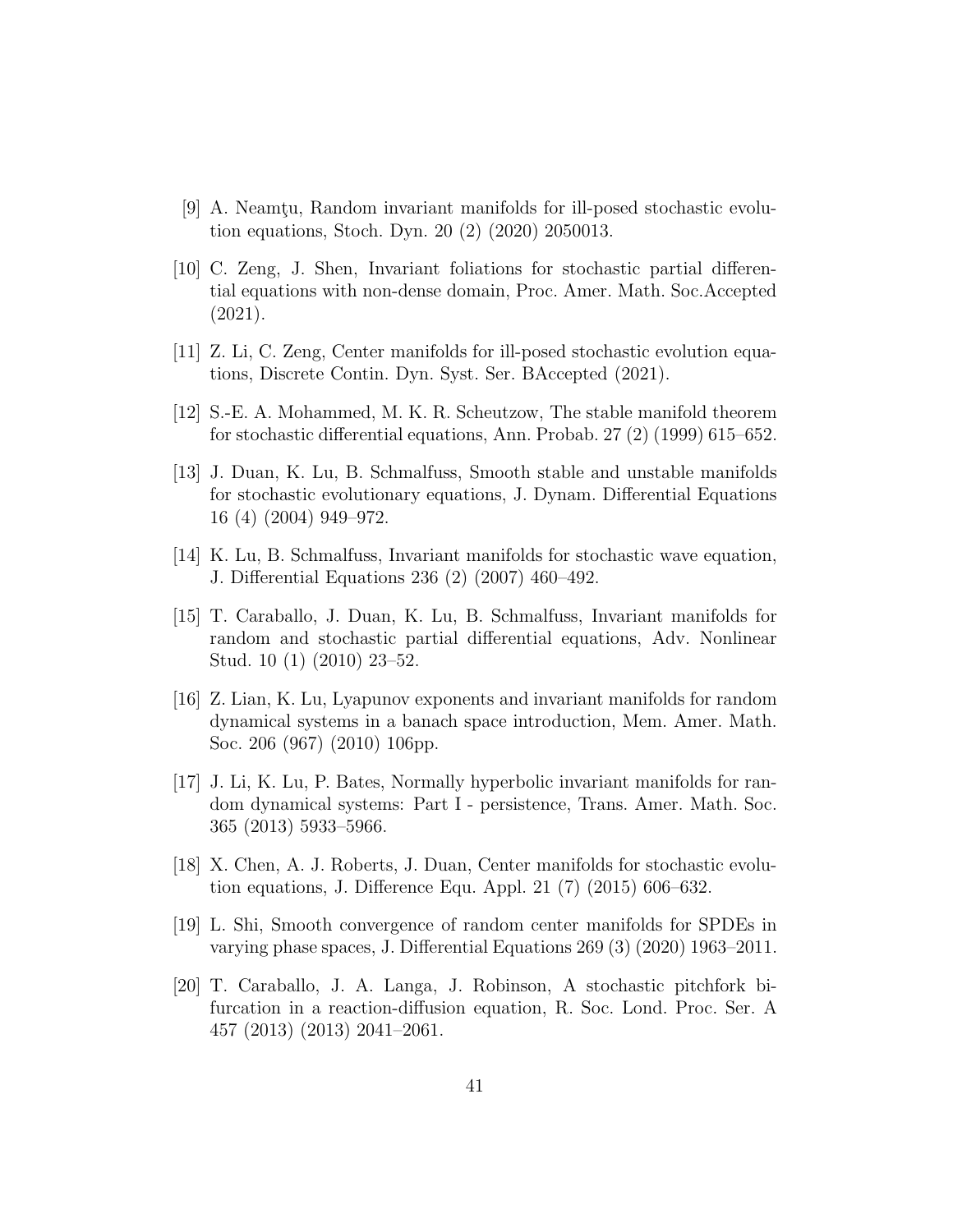[9] A. Neamţu, Random invariant manifolds for ill-posed stochastic evolution equations, Stoch. Dyn. 20 (2) (2020) 2050013.

[10] C. Zeng, J. Shen, Invariant foliations for stochastic partial differential equations with non-dense domain, Proc. Amer. Math. Soc.Accepted (2021).

[11] Z. Li, C. Zeng, Center manifolds for ill-posed stochastic evolution equations, Discrete Contin. Dyn. Syst. Ser. BAccepted (2021).

[12] S.-E. A. Mohammed, M. K. R. Scheutzow, The stable manifold theorem for stochastic differential equations, Ann. Probab. 27 (2) (1999) 615–652.

[13] J. Duan, K. Lu, B. Schmalfuss, Smooth stable and unstable manifolds for stochastic evolutionary equations, J. Dynam. Differential Equations 16 (4) (2004) 949–972.

[14] K. Lu, B. Schmalfuss, Invariant manifolds for stochastic wave equation, J. Differential Equations 236 (2) (2007) 460–492.

[15] T. Caraballo, J. Duan, K. Lu, B. Schmalfuss, Invariant manifolds for random and stochastic partial differential equations, Adv. Nonlinear Stud. 10 (1) (2010) 23–52.

[16] Z. Lian, K. Lu, Lyapunov exponents and invariant manifolds for random dynamical systems in a banach space introduction, Mem. Amer. Math. Soc. 206 (967) (2010) 106pp.

[17] J. Li, K. Lu, P. Bates, Normally hyperbolic invariant manifolds for random dynamical systems: Part I - persistence, Trans. Amer. Math. Soc. 365 (2013) 5933–5966.

[18] X. Chen, A. J. Roberts, J. Duan, Center manifolds for stochastic evolution equations, J. Difference Equ. Appl. 21 (7) (2015) 606–632.

[19] L. Shi, Smooth convergence of random center manifolds for SPDEs in varying phase spaces, J. Differential Equations 269 (3) (2020) 1963–2011.

[20] T. Caraballo, J. A. Langa, J. Robinson, A stochastic pitchfork bifurcation in a reaction-diffusion equation, R. Soc. Lond. Proc. Ser. A 457 (2013) (2013) 2041–2061.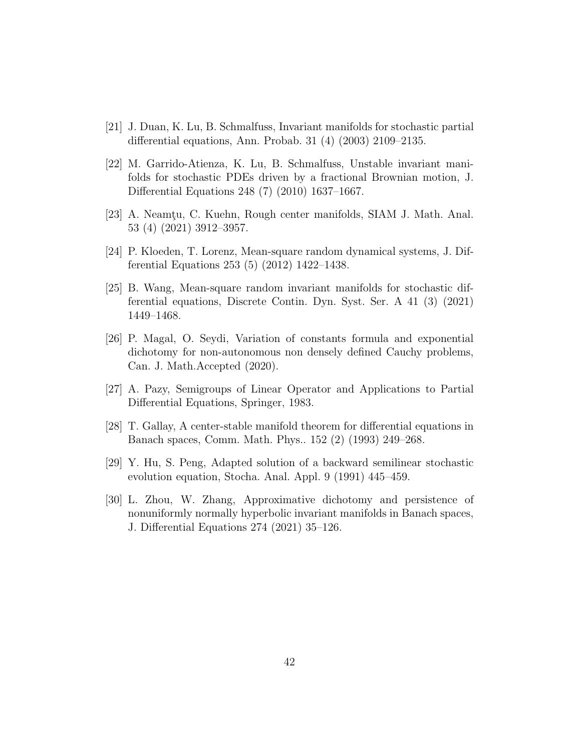[21] J. Duan, K. Lu, B. Schmalfuss, Invariant manifolds for stochastic partial differential equations, Ann. Probab. 31 (4) (2003) 2109–2135.

[22] M. Garrido-Atienza, K. Lu, B. Schmalfuss, Unstable invariant manifolds for stochastic PDEs driven by a fractional Brownian motion, J. Differential Equations 248 (7) (2010) 1637–1667.

[23] A. Neamţu, C. Kuehn, Rough center manifolds, SIAM J. Math. Anal. 53 (4) (2021) 3912–3957.

[24] P. Kloeden, T. Lorenz, Mean-square random dynamical systems, J. Differential Equations 253 (5) (2012) 1422–1438.

[25] B. Wang, Mean-square random invariant manifolds for stochastic differential equations, Discrete Contin. Dyn. Syst. Ser. A 41 (3) (2021) 1449–1468.

[26] P. Magal, O. Seydi, Variation of constants formula and exponential dichotomy for non-autonomous non densely defined Cauchy problems, Can. J. Math.Accepted (2020).

[27] A. Pazy, Semigroups of Linear Operator and Applications to Partial Differential Equations, Springer, 1983.

[28] T. Gallay, A center-stable manifold theorem for differential equations in Banach spaces, Comm. Math. Phys.. 152 (2) (1993) 249–268.

[29] Y. Hu, S. Peng, Adapted solution of a backward semilinear stochastic evolution equation, Stocha. Anal. Appl. 9 (1991) 445–459.

[30] L. Zhou, W. Zhang, Approximative dichotomy and persistence of nonuniformly normally hyperbolic invariant manifolds in Banach spaces, J. Differential Equations 274 (2021) 35–126.